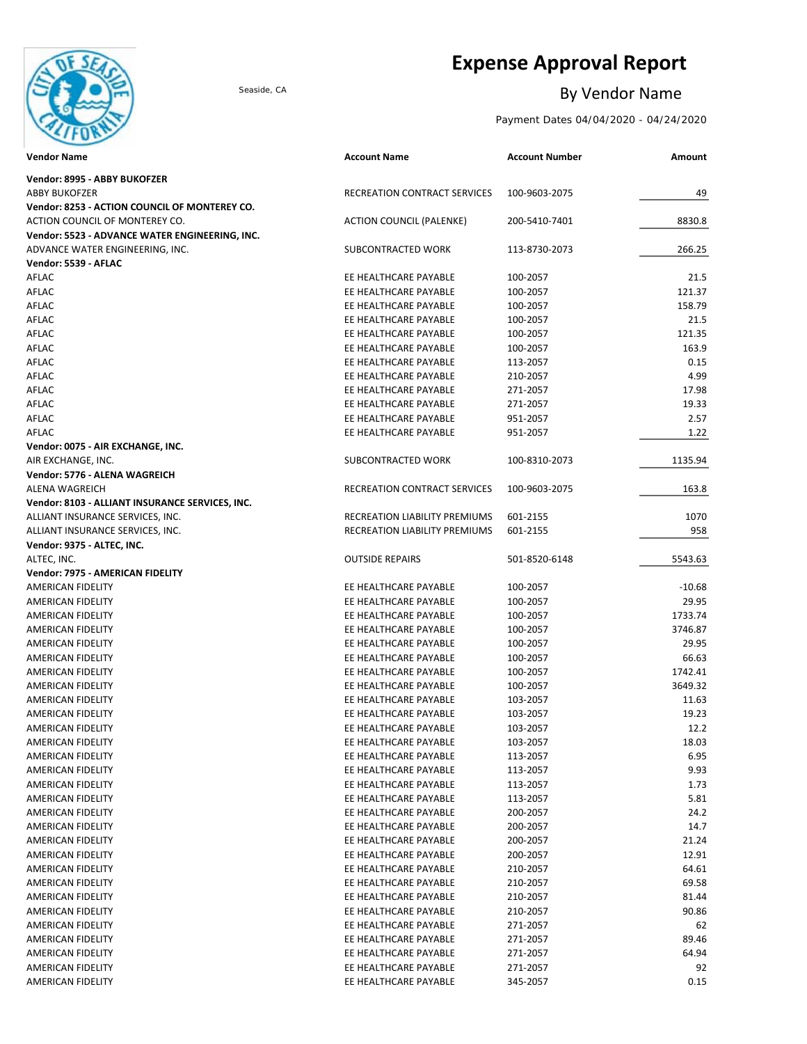# Expense Approval Report

Seaside, CA

## By Vendor Name

Payment Dates 04/04/2020 - 04/24/2020

| Vendor Name | Account Name | Account Number | Amount |
|---|---|---|---|
| **Vendor: 8995 - ABBY BUKOFZER** | | | |
| ABBY BUKOFZER | RECREATION CONTRACT SERVICES | 100-9603-2075 | 49 |
| **Vendor: 8253 - ACTION COUNCIL OF MONTEREY CO.** | | | |
| ACTION COUNCIL OF MONTEREY CO. | ACTION COUNCIL (PALENKE) | 200-5410-7401 | 8830.8 |
| **Vendor: 5523 - ADVANCE WATER ENGINEERING, INC.** | | | |
| ADVANCE WATER ENGINEERING, INC. | SUBCONTRACTED WORK | 113-8730-2073 | 266.25 |
| **Vendor: 5539 - AFLAC** | | | |
| AFLAC | EE HEALTHCARE PAYABLE | 100-2057 | 21.5 |
| AFLAC | EE HEALTHCARE PAYABLE | 100-2057 | 121.37 |
| AFLAC | EE HEALTHCARE PAYABLE | 100-2057 | 158.79 |
| AFLAC | EE HEALTHCARE PAYABLE | 100-2057 | 21.5 |
| AFLAC | EE HEALTHCARE PAYABLE | 100-2057 | 121.35 |
| AFLAC | EE HEALTHCARE PAYABLE | 100-2057 | 163.9 |
| AFLAC | EE HEALTHCARE PAYABLE | 113-2057 | 0.15 |
| AFLAC | EE HEALTHCARE PAYABLE | 210-2057 | 4.99 |
| AFLAC | EE HEALTHCARE PAYABLE | 271-2057 | 17.98 |
| AFLAC | EE HEALTHCARE PAYABLE | 271-2057 | 19.33 |
| AFLAC | EE HEALTHCARE PAYABLE | 951-2057 | 2.57 |
| AFLAC | EE HEALTHCARE PAYABLE | 951-2057 | 1.22 |
| **Vendor: 0075 - AIR EXCHANGE, INC.** | | | |
| AIR EXCHANGE, INC. | SUBCONTRACTED WORK | 100-8310-2073 | 1135.94 |
| **Vendor: 5776 - ALENA WAGREICH** | | | |
| ALENA WAGREICH | RECREATION CONTRACT SERVICES | 100-9603-2075 | 163.8 |
| **Vendor: 8103 - ALLIANT INSURANCE SERVICES, INC.** | | | |
| ALLIANT INSURANCE SERVICES, INC. | RECREATION LIABILITY PREMIUMS | 601-2155 | 1070 |
| ALLIANT INSURANCE SERVICES, INC. | RECREATION LIABILITY PREMIUMS | 601-2155 | 958 |
| **Vendor: 9375 - ALTEC, INC.** | | | |
| ALTEC, INC. | OUTSIDE REPAIRS | 501-8520-6148 | 5543.63 |
| **Vendor: 7975 - AMERICAN FIDELITY** | | | |
| AMERICAN FIDELITY | EE HEALTHCARE PAYABLE | 100-2057 | -10.68 |
| AMERICAN FIDELITY | EE HEALTHCARE PAYABLE | 100-2057 | 29.95 |
| AMERICAN FIDELITY | EE HEALTHCARE PAYABLE | 100-2057 | 1733.74 |
| AMERICAN FIDELITY | EE HEALTHCARE PAYABLE | 100-2057 | 3746.87 |
| AMERICAN FIDELITY | EE HEALTHCARE PAYABLE | 100-2057 | 29.95 |
| AMERICAN FIDELITY | EE HEALTHCARE PAYABLE | 100-2057 | 66.63 |
| AMERICAN FIDELITY | EE HEALTHCARE PAYABLE | 100-2057 | 1742.41 |
| AMERICAN FIDELITY | EE HEALTHCARE PAYABLE | 100-2057 | 3649.32 |
| AMERICAN FIDELITY | EE HEALTHCARE PAYABLE | 103-2057 | 11.63 |
| AMERICAN FIDELITY | EE HEALTHCARE PAYABLE | 103-2057 | 19.23 |
| AMERICAN FIDELITY | EE HEALTHCARE PAYABLE | 103-2057 | 12.2 |
| AMERICAN FIDELITY | EE HEALTHCARE PAYABLE | 103-2057 | 18.03 |
| AMERICAN FIDELITY | EE HEALTHCARE PAYABLE | 113-2057 | 6.95 |
| AMERICAN FIDELITY | EE HEALTHCARE PAYABLE | 113-2057 | 9.93 |
| AMERICAN FIDELITY | EE HEALTHCARE PAYABLE | 113-2057 | 1.73 |
| AMERICAN FIDELITY | EE HEALTHCARE PAYABLE | 113-2057 | 5.81 |
| AMERICAN FIDELITY | EE HEALTHCARE PAYABLE | 200-2057 | 24.2 |
| AMERICAN FIDELITY | EE HEALTHCARE PAYABLE | 200-2057 | 14.7 |
| AMERICAN FIDELITY | EE HEALTHCARE PAYABLE | 200-2057 | 21.24 |
| AMERICAN FIDELITY | EE HEALTHCARE PAYABLE | 200-2057 | 12.91 |
| AMERICAN FIDELITY | EE HEALTHCARE PAYABLE | 210-2057 | 64.61 |
| AMERICAN FIDELITY | EE HEALTHCARE PAYABLE | 210-2057 | 69.58 |
| AMERICAN FIDELITY | EE HEALTHCARE PAYABLE | 210-2057 | 81.44 |
| AMERICAN FIDELITY | EE HEALTHCARE PAYABLE | 210-2057 | 90.86 |
| AMERICAN FIDELITY | EE HEALTHCARE PAYABLE | 271-2057 | 62 |
| AMERICAN FIDELITY | EE HEALTHCARE PAYABLE | 271-2057 | 89.46 |
| AMERICAN FIDELITY | EE HEALTHCARE PAYABLE | 271-2057 | 64.94 |
| AMERICAN FIDELITY | EE HEALTHCARE PAYABLE | 271-2057 | 92 |
| AMERICAN FIDELITY | EE HEALTHCARE PAYABLE | 345-2057 | 0.15 |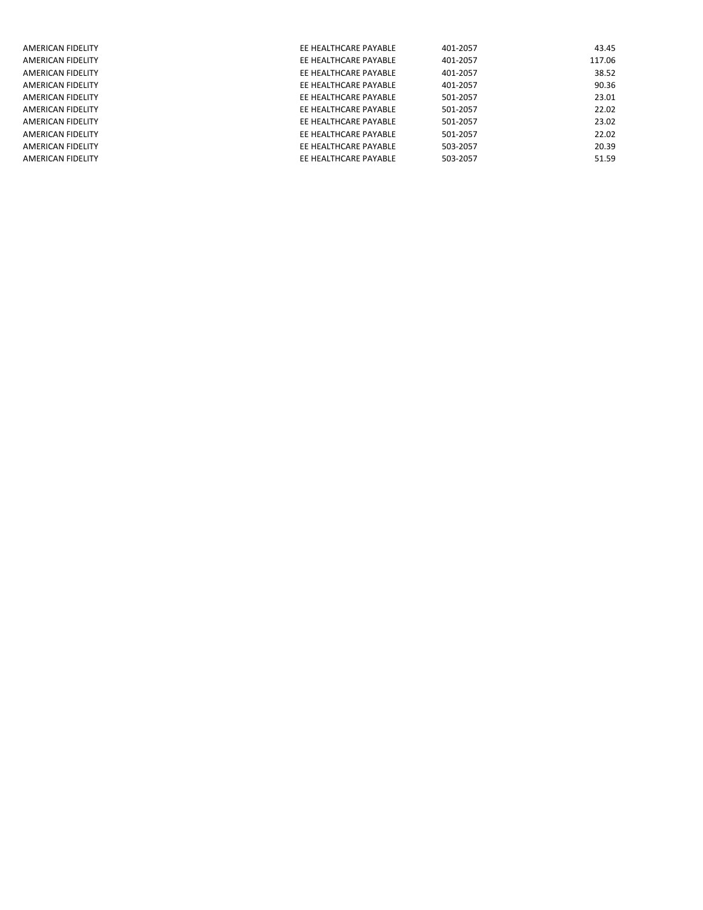| | | | |
|---|---|---|---|
| AMERICAN FIDELITY | EE HEALTHCARE PAYABLE | 401-2057 | 43.45 |
| AMERICAN FIDELITY | EE HEALTHCARE PAYABLE | 401-2057 | 117.06 |
| AMERICAN FIDELITY | EE HEALTHCARE PAYABLE | 401-2057 | 38.52 |
| AMERICAN FIDELITY | EE HEALTHCARE PAYABLE | 401-2057 | 90.36 |
| AMERICAN FIDELITY | EE HEALTHCARE PAYABLE | 501-2057 | 23.01 |
| AMERICAN FIDELITY | EE HEALTHCARE PAYABLE | 501-2057 | 22.02 |
| AMERICAN FIDELITY | EE HEALTHCARE PAYABLE | 501-2057 | 23.02 |
| AMERICAN FIDELITY | EE HEALTHCARE PAYABLE | 501-2057 | 22.02 |
| AMERICAN FIDELITY | EE HEALTHCARE PAYABLE | 503-2057 | 20.39 |
| AMERICAN FIDELITY | EE HEALTHCARE PAYABLE | 503-2057 | 51.59 |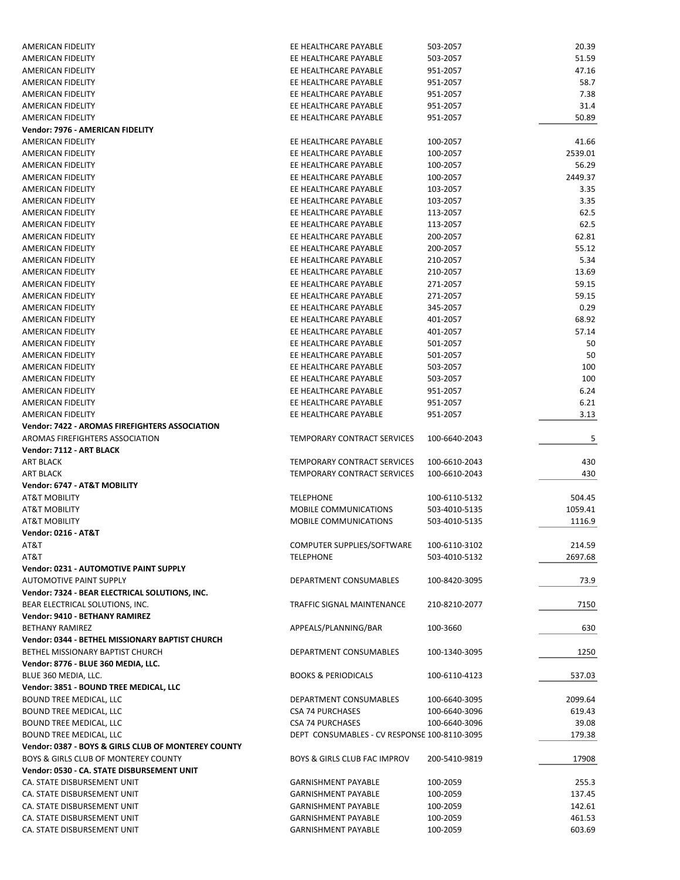| | | | |
|---|---|---|---|
| AMERICAN FIDELITY | EE HEALTHCARE PAYABLE | 503-2057 | 20.39 |
| AMERICAN FIDELITY | EE HEALTHCARE PAYABLE | 503-2057 | 51.59 |
| AMERICAN FIDELITY | EE HEALTHCARE PAYABLE | 951-2057 | 47.16 |
| AMERICAN FIDELITY | EE HEALTHCARE PAYABLE | 951-2057 | 58.7 |
| AMERICAN FIDELITY | EE HEALTHCARE PAYABLE | 951-2057 | 7.38 |
| AMERICAN FIDELITY | EE HEALTHCARE PAYABLE | 951-2057 | 31.4 |
| AMERICAN FIDELITY | EE HEALTHCARE PAYABLE | 951-2057 | 50.89 |
| **Vendor: 7976 - AMERICAN FIDELITY** | | | |
| AMERICAN FIDELITY | EE HEALTHCARE PAYABLE | 100-2057 | 41.66 |
| AMERICAN FIDELITY | EE HEALTHCARE PAYABLE | 100-2057 | 2539.01 |
| AMERICAN FIDELITY | EE HEALTHCARE PAYABLE | 100-2057 | 56.29 |
| AMERICAN FIDELITY | EE HEALTHCARE PAYABLE | 100-2057 | 2449.37 |
| AMERICAN FIDELITY | EE HEALTHCARE PAYABLE | 103-2057 | 3.35 |
| AMERICAN FIDELITY | EE HEALTHCARE PAYABLE | 103-2057 | 3.35 |
| AMERICAN FIDELITY | EE HEALTHCARE PAYABLE | 113-2057 | 62.5 |
| AMERICAN FIDELITY | EE HEALTHCARE PAYABLE | 113-2057 | 62.5 |
| AMERICAN FIDELITY | EE HEALTHCARE PAYABLE | 200-2057 | 62.81 |
| AMERICAN FIDELITY | EE HEALTHCARE PAYABLE | 200-2057 | 55.12 |
| AMERICAN FIDELITY | EE HEALTHCARE PAYABLE | 210-2057 | 5.34 |
| AMERICAN FIDELITY | EE HEALTHCARE PAYABLE | 210-2057 | 13.69 |
| AMERICAN FIDELITY | EE HEALTHCARE PAYABLE | 271-2057 | 59.15 |
| AMERICAN FIDELITY | EE HEALTHCARE PAYABLE | 271-2057 | 59.15 |
| AMERICAN FIDELITY | EE HEALTHCARE PAYABLE | 345-2057 | 0.29 |
| AMERICAN FIDELITY | EE HEALTHCARE PAYABLE | 401-2057 | 68.92 |
| AMERICAN FIDELITY | EE HEALTHCARE PAYABLE | 401-2057 | 57.14 |
| AMERICAN FIDELITY | EE HEALTHCARE PAYABLE | 501-2057 | 50 |
| AMERICAN FIDELITY | EE HEALTHCARE PAYABLE | 501-2057 | 50 |
| AMERICAN FIDELITY | EE HEALTHCARE PAYABLE | 503-2057 | 100 |
| AMERICAN FIDELITY | EE HEALTHCARE PAYABLE | 503-2057 | 100 |
| AMERICAN FIDELITY | EE HEALTHCARE PAYABLE | 951-2057 | 6.24 |
| AMERICAN FIDELITY | EE HEALTHCARE PAYABLE | 951-2057 | 6.21 |
| AMERICAN FIDELITY | EE HEALTHCARE PAYABLE | 951-2057 | 3.13 |
| **Vendor: 7422 - AROMAS FIREFIGHTERS ASSOCIATION** | | | |
| AROMAS FIREFIGHTERS ASSOCIATION | TEMPORARY CONTRACT SERVICES | 100-6640-2043 | 5 |
| **Vendor: 7112 - ART BLACK** | | | |
| ART BLACK | TEMPORARY CONTRACT SERVICES | 100-6610-2043 | 430 |
| ART BLACK | TEMPORARY CONTRACT SERVICES | 100-6610-2043 | 430 |
| **Vendor: 6747 - AT&T MOBILITY** | | | |
| AT&T MOBILITY | TELEPHONE | 100-6110-5132 | 504.45 |
| AT&T MOBILITY | MOBILE COMMUNICATIONS | 503-4010-5135 | 1059.41 |
| AT&T MOBILITY | MOBILE COMMUNICATIONS | 503-4010-5135 | 1116.9 |
| **Vendor: 0216 - AT&T** | | | |
| AT&T | COMPUTER SUPPLIES/SOFTWARE | 100-6110-3102 | 214.59 |
| AT&T | TELEPHONE | 503-4010-5132 | 2697.68 |
| **Vendor: 0231 - AUTOMOTIVE PAINT SUPPLY** | | | |
| AUTOMOTIVE PAINT SUPPLY | DEPARTMENT CONSUMABLES | 100-8420-3095 | 73.9 |
| **Vendor: 7324 - BEAR ELECTRICAL SOLUTIONS, INC.** | | | |
| BEAR ELECTRICAL SOLUTIONS, INC. | TRAFFIC SIGNAL MAINTENANCE | 210-8210-2077 | 7150 |
| **Vendor: 9410 - BETHANY RAMIREZ** | | | |
| BETHANY RAMIREZ | APPEALS/PLANNING/BAR | 100-3660 | 630 |
| **Vendor: 0344 - BETHEL MISSIONARY BAPTIST CHURCH** | | | |
| BETHEL MISSIONARY BAPTIST CHURCH | DEPARTMENT CONSUMABLES | 100-1340-3095 | 1250 |
| **Vendor: 8776 - BLUE 360 MEDIA, LLC.** | | | |
| BLUE 360 MEDIA, LLC. | BOOKS & PERIODICALS | 100-6110-4123 | 537.03 |
| **Vendor: 3851 - BOUND TREE MEDICAL, LLC** | | | |
| BOUND TREE MEDICAL, LLC | DEPARTMENT CONSUMABLES | 100-6640-3095 | 2099.64 |
| BOUND TREE MEDICAL, LLC | CSA 74 PURCHASES | 100-6640-3096 | 619.43 |
| BOUND TREE MEDICAL, LLC | CSA 74 PURCHASES | 100-6640-3096 | 39.08 |
| BOUND TREE MEDICAL, LLC | DEPT CONSUMABLES - CV RESPONSE | 100-8110-3095 | 179.38 |
| **Vendor: 0387 - BOYS & GIRLS CLUB OF MONTEREY COUNTY** | | | |
| BOYS & GIRLS CLUB OF MONTEREY COUNTY | BOYS & GIRLS CLUB FAC IMPROV | 200-5410-9819 | 17908 |
| **Vendor: 0530 - CA. STATE DISBURSEMENT UNIT** | | | |
| CA. STATE DISBURSEMENT UNIT | GARNISHMENT PAYABLE | 100-2059 | 255.3 |
| CA. STATE DISBURSEMENT UNIT | GARNISHMENT PAYABLE | 100-2059 | 137.45 |
| CA. STATE DISBURSEMENT UNIT | GARNISHMENT PAYABLE | 100-2059 | 142.61 |
| CA. STATE DISBURSEMENT UNIT | GARNISHMENT PAYABLE | 100-2059 | 461.53 |
| CA. STATE DISBURSEMENT UNIT | GARNISHMENT PAYABLE | 100-2059 | 603.69 |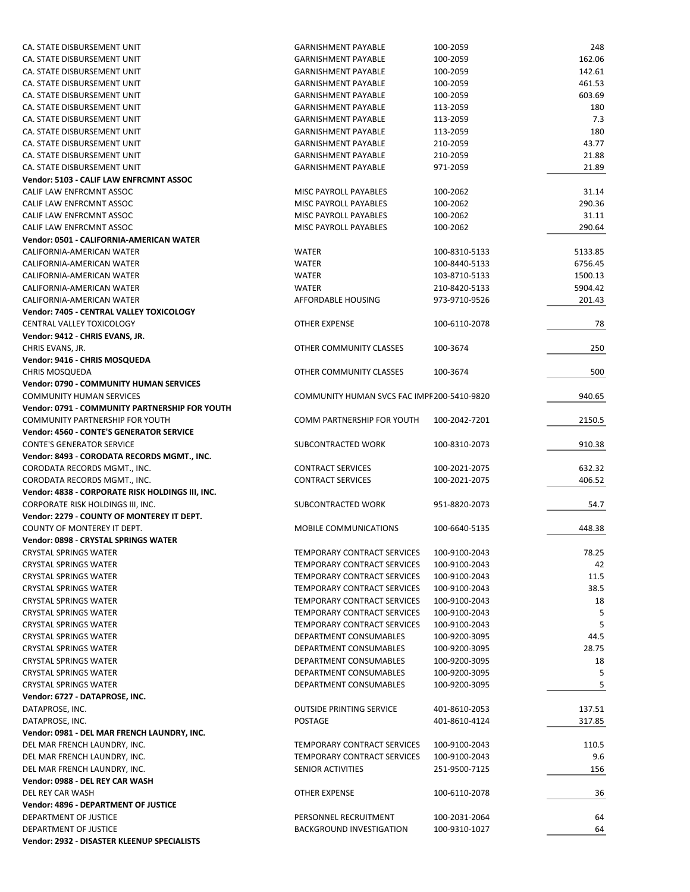| | | | |
|---|---|---|---|
| CA. STATE DISBURSEMENT UNIT | GARNISHMENT PAYABLE | 100-2059 | 248 |
| CA. STATE DISBURSEMENT UNIT | GARNISHMENT PAYABLE | 100-2059 | 162.06 |
| CA. STATE DISBURSEMENT UNIT | GARNISHMENT PAYABLE | 100-2059 | 142.61 |
| CA. STATE DISBURSEMENT UNIT | GARNISHMENT PAYABLE | 100-2059 | 461.53 |
| CA. STATE DISBURSEMENT UNIT | GARNISHMENT PAYABLE | 100-2059 | 603.69 |
| CA. STATE DISBURSEMENT UNIT | GARNISHMENT PAYABLE | 113-2059 | 180 |
| CA. STATE DISBURSEMENT UNIT | GARNISHMENT PAYABLE | 113-2059 | 7.3 |
| CA. STATE DISBURSEMENT UNIT | GARNISHMENT PAYABLE | 113-2059 | 180 |
| CA. STATE DISBURSEMENT UNIT | GARNISHMENT PAYABLE | 210-2059 | 43.77 |
| CA. STATE DISBURSEMENT UNIT | GARNISHMENT PAYABLE | 210-2059 | 21.88 |
| CA. STATE DISBURSEMENT UNIT | GARNISHMENT PAYABLE | 971-2059 | 21.89 |
| **Vendor: 5103 - CALIF LAW ENFRCMNT ASSOC** | | | |
| CALIF LAW ENFRCMNT ASSOC | MISC PAYROLL PAYABLES | 100-2062 | 31.14 |
| CALIF LAW ENFRCMNT ASSOC | MISC PAYROLL PAYABLES | 100-2062 | 290.36 |
| CALIF LAW ENFRCMNT ASSOC | MISC PAYROLL PAYABLES | 100-2062 | 31.11 |
| CALIF LAW ENFRCMNT ASSOC | MISC PAYROLL PAYABLES | 100-2062 | 290.64 |
| **Vendor: 0501 - CALIFORNIA-AMERICAN WATER** | | | |
| CALIFORNIA-AMERICAN WATER | WATER | 100-8310-5133 | 5133.85 |
| CALIFORNIA-AMERICAN WATER | WATER | 100-8440-5133 | 6756.45 |
| CALIFORNIA-AMERICAN WATER | WATER | 103-8710-5133 | 1500.13 |
| CALIFORNIA-AMERICAN WATER | WATER | 210-8420-5133 | 5904.42 |
| CALIFORNIA-AMERICAN WATER | AFFORDABLE HOUSING | 973-9710-9526 | 201.43 |
| **Vendor: 7405 - CENTRAL VALLEY TOXICOLOGY** | | | |
| CENTRAL VALLEY TOXICOLOGY | OTHER EXPENSE | 100-6110-2078 | 78 |
| **Vendor: 9412 - CHRIS EVANS, JR.** | | | |
| CHRIS EVANS, JR. | OTHER COMMUNITY CLASSES | 100-3674 | 250 |
| **Vendor: 9416 - CHRIS MOSQUEDA** | | | |
| CHRIS MOSQUEDA | OTHER COMMUNITY CLASSES | 100-3674 | 500 |
| **Vendor: 0790 - COMMUNITY HUMAN SERVICES** | | | |
| COMMUNITY HUMAN SERVICES | COMMUNITY HUMAN SVCS FAC IMPF | 200-5410-9820 | 940.65 |
| **Vendor: 0791 - COMMUNITY PARTNERSHIP FOR YOUTH** | | | |
| COMMUNITY PARTNERSHIP FOR YOUTH | COMM PARTNERSHIP FOR YOUTH | 100-2042-7201 | 2150.5 |
| **Vendor: 4560 - CONTE'S GENERATOR SERVICE** | | | |
| CONTE'S GENERATOR SERVICE | SUBCONTRACTED WORK | 100-8310-2073 | 910.38 |
| **Vendor: 8493 - CORODATA RECORDS MGMT., INC.** | | | |
| CORODATA RECORDS MGMT., INC. | CONTRACT SERVICES | 100-2021-2075 | 632.32 |
| CORODATA RECORDS MGMT., INC. | CONTRACT SERVICES | 100-2021-2075 | 406.52 |
| **Vendor: 4838 - CORPORATE RISK HOLDINGS III, INC.** | | | |
| CORPORATE RISK HOLDINGS III, INC. | SUBCONTRACTED WORK | 951-8820-2073 | 54.7 |
| **Vendor: 2279 - COUNTY OF MONTEREY IT DEPT.** | | | |
| COUNTY OF MONTEREY IT DEPT. | MOBILE COMMUNICATIONS | 100-6640-5135 | 448.38 |
| **Vendor: 0898 - CRYSTAL SPRINGS WATER** | | | |
| CRYSTAL SPRINGS WATER | TEMPORARY CONTRACT SERVICES | 100-9100-2043 | 78.25 |
| CRYSTAL SPRINGS WATER | TEMPORARY CONTRACT SERVICES | 100-9100-2043 | 42 |
| CRYSTAL SPRINGS WATER | TEMPORARY CONTRACT SERVICES | 100-9100-2043 | 11.5 |
| CRYSTAL SPRINGS WATER | TEMPORARY CONTRACT SERVICES | 100-9100-2043 | 38.5 |
| CRYSTAL SPRINGS WATER | TEMPORARY CONTRACT SERVICES | 100-9100-2043 | 18 |
| CRYSTAL SPRINGS WATER | TEMPORARY CONTRACT SERVICES | 100-9100-2043 | 5 |
| CRYSTAL SPRINGS WATER | TEMPORARY CONTRACT SERVICES | 100-9100-2043 | 5 |
| CRYSTAL SPRINGS WATER | DEPARTMENT CONSUMABLES | 100-9200-3095 | 44.5 |
| CRYSTAL SPRINGS WATER | DEPARTMENT CONSUMABLES | 100-9200-3095 | 28.75 |
| CRYSTAL SPRINGS WATER | DEPARTMENT CONSUMABLES | 100-9200-3095 | 18 |
| CRYSTAL SPRINGS WATER | DEPARTMENT CONSUMABLES | 100-9200-3095 | 5 |
| CRYSTAL SPRINGS WATER | DEPARTMENT CONSUMABLES | 100-9200-3095 | 5 |
| **Vendor: 6727 - DATAPROSE, INC.** | | | |
| DATAPROSE, INC. | OUTSIDE PRINTING SERVICE | 401-8610-2053 | 137.51 |
| DATAPROSE, INC. | POSTAGE | 401-8610-4124 | 317.85 |
| **Vendor: 0981 - DEL MAR FRENCH LAUNDRY, INC.** | | | |
| DEL MAR FRENCH LAUNDRY, INC. | TEMPORARY CONTRACT SERVICES | 100-9100-2043 | 110.5 |
| DEL MAR FRENCH LAUNDRY, INC. | TEMPORARY CONTRACT SERVICES | 100-9100-2043 | 9.6 |
| DEL MAR FRENCH LAUNDRY, INC. | SENIOR ACTIVITIES | 251-9500-7125 | 156 |
| **Vendor: 0988 - DEL REY CAR WASH** | | | |
| DEL REY CAR WASH | OTHER EXPENSE | 100-6110-2078 | 36 |
| **Vendor: 4896 - DEPARTMENT OF JUSTICE** | | | |
| DEPARTMENT OF JUSTICE | PERSONNEL RECRUITMENT | 100-2031-2064 | 64 |
| DEPARTMENT OF JUSTICE | BACKGROUND INVESTIGATION | 100-9310-1027 | 64 |
| **Vendor: 2932 - DISASTER KLEENUP SPECIALISTS** | | | |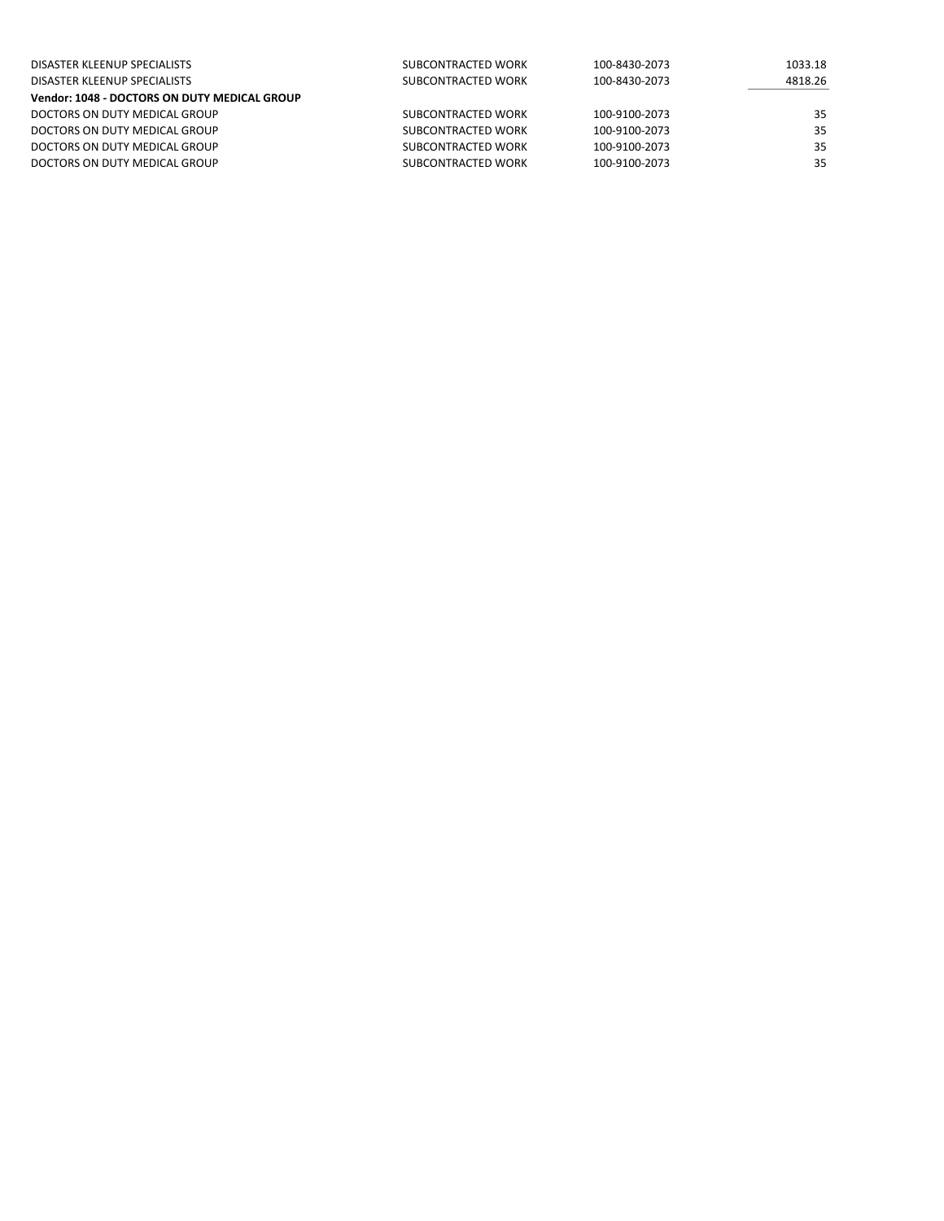| | | | |
|---|---|---|---|
| DISASTER KLEENUP SPECIALISTS | SUBCONTRACTED WORK | 100-8430-2073 | 1033.18 |
| DISASTER KLEENUP SPECIALISTS | SUBCONTRACTED WORK | 100-8430-2073 | 4818.26 |
| **Vendor: 1048 - DOCTORS ON DUTY MEDICAL GROUP** | | | |
| DOCTORS ON DUTY MEDICAL GROUP | SUBCONTRACTED WORK | 100-9100-2073 | 35 |
| DOCTORS ON DUTY MEDICAL GROUP | SUBCONTRACTED WORK | 100-9100-2073 | 35 |
| DOCTORS ON DUTY MEDICAL GROUP | SUBCONTRACTED WORK | 100-9100-2073 | 35 |
| DOCTORS ON DUTY MEDICAL GROUP | SUBCONTRACTED WORK | 100-9100-2073 | 35 |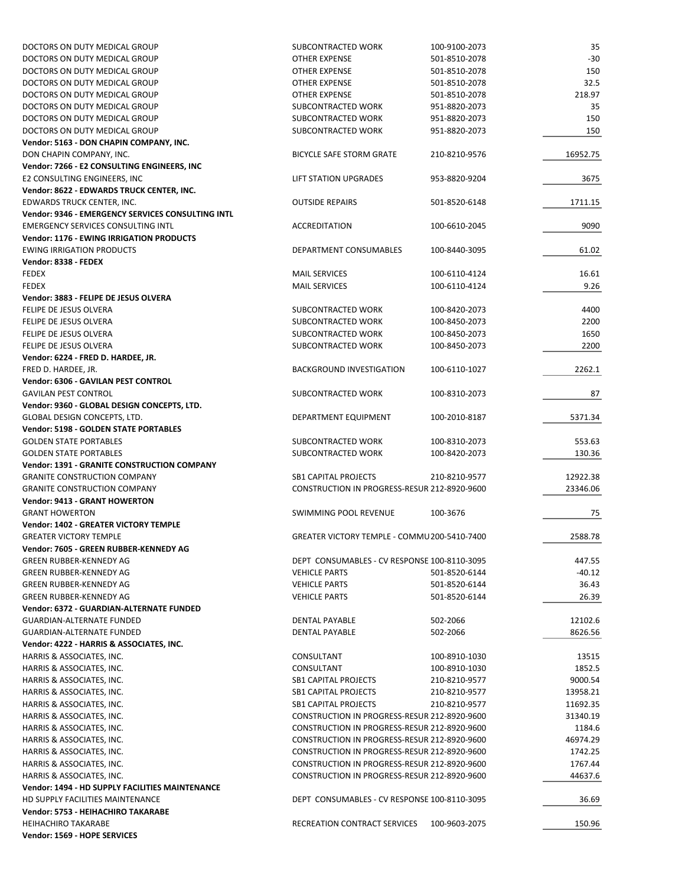| | | | |
|---|---|---|---|
| DOCTORS ON DUTY MEDICAL GROUP | SUBCONTRACTED WORK | 100-9100-2073 | 35 |
| DOCTORS ON DUTY MEDICAL GROUP | OTHER EXPENSE | 501-8510-2078 | -30 |
| DOCTORS ON DUTY MEDICAL GROUP | OTHER EXPENSE | 501-8510-2078 | 150 |
| DOCTORS ON DUTY MEDICAL GROUP | OTHER EXPENSE | 501-8510-2078 | 32.5 |
| DOCTORS ON DUTY MEDICAL GROUP | OTHER EXPENSE | 501-8510-2078 | 218.97 |
| DOCTORS ON DUTY MEDICAL GROUP | SUBCONTRACTED WORK | 951-8820-2073 | 35 |
| DOCTORS ON DUTY MEDICAL GROUP | SUBCONTRACTED WORK | 951-8820-2073 | 150 |
| DOCTORS ON DUTY MEDICAL GROUP | SUBCONTRACTED WORK | 951-8820-2073 | 150 |
| **Vendor: 5163 - DON CHAPIN COMPANY, INC.** | | | |
| DON CHAPIN COMPANY, INC. | BICYCLE SAFE STORM GRATE | 210-8210-9576 | 16952.75 |
| **Vendor: 7266 - E2 CONSULTING ENGINEERS, INC** | | | |
| E2 CONSULTING ENGINEERS, INC | LIFT STATION UPGRADES | 953-8820-9204 | 3675 |
| **Vendor: 8622 - EDWARDS TRUCK CENTER, INC.** | | | |
| EDWARDS TRUCK CENTER, INC. | OUTSIDE REPAIRS | 501-8520-6148 | 1711.15 |
| **Vendor: 9346 - EMERGENCY SERVICES CONSULTING INTL** | | | |
| EMERGENCY SERVICES CONSULTING INTL | ACCREDITATION | 100-6610-2045 | 9090 |
| **Vendor: 1176 - EWING IRRIGATION PRODUCTS** | | | |
| EWING IRRIGATION PRODUCTS | DEPARTMENT CONSUMABLES | 100-8440-3095 | 61.02 |
| **Vendor: 8338 - FEDEX** | | | |
| FEDEX | MAIL SERVICES | 100-6110-4124 | 16.61 |
| FEDEX | MAIL SERVICES | 100-6110-4124 | 9.26 |
| **Vendor: 3883 - FELIPE DE JESUS OLVERA** | | | |
| FELIPE DE JESUS OLVERA | SUBCONTRACTED WORK | 100-8420-2073 | 4400 |
| FELIPE DE JESUS OLVERA | SUBCONTRACTED WORK | 100-8450-2073 | 2200 |
| FELIPE DE JESUS OLVERA | SUBCONTRACTED WORK | 100-8450-2073 | 1650 |
| FELIPE DE JESUS OLVERA | SUBCONTRACTED WORK | 100-8450-2073 | 2200 |
| **Vendor: 6224 - FRED D. HARDEE, JR.** | | | |
| FRED D. HARDEE, JR. | BACKGROUND INVESTIGATION | 100-6110-1027 | 2262.1 |
| **Vendor: 6306 - GAVILAN PEST CONTROL** | | | |
| GAVILAN PEST CONTROL | SUBCONTRACTED WORK | 100-8310-2073 | 87 |
| **Vendor: 9360 - GLOBAL DESIGN CONCEPTS, LTD.** | | | |
| GLOBAL DESIGN CONCEPTS, LTD. | DEPARTMENT EQUIPMENT | 100-2010-8187 | 5371.34 |
| **Vendor: 5198 - GOLDEN STATE PORTABLES** | | | |
| GOLDEN STATE PORTABLES | SUBCONTRACTED WORK | 100-8310-2073 | 553.63 |
| GOLDEN STATE PORTABLES | SUBCONTRACTED WORK | 100-8420-2073 | 130.36 |
| **Vendor: 1391 - GRANITE CONSTRUCTION COMPANY** | | | |
| GRANITE CONSTRUCTION COMPANY | SB1 CAPITAL PROJECTS | 210-8210-9577 | 12922.38 |
| GRANITE CONSTRUCTION COMPANY | CONSTRUCTION IN PROGRESS-RESUR | 212-8920-9600 | 23346.06 |
| **Vendor: 9413 - GRANT HOWERTON** | | | |
| GRANT HOWERTON | SWIMMING POOL REVENUE | 100-3676 | 75 |
| **Vendor: 1402 - GREATER VICTORY TEMPLE** | | | |
| GREATER VICTORY TEMPLE | GREATER VICTORY TEMPLE - COMMU | 200-5410-7400 | 2588.78 |
| **Vendor: 7605 - GREEN RUBBER-KENNEDY AG** | | | |
| GREEN RUBBER-KENNEDY AG | DEPT CONSUMABLES - CV RESPONSE | 100-8110-3095 | 447.55 |
| GREEN RUBBER-KENNEDY AG | VEHICLE PARTS | 501-8520-6144 | -40.12 |
| GREEN RUBBER-KENNEDY AG | VEHICLE PARTS | 501-8520-6144 | 36.43 |
| GREEN RUBBER-KENNEDY AG | VEHICLE PARTS | 501-8520-6144 | 26.39 |
| **Vendor: 6372 - GUARDIAN-ALTERNATE FUNDED** | | | |
| GUARDIAN-ALTERNATE FUNDED | DENTAL PAYABLE | 502-2066 | 12102.6 |
| GUARDIAN-ALTERNATE FUNDED | DENTAL PAYABLE | 502-2066 | 8626.56 |
| **Vendor: 4222 - HARRIS & ASSOCIATES, INC.** | | | |
| HARRIS & ASSOCIATES, INC. | CONSULTANT | 100-8910-1030 | 13515 |
| HARRIS & ASSOCIATES, INC. | CONSULTANT | 100-8910-1030 | 1852.5 |
| HARRIS & ASSOCIATES, INC. | SB1 CAPITAL PROJECTS | 210-8210-9577 | 9000.54 |
| HARRIS & ASSOCIATES, INC. | SB1 CAPITAL PROJECTS | 210-8210-9577 | 13958.21 |
| HARRIS & ASSOCIATES, INC. | SB1 CAPITAL PROJECTS | 210-8210-9577 | 11692.35 |
| HARRIS & ASSOCIATES, INC. | CONSTRUCTION IN PROGRESS-RESUR | 212-8920-9600 | 31340.19 |
| HARRIS & ASSOCIATES, INC. | CONSTRUCTION IN PROGRESS-RESUR | 212-8920-9600 | 1184.6 |
| HARRIS & ASSOCIATES, INC. | CONSTRUCTION IN PROGRESS-RESUR | 212-8920-9600 | 46974.29 |
| HARRIS & ASSOCIATES, INC. | CONSTRUCTION IN PROGRESS-RESUR | 212-8920-9600 | 1742.25 |
| HARRIS & ASSOCIATES, INC. | CONSTRUCTION IN PROGRESS-RESUR | 212-8920-9600 | 1767.44 |
| HARRIS & ASSOCIATES, INC. | CONSTRUCTION IN PROGRESS-RESUR | 212-8920-9600 | 44637.6 |
| **Vendor: 1494 - HD SUPPLY FACILITIES MAINTENANCE** | | | |
| HD SUPPLY FACILITIES MAINTENANCE | DEPT CONSUMABLES - CV RESPONSE | 100-8110-3095 | 36.69 |
| **Vendor: 5753 - HEIHACHIRO TAKARABE** | | | |
| HEIHACHIRO TAKARABE | RECREATION CONTRACT SERVICES | 100-9603-2075 | 150.96 |
| **Vendor: 1569 - HOPE SERVICES** | | | |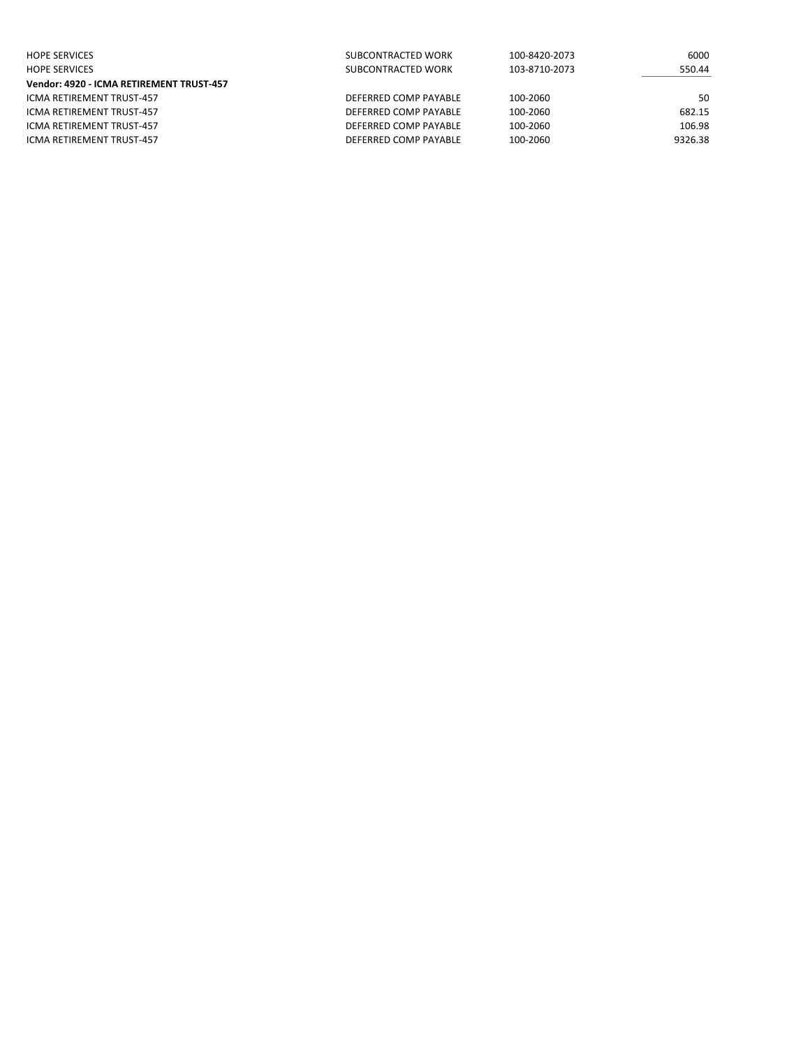| | | | |
|---|---|---|---|
| HOPE SERVICES | SUBCONTRACTED WORK | 100-8420-2073 | 6000 |
| HOPE SERVICES | SUBCONTRACTED WORK | 103-8710-2073 | 550.44 |
| **Vendor: 4920 - ICMA RETIREMENT TRUST-457** | | | |
| ICMA RETIREMENT TRUST-457 | DEFERRED COMP PAYABLE | 100-2060 | 50 |
| ICMA RETIREMENT TRUST-457 | DEFERRED COMP PAYABLE | 100-2060 | 682.15 |
| ICMA RETIREMENT TRUST-457 | DEFERRED COMP PAYABLE | 100-2060 | 106.98 |
| ICMA RETIREMENT TRUST-457 | DEFERRED COMP PAYABLE | 100-2060 | 9326.38 |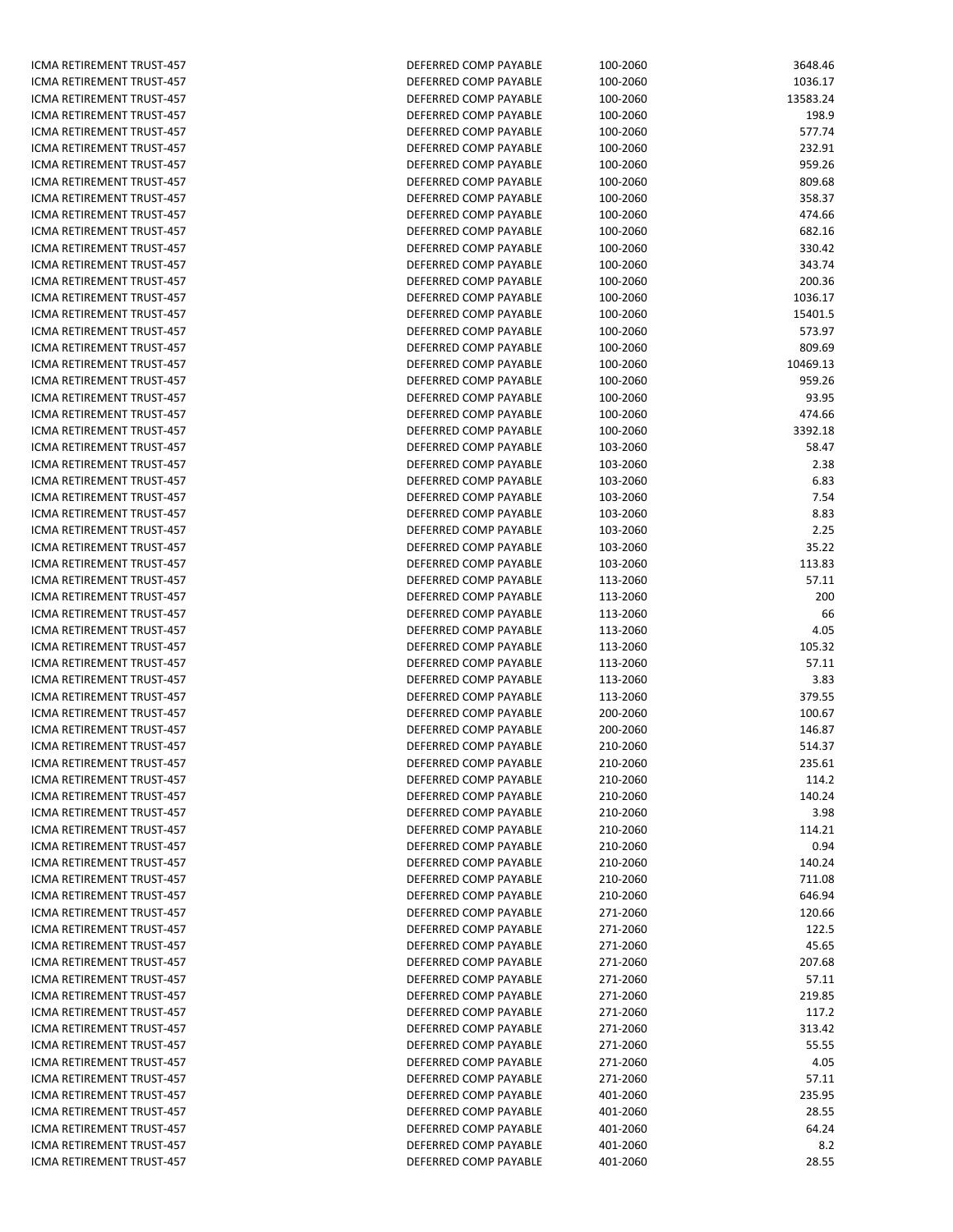| | | | |
|---|---|---|---|
| ICMA RETIREMENT TRUST-457 | DEFERRED COMP PAYABLE | 100-2060 | 3648.46 |
| ICMA RETIREMENT TRUST-457 | DEFERRED COMP PAYABLE | 100-2060 | 1036.17 |
| ICMA RETIREMENT TRUST-457 | DEFERRED COMP PAYABLE | 100-2060 | 13583.24 |
| ICMA RETIREMENT TRUST-457 | DEFERRED COMP PAYABLE | 100-2060 | 198.9 |
| ICMA RETIREMENT TRUST-457 | DEFERRED COMP PAYABLE | 100-2060 | 577.74 |
| ICMA RETIREMENT TRUST-457 | DEFERRED COMP PAYABLE | 100-2060 | 232.91 |
| ICMA RETIREMENT TRUST-457 | DEFERRED COMP PAYABLE | 100-2060 | 959.26 |
| ICMA RETIREMENT TRUST-457 | DEFERRED COMP PAYABLE | 100-2060 | 809.68 |
| ICMA RETIREMENT TRUST-457 | DEFERRED COMP PAYABLE | 100-2060 | 358.37 |
| ICMA RETIREMENT TRUST-457 | DEFERRED COMP PAYABLE | 100-2060 | 474.66 |
| ICMA RETIREMENT TRUST-457 | DEFERRED COMP PAYABLE | 100-2060 | 682.16 |
| ICMA RETIREMENT TRUST-457 | DEFERRED COMP PAYABLE | 100-2060 | 330.42 |
| ICMA RETIREMENT TRUST-457 | DEFERRED COMP PAYABLE | 100-2060 | 343.74 |
| ICMA RETIREMENT TRUST-457 | DEFERRED COMP PAYABLE | 100-2060 | 200.36 |
| ICMA RETIREMENT TRUST-457 | DEFERRED COMP PAYABLE | 100-2060 | 1036.17 |
| ICMA RETIREMENT TRUST-457 | DEFERRED COMP PAYABLE | 100-2060 | 15401.5 |
| ICMA RETIREMENT TRUST-457 | DEFERRED COMP PAYABLE | 100-2060 | 573.97 |
| ICMA RETIREMENT TRUST-457 | DEFERRED COMP PAYABLE | 100-2060 | 809.69 |
| ICMA RETIREMENT TRUST-457 | DEFERRED COMP PAYABLE | 100-2060 | 10469.13 |
| ICMA RETIREMENT TRUST-457 | DEFERRED COMP PAYABLE | 100-2060 | 959.26 |
| ICMA RETIREMENT TRUST-457 | DEFERRED COMP PAYABLE | 100-2060 | 93.95 |
| ICMA RETIREMENT TRUST-457 | DEFERRED COMP PAYABLE | 100-2060 | 474.66 |
| ICMA RETIREMENT TRUST-457 | DEFERRED COMP PAYABLE | 100-2060 | 3392.18 |
| ICMA RETIREMENT TRUST-457 | DEFERRED COMP PAYABLE | 103-2060 | 58.47 |
| ICMA RETIREMENT TRUST-457 | DEFERRED COMP PAYABLE | 103-2060 | 2.38 |
| ICMA RETIREMENT TRUST-457 | DEFERRED COMP PAYABLE | 103-2060 | 6.83 |
| ICMA RETIREMENT TRUST-457 | DEFERRED COMP PAYABLE | 103-2060 | 7.54 |
| ICMA RETIREMENT TRUST-457 | DEFERRED COMP PAYABLE | 103-2060 | 8.83 |
| ICMA RETIREMENT TRUST-457 | DEFERRED COMP PAYABLE | 103-2060 | 2.25 |
| ICMA RETIREMENT TRUST-457 | DEFERRED COMP PAYABLE | 103-2060 | 35.22 |
| ICMA RETIREMENT TRUST-457 | DEFERRED COMP PAYABLE | 103-2060 | 113.83 |
| ICMA RETIREMENT TRUST-457 | DEFERRED COMP PAYABLE | 113-2060 | 57.11 |
| ICMA RETIREMENT TRUST-457 | DEFERRED COMP PAYABLE | 113-2060 | 200 |
| ICMA RETIREMENT TRUST-457 | DEFERRED COMP PAYABLE | 113-2060 | 66 |
| ICMA RETIREMENT TRUST-457 | DEFERRED COMP PAYABLE | 113-2060 | 4.05 |
| ICMA RETIREMENT TRUST-457 | DEFERRED COMP PAYABLE | 113-2060 | 105.32 |
| ICMA RETIREMENT TRUST-457 | DEFERRED COMP PAYABLE | 113-2060 | 57.11 |
| ICMA RETIREMENT TRUST-457 | DEFERRED COMP PAYABLE | 113-2060 | 3.83 |
| ICMA RETIREMENT TRUST-457 | DEFERRED COMP PAYABLE | 113-2060 | 379.55 |
| ICMA RETIREMENT TRUST-457 | DEFERRED COMP PAYABLE | 200-2060 | 100.67 |
| ICMA RETIREMENT TRUST-457 | DEFERRED COMP PAYABLE | 200-2060 | 146.87 |
| ICMA RETIREMENT TRUST-457 | DEFERRED COMP PAYABLE | 210-2060 | 514.37 |
| ICMA RETIREMENT TRUST-457 | DEFERRED COMP PAYABLE | 210-2060 | 235.61 |
| ICMA RETIREMENT TRUST-457 | DEFERRED COMP PAYABLE | 210-2060 | 114.2 |
| ICMA RETIREMENT TRUST-457 | DEFERRED COMP PAYABLE | 210-2060 | 140.24 |
| ICMA RETIREMENT TRUST-457 | DEFERRED COMP PAYABLE | 210-2060 | 3.98 |
| ICMA RETIREMENT TRUST-457 | DEFERRED COMP PAYABLE | 210-2060 | 114.21 |
| ICMA RETIREMENT TRUST-457 | DEFERRED COMP PAYABLE | 210-2060 | 0.94 |
| ICMA RETIREMENT TRUST-457 | DEFERRED COMP PAYABLE | 210-2060 | 140.24 |
| ICMA RETIREMENT TRUST-457 | DEFERRED COMP PAYABLE | 210-2060 | 711.08 |
| ICMA RETIREMENT TRUST-457 | DEFERRED COMP PAYABLE | 210-2060 | 646.94 |
| ICMA RETIREMENT TRUST-457 | DEFERRED COMP PAYABLE | 271-2060 | 120.66 |
| ICMA RETIREMENT TRUST-457 | DEFERRED COMP PAYABLE | 271-2060 | 122.5 |
| ICMA RETIREMENT TRUST-457 | DEFERRED COMP PAYABLE | 271-2060 | 45.65 |
| ICMA RETIREMENT TRUST-457 | DEFERRED COMP PAYABLE | 271-2060 | 207.68 |
| ICMA RETIREMENT TRUST-457 | DEFERRED COMP PAYABLE | 271-2060 | 57.11 |
| ICMA RETIREMENT TRUST-457 | DEFERRED COMP PAYABLE | 271-2060 | 219.85 |
| ICMA RETIREMENT TRUST-457 | DEFERRED COMP PAYABLE | 271-2060 | 117.2 |
| ICMA RETIREMENT TRUST-457 | DEFERRED COMP PAYABLE | 271-2060 | 313.42 |
| ICMA RETIREMENT TRUST-457 | DEFERRED COMP PAYABLE | 271-2060 | 55.55 |
| ICMA RETIREMENT TRUST-457 | DEFERRED COMP PAYABLE | 271-2060 | 4.05 |
| ICMA RETIREMENT TRUST-457 | DEFERRED COMP PAYABLE | 271-2060 | 57.11 |
| ICMA RETIREMENT TRUST-457 | DEFERRED COMP PAYABLE | 401-2060 | 235.95 |
| ICMA RETIREMENT TRUST-457 | DEFERRED COMP PAYABLE | 401-2060 | 28.55 |
| ICMA RETIREMENT TRUST-457 | DEFERRED COMP PAYABLE | 401-2060 | 64.24 |
| ICMA RETIREMENT TRUST-457 | DEFERRED COMP PAYABLE | 401-2060 | 8.2 |
| ICMA RETIREMENT TRUST-457 | DEFERRED COMP PAYABLE | 401-2060 | 28.55 |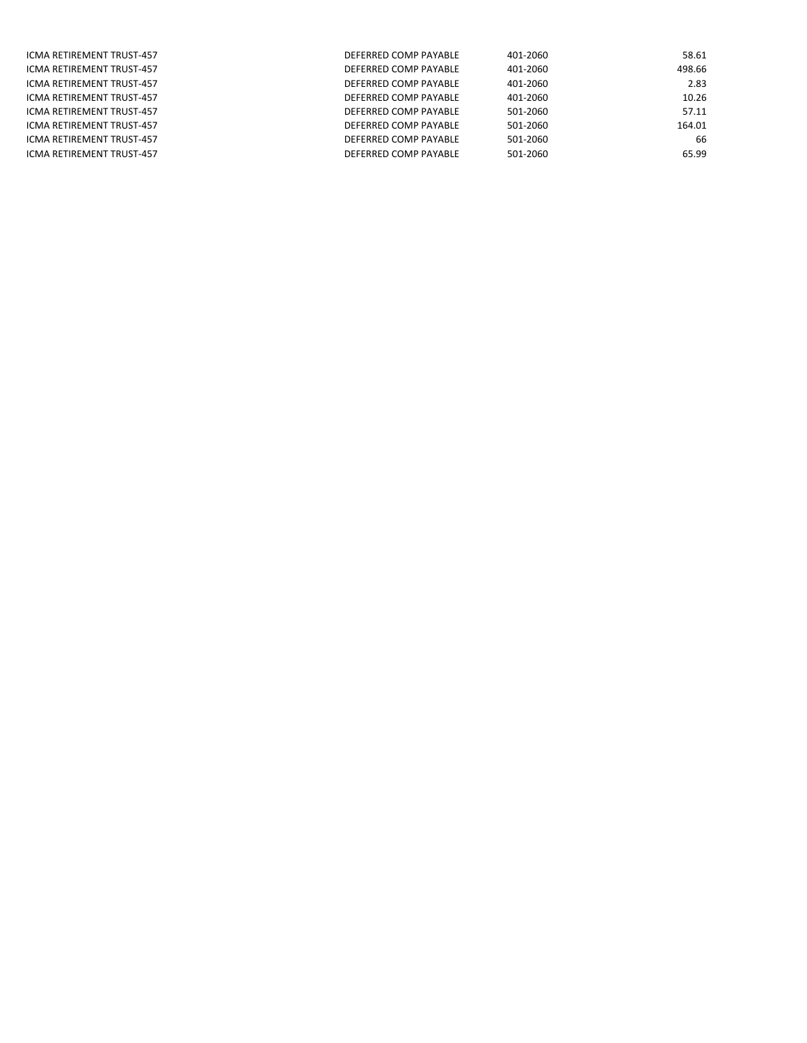| | | | |
|---|---|---|---|
| ICMA RETIREMENT TRUST-457 | DEFERRED COMP PAYABLE | 401-2060 | 58.61 |
| ICMA RETIREMENT TRUST-457 | DEFERRED COMP PAYABLE | 401-2060 | 498.66 |
| ICMA RETIREMENT TRUST-457 | DEFERRED COMP PAYABLE | 401-2060 | 2.83 |
| ICMA RETIREMENT TRUST-457 | DEFERRED COMP PAYABLE | 401-2060 | 10.26 |
| ICMA RETIREMENT TRUST-457 | DEFERRED COMP PAYABLE | 501-2060 | 57.11 |
| ICMA RETIREMENT TRUST-457 | DEFERRED COMP PAYABLE | 501-2060 | 164.01 |
| ICMA RETIREMENT TRUST-457 | DEFERRED COMP PAYABLE | 501-2060 | 66 |
| ICMA RETIREMENT TRUST-457 | DEFERRED COMP PAYABLE | 501-2060 | 65.99 |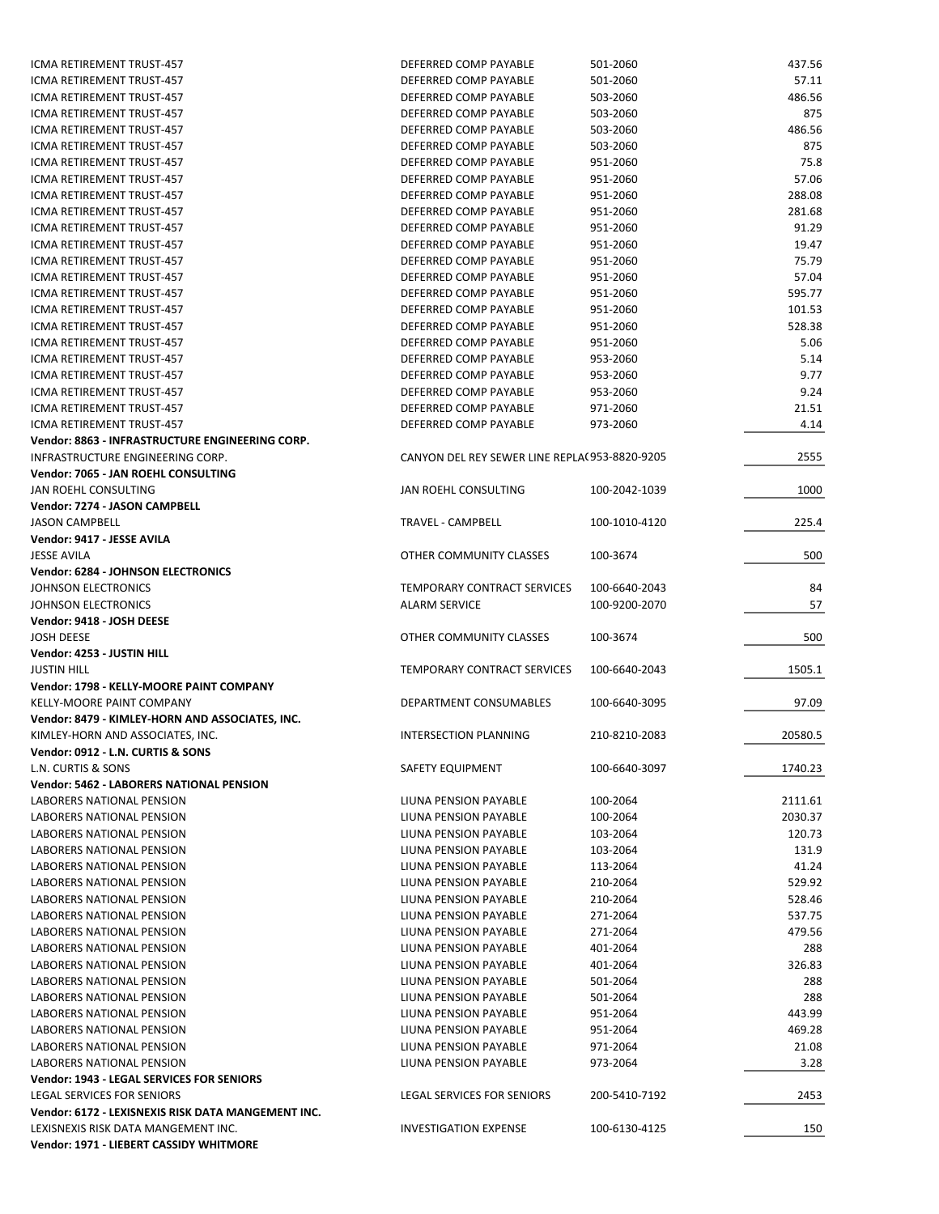| | | | |
|---|---|---|---|
| ICMA RETIREMENT TRUST-457 | DEFERRED COMP PAYABLE | 501-2060 | 437.56 |
| ICMA RETIREMENT TRUST-457 | DEFERRED COMP PAYABLE | 501-2060 | 57.11 |
| ICMA RETIREMENT TRUST-457 | DEFERRED COMP PAYABLE | 503-2060 | 486.56 |
| ICMA RETIREMENT TRUST-457 | DEFERRED COMP PAYABLE | 503-2060 | 875 |
| ICMA RETIREMENT TRUST-457 | DEFERRED COMP PAYABLE | 503-2060 | 486.56 |
| ICMA RETIREMENT TRUST-457 | DEFERRED COMP PAYABLE | 503-2060 | 875 |
| ICMA RETIREMENT TRUST-457 | DEFERRED COMP PAYABLE | 951-2060 | 75.8 |
| ICMA RETIREMENT TRUST-457 | DEFERRED COMP PAYABLE | 951-2060 | 57.06 |
| ICMA RETIREMENT TRUST-457 | DEFERRED COMP PAYABLE | 951-2060 | 288.08 |
| ICMA RETIREMENT TRUST-457 | DEFERRED COMP PAYABLE | 951-2060 | 281.68 |
| ICMA RETIREMENT TRUST-457 | DEFERRED COMP PAYABLE | 951-2060 | 91.29 |
| ICMA RETIREMENT TRUST-457 | DEFERRED COMP PAYABLE | 951-2060 | 19.47 |
| ICMA RETIREMENT TRUST-457 | DEFERRED COMP PAYABLE | 951-2060 | 75.79 |
| ICMA RETIREMENT TRUST-457 | DEFERRED COMP PAYABLE | 951-2060 | 57.04 |
| ICMA RETIREMENT TRUST-457 | DEFERRED COMP PAYABLE | 951-2060 | 595.77 |
| ICMA RETIREMENT TRUST-457 | DEFERRED COMP PAYABLE | 951-2060 | 101.53 |
| ICMA RETIREMENT TRUST-457 | DEFERRED COMP PAYABLE | 951-2060 | 528.38 |
| ICMA RETIREMENT TRUST-457 | DEFERRED COMP PAYABLE | 951-2060 | 5.06 |
| ICMA RETIREMENT TRUST-457 | DEFERRED COMP PAYABLE | 953-2060 | 5.14 |
| ICMA RETIREMENT TRUST-457 | DEFERRED COMP PAYABLE | 953-2060 | 9.77 |
| ICMA RETIREMENT TRUST-457 | DEFERRED COMP PAYABLE | 953-2060 | 9.24 |
| ICMA RETIREMENT TRUST-457 | DEFERRED COMP PAYABLE | 971-2060 | 21.51 |
| ICMA RETIREMENT TRUST-457 | DEFERRED COMP PAYABLE | 973-2060 | 4.14 |
| **Vendor: 8863 - INFRASTRUCTURE ENGINEERING CORP.** | | | |
| INFRASTRUCTURE ENGINEERING CORP. | CANYON DEL REY SEWER LINE REPLA( | 953-8820-9205 | 2555 |
| **Vendor: 7065 - JAN ROEHL CONSULTING** | | | |
| JAN ROEHL CONSULTING | JAN ROEHL CONSULTING | 100-2042-1039 | 1000 |
| **Vendor: 7274 - JASON CAMPBELL** | | | |
| JASON CAMPBELL | TRAVEL - CAMPBELL | 100-1010-4120 | 225.4 |
| **Vendor: 9417 - JESSE AVILA** | | | |
| JESSE AVILA | OTHER COMMUNITY CLASSES | 100-3674 | 500 |
| **Vendor: 6284 - JOHNSON ELECTRONICS** | | | |
| JOHNSON ELECTRONICS | TEMPORARY CONTRACT SERVICES | 100-6640-2043 | 84 |
| JOHNSON ELECTRONICS | ALARM SERVICE | 100-9200-2070 | 57 |
| **Vendor: 9418 - JOSH DEESE** | | | |
| JOSH DEESE | OTHER COMMUNITY CLASSES | 100-3674 | 500 |
| **Vendor: 4253 - JUSTIN HILL** | | | |
| JUSTIN HILL | TEMPORARY CONTRACT SERVICES | 100-6640-2043 | 1505.1 |
| **Vendor: 1798 - KELLY-MOORE PAINT COMPANY** | | | |
| KELLY-MOORE PAINT COMPANY | DEPARTMENT CONSUMABLES | 100-6640-3095 | 97.09 |
| **Vendor: 8479 - KIMLEY-HORN AND ASSOCIATES, INC.** | | | |
| KIMLEY-HORN AND ASSOCIATES, INC. | INTERSECTION PLANNING | 210-8210-2083 | 20580.5 |
| **Vendor: 0912 - L.N. CURTIS & SONS** | | | |
| L.N. CURTIS & SONS | SAFETY EQUIPMENT | 100-6640-3097 | 1740.23 |
| **Vendor: 5462 - LABORERS NATIONAL PENSION** | | | |
| LABORERS NATIONAL PENSION | LIUNA PENSION PAYABLE | 100-2064 | 2111.61 |
| LABORERS NATIONAL PENSION | LIUNA PENSION PAYABLE | 100-2064 | 2030.37 |
| LABORERS NATIONAL PENSION | LIUNA PENSION PAYABLE | 103-2064 | 120.73 |
| LABORERS NATIONAL PENSION | LIUNA PENSION PAYABLE | 103-2064 | 131.9 |
| LABORERS NATIONAL PENSION | LIUNA PENSION PAYABLE | 113-2064 | 41.24 |
| LABORERS NATIONAL PENSION | LIUNA PENSION PAYABLE | 210-2064 | 529.92 |
| LABORERS NATIONAL PENSION | LIUNA PENSION PAYABLE | 210-2064 | 528.46 |
| LABORERS NATIONAL PENSION | LIUNA PENSION PAYABLE | 271-2064 | 537.75 |
| LABORERS NATIONAL PENSION | LIUNA PENSION PAYABLE | 271-2064 | 479.56 |
| LABORERS NATIONAL PENSION | LIUNA PENSION PAYABLE | 401-2064 | 288 |
| LABORERS NATIONAL PENSION | LIUNA PENSION PAYABLE | 401-2064 | 326.83 |
| LABORERS NATIONAL PENSION | LIUNA PENSION PAYABLE | 501-2064 | 288 |
| LABORERS NATIONAL PENSION | LIUNA PENSION PAYABLE | 501-2064 | 288 |
| LABORERS NATIONAL PENSION | LIUNA PENSION PAYABLE | 951-2064 | 443.99 |
| LABORERS NATIONAL PENSION | LIUNA PENSION PAYABLE | 951-2064 | 469.28 |
| LABORERS NATIONAL PENSION | LIUNA PENSION PAYABLE | 971-2064 | 21.08 |
| LABORERS NATIONAL PENSION | LIUNA PENSION PAYABLE | 973-2064 | 3.28 |
| **Vendor: 1943 - LEGAL SERVICES FOR SENIORS** | | | |
| LEGAL SERVICES FOR SENIORS | LEGAL SERVICES FOR SENIORS | 200-5410-7192 | 2453 |
| **Vendor: 6172 - LEXISNEXIS RISK DATA MANGEMENT INC.** | | | |
| LEXISNEXIS RISK DATA MANGEMENT INC. | INVESTIGATION EXPENSE | 100-6130-4125 | 150 |
| **Vendor: 1971 - LIEBERT CASSIDY WHITMORE** | | | |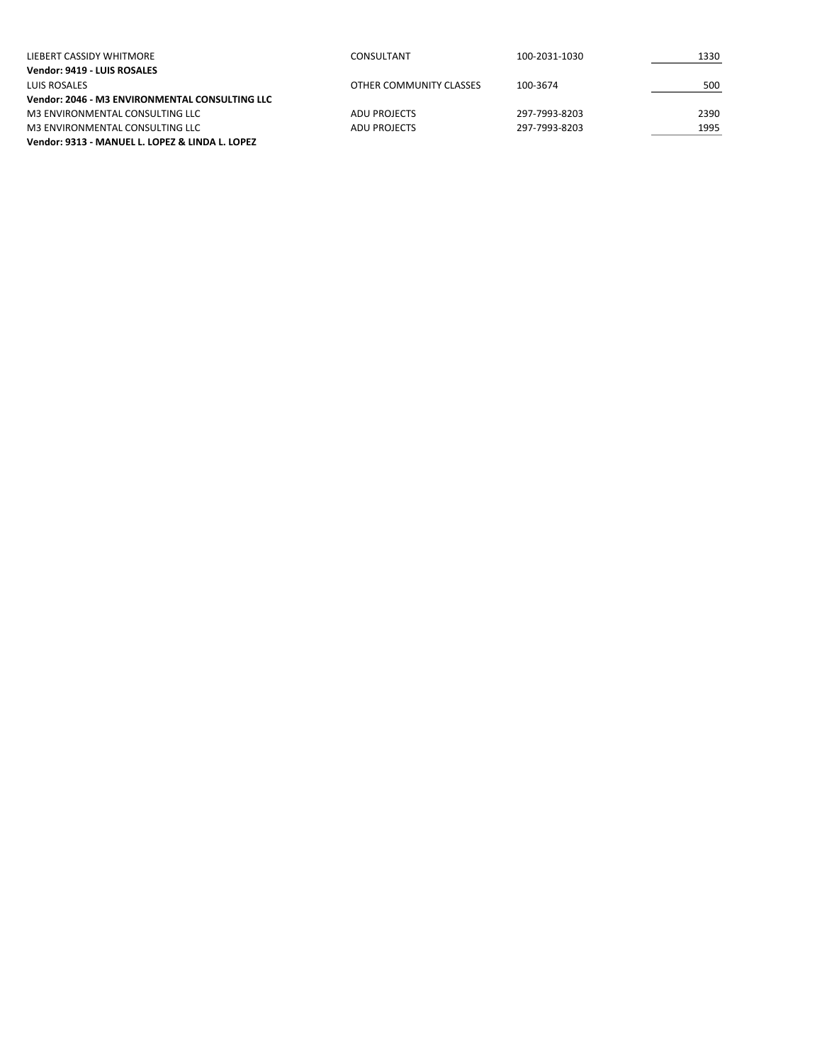| | | | |
|---|---|---|---|
| LIEBERT CASSIDY WHITMORE | CONSULTANT | 100-2031-1030 | 1330 |
| **Vendor: 9419 - LUIS ROSALES** | | | |
| LUIS ROSALES | OTHER COMMUNITY CLASSES | 100-3674 | 500 |
| **Vendor: 2046 - M3 ENVIRONMENTAL CONSULTING LLC** | | | |
| M3 ENVIRONMENTAL CONSULTING LLC | ADU PROJECTS | 297-7993-8203 | 2390 |
| M3 ENVIRONMENTAL CONSULTING LLC | ADU PROJECTS | 297-7993-8203 | 1995 |
| **Vendor: 9313 - MANUEL L. LOPEZ & LINDA L. LOPEZ** | | | |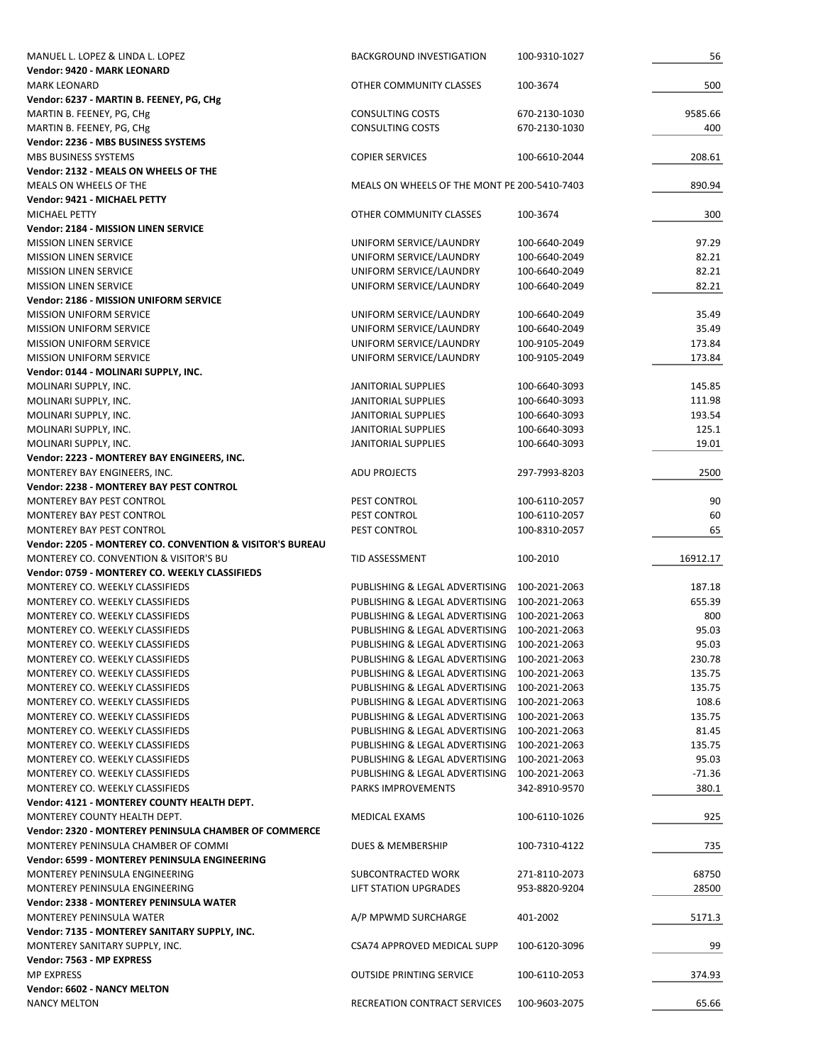| | | | |
|---|---|---|---|
| MANUEL L. LOPEZ & LINDA L. LOPEZ | BACKGROUND INVESTIGATION | 100-9310-1027 | 56 |
| **Vendor: 9420 - MARK LEONARD** | | | |
| MARK LEONARD | OTHER COMMUNITY CLASSES | 100-3674 | 500 |
| **Vendor: 6237 - MARTIN B. FEENEY, PG, CHg** | | | |
| MARTIN B. FEENEY, PG, CHg | CONSULTING COSTS | 670-2130-1030 | 9585.66 |
| MARTIN B. FEENEY, PG, CHg | CONSULTING COSTS | 670-2130-1030 | 400 |
| **Vendor: 2236 - MBS BUSINESS SYSTEMS** | | | |
| MBS BUSINESS SYSTEMS | COPIER SERVICES | 100-6610-2044 | 208.61 |
| **Vendor: 2132 - MEALS ON WHEELS OF THE** | | | |
| MEALS ON WHEELS OF THE | MEALS ON WHEELS OF THE MONT PE | 200-5410-7403 | 890.94 |
| **Vendor: 9421 - MICHAEL PETTY** | | | |
| MICHAEL PETTY | OTHER COMMUNITY CLASSES | 100-3674 | 300 |
| **Vendor: 2184 - MISSION LINEN SERVICE** | | | |
| MISSION LINEN SERVICE | UNIFORM SERVICE/LAUNDRY | 100-6640-2049 | 97.29 |
| MISSION LINEN SERVICE | UNIFORM SERVICE/LAUNDRY | 100-6640-2049 | 82.21 |
| MISSION LINEN SERVICE | UNIFORM SERVICE/LAUNDRY | 100-6640-2049 | 82.21 |
| MISSION LINEN SERVICE | UNIFORM SERVICE/LAUNDRY | 100-6640-2049 | 82.21 |
| **Vendor: 2186 - MISSION UNIFORM SERVICE** | | | |
| MISSION UNIFORM SERVICE | UNIFORM SERVICE/LAUNDRY | 100-6640-2049 | 35.49 |
| MISSION UNIFORM SERVICE | UNIFORM SERVICE/LAUNDRY | 100-6640-2049 | 35.49 |
| MISSION UNIFORM SERVICE | UNIFORM SERVICE/LAUNDRY | 100-9105-2049 | 173.84 |
| MISSION UNIFORM SERVICE | UNIFORM SERVICE/LAUNDRY | 100-9105-2049 | 173.84 |
| **Vendor: 0144 - MOLINARI SUPPLY, INC.** | | | |
| MOLINARI SUPPLY, INC. | JANITORIAL SUPPLIES | 100-6640-3093 | 145.85 |
| MOLINARI SUPPLY, INC. | JANITORIAL SUPPLIES | 100-6640-3093 | 111.98 |
| MOLINARI SUPPLY, INC. | JANITORIAL SUPPLIES | 100-6640-3093 | 193.54 |
| MOLINARI SUPPLY, INC. | JANITORIAL SUPPLIES | 100-6640-3093 | 125.1 |
| MOLINARI SUPPLY, INC. | JANITORIAL SUPPLIES | 100-6640-3093 | 19.01 |
| **Vendor: 2223 - MONTEREY BAY ENGINEERS, INC.** | | | |
| MONTEREY BAY ENGINEERS, INC. | ADU PROJECTS | 297-7993-8203 | 2500 |
| **Vendor: 2238 - MONTEREY BAY PEST CONTROL** | | | |
| MONTEREY BAY PEST CONTROL | PEST CONTROL | 100-6110-2057 | 90 |
| MONTEREY BAY PEST CONTROL | PEST CONTROL | 100-6110-2057 | 60 |
| MONTEREY BAY PEST CONTROL | PEST CONTROL | 100-8310-2057 | 65 |
| **Vendor: 2205 - MONTEREY CO. CONVENTION & VISITOR'S BUREAU** | | | |
| MONTEREY CO. CONVENTION & VISITOR'S BU | TID ASSESSMENT | 100-2010 | 16912.17 |
| **Vendor: 0759 - MONTEREY CO. WEEKLY CLASSIFIEDS** | | | |
| MONTEREY CO. WEEKLY CLASSIFIEDS | PUBLISHING & LEGAL ADVERTISING | 100-2021-2063 | 187.18 |
| MONTEREY CO. WEEKLY CLASSIFIEDS | PUBLISHING & LEGAL ADVERTISING | 100-2021-2063 | 655.39 |
| MONTEREY CO. WEEKLY CLASSIFIEDS | PUBLISHING & LEGAL ADVERTISING | 100-2021-2063 | 800 |
| MONTEREY CO. WEEKLY CLASSIFIEDS | PUBLISHING & LEGAL ADVERTISING | 100-2021-2063 | 95.03 |
| MONTEREY CO. WEEKLY CLASSIFIEDS | PUBLISHING & LEGAL ADVERTISING | 100-2021-2063 | 95.03 |
| MONTEREY CO. WEEKLY CLASSIFIEDS | PUBLISHING & LEGAL ADVERTISING | 100-2021-2063 | 230.78 |
| MONTEREY CO. WEEKLY CLASSIFIEDS | PUBLISHING & LEGAL ADVERTISING | 100-2021-2063 | 135.75 |
| MONTEREY CO. WEEKLY CLASSIFIEDS | PUBLISHING & LEGAL ADVERTISING | 100-2021-2063 | 135.75 |
| MONTEREY CO. WEEKLY CLASSIFIEDS | PUBLISHING & LEGAL ADVERTISING | 100-2021-2063 | 108.6 |
| MONTEREY CO. WEEKLY CLASSIFIEDS | PUBLISHING & LEGAL ADVERTISING | 100-2021-2063 | 135.75 |
| MONTEREY CO. WEEKLY CLASSIFIEDS | PUBLISHING & LEGAL ADVERTISING | 100-2021-2063 | 81.45 |
| MONTEREY CO. WEEKLY CLASSIFIEDS | PUBLISHING & LEGAL ADVERTISING | 100-2021-2063 | 135.75 |
| MONTEREY CO. WEEKLY CLASSIFIEDS | PUBLISHING & LEGAL ADVERTISING | 100-2021-2063 | 95.03 |
| MONTEREY CO. WEEKLY CLASSIFIEDS | PUBLISHING & LEGAL ADVERTISING | 100-2021-2063 | -71.36 |
| MONTEREY CO. WEEKLY CLASSIFIEDS | PARKS IMPROVEMENTS | 342-8910-9570 | 380.1 |
| **Vendor: 4121 - MONTEREY COUNTY HEALTH DEPT.** | | | |
| MONTEREY COUNTY HEALTH DEPT. | MEDICAL EXAMS | 100-6110-1026 | 925 |
| **Vendor: 2320 - MONTEREY PENINSULA CHAMBER OF COMMERCE** | | | |
| MONTEREY PENINSULA CHAMBER OF COMMI | DUES & MEMBERSHIP | 100-7310-4122 | 735 |
| **Vendor: 6599 - MONTEREY PENINSULA ENGINEERING** | | | |
| MONTEREY PENINSULA ENGINEERING | SUBCONTRACTED WORK | 271-8110-2073 | 68750 |
| MONTEREY PENINSULA ENGINEERING | LIFT STATION UPGRADES | 953-8820-9204 | 28500 |
| **Vendor: 2338 - MONTEREY PENINSULA WATER** | | | |
| MONTEREY PENINSULA WATER | A/P MPWMD SURCHARGE | 401-2002 | 5171.3 |
| **Vendor: 7135 - MONTEREY SANITARY SUPPLY, INC.** | | | |
| MONTEREY SANITARY SUPPLY, INC. | CSA74 APPROVED MEDICAL SUPP | 100-6120-3096 | 99 |
| **Vendor: 7563 - MP EXPRESS** | | | |
| MP EXPRESS | OUTSIDE PRINTING SERVICE | 100-6110-2053 | 374.93 |
| **Vendor: 6602 - NANCY MELTON** | | | |
| NANCY MELTON | RECREATION CONTRACT SERVICES | 100-9603-2075 | 65.66 |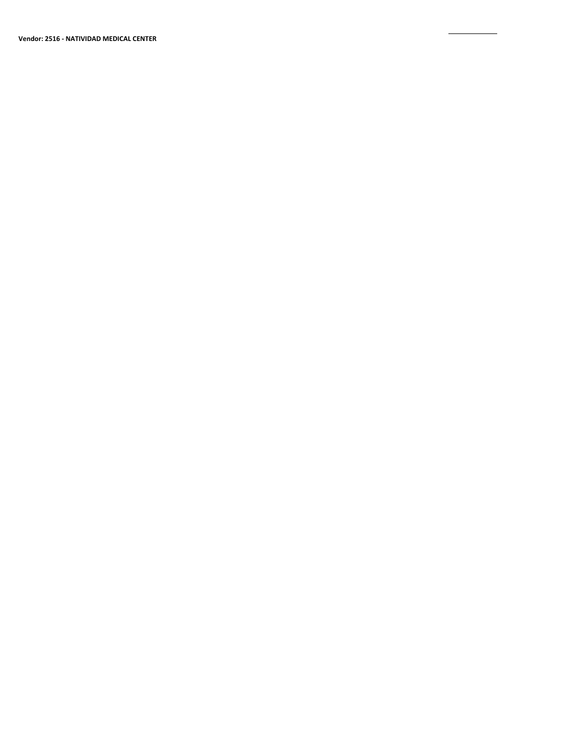**Vendor: 2516 - NATIVIDAD MEDICAL CENTER**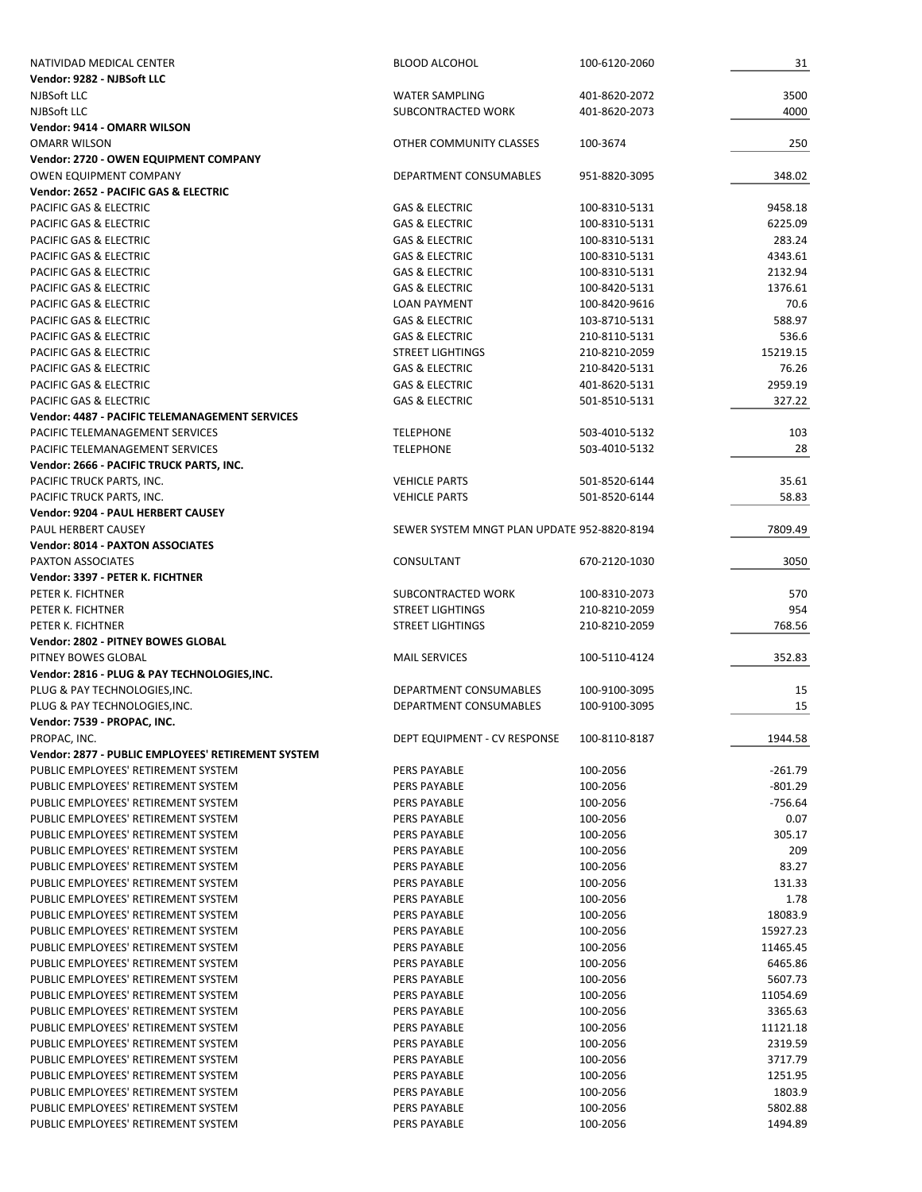| | | | |
|---|---|---|---|
| NATIVIDAD MEDICAL CENTER | BLOOD ALCOHOL | 100-6120-2060 | 31 |
| **Vendor: 9282 - NJBSoft LLC** | | | |
| NJBSoft LLC | WATER SAMPLING | 401-8620-2072 | 3500 |
| NJBSoft LLC | SUBCONTRACTED WORK | 401-8620-2073 | 4000 |
| **Vendor: 9414 - OMARR WILSON** | | | |
| OMARR WILSON | OTHER COMMUNITY CLASSES | 100-3674 | 250 |
| **Vendor: 2720 - OWEN EQUIPMENT COMPANY** | | | |
| OWEN EQUIPMENT COMPANY | DEPARTMENT CONSUMABLES | 951-8820-3095 | 348.02 |
| **Vendor: 2652 - PACIFIC GAS & ELECTRIC** | | | |
| PACIFIC GAS & ELECTRIC | GAS & ELECTRIC | 100-8310-5131 | 9458.18 |
| PACIFIC GAS & ELECTRIC | GAS & ELECTRIC | 100-8310-5131 | 6225.09 |
| PACIFIC GAS & ELECTRIC | GAS & ELECTRIC | 100-8310-5131 | 283.24 |
| PACIFIC GAS & ELECTRIC | GAS & ELECTRIC | 100-8310-5131 | 4343.61 |
| PACIFIC GAS & ELECTRIC | GAS & ELECTRIC | 100-8310-5131 | 2132.94 |
| PACIFIC GAS & ELECTRIC | GAS & ELECTRIC | 100-8420-5131 | 1376.61 |
| PACIFIC GAS & ELECTRIC | LOAN PAYMENT | 100-8420-9616 | 70.6 |
| PACIFIC GAS & ELECTRIC | GAS & ELECTRIC | 103-8710-5131 | 588.97 |
| PACIFIC GAS & ELECTRIC | GAS & ELECTRIC | 210-8110-5131 | 536.6 |
| PACIFIC GAS & ELECTRIC | STREET LIGHTINGS | 210-8210-2059 | 15219.15 |
| PACIFIC GAS & ELECTRIC | GAS & ELECTRIC | 210-8420-5131 | 76.26 |
| PACIFIC GAS & ELECTRIC | GAS & ELECTRIC | 401-8620-5131 | 2959.19 |
| PACIFIC GAS & ELECTRIC | GAS & ELECTRIC | 501-8510-5131 | 327.22 |
| **Vendor: 4487 - PACIFIC TELEMANAGEMENT SERVICES** | | | |
| PACIFIC TELEMANAGEMENT SERVICES | TELEPHONE | 503-4010-5132 | 103 |
| PACIFIC TELEMANAGEMENT SERVICES | TELEPHONE | 503-4010-5132 | 28 |
| **Vendor: 2666 - PACIFIC TRUCK PARTS, INC.** | | | |
| PACIFIC TRUCK PARTS, INC. | VEHICLE PARTS | 501-8520-6144 | 35.61 |
| PACIFIC TRUCK PARTS, INC. | VEHICLE PARTS | 501-8520-6144 | 58.83 |
| **Vendor: 9204 - PAUL HERBERT CAUSEY** | | | |
| PAUL HERBERT CAUSEY | SEWER SYSTEM MNGT PLAN UPDATE | 952-8820-8194 | 7809.49 |
| **Vendor: 8014 - PAXTON ASSOCIATES** | | | |
| PAXTON ASSOCIATES | CONSULTANT | 670-2120-1030 | 3050 |
| **Vendor: 3397 - PETER K. FICHTNER** | | | |
| PETER K. FICHTNER | SUBCONTRACTED WORK | 100-8310-2073 | 570 |
| PETER K. FICHTNER | STREET LIGHTINGS | 210-8210-2059 | 954 |
| PETER K. FICHTNER | STREET LIGHTINGS | 210-8210-2059 | 768.56 |
| **Vendor: 2802 - PITNEY BOWES GLOBAL** | | | |
| PITNEY BOWES GLOBAL | MAIL SERVICES | 100-5110-4124 | 352.83 |
| **Vendor: 2816 - PLUG & PAY TECHNOLOGIES,INC.** | | | |
| PLUG & PAY TECHNOLOGIES,INC. | DEPARTMENT CONSUMABLES | 100-9100-3095 | 15 |
| PLUG & PAY TECHNOLOGIES,INC. | DEPARTMENT CONSUMABLES | 100-9100-3095 | 15 |
| **Vendor: 7539 - PROPAC, INC.** | | | |
| PROPAC, INC. | DEPT EQUIPMENT - CV RESPONSE | 100-8110-8187 | 1944.58 |
| **Vendor: 2877 - PUBLIC EMPLOYEES' RETIREMENT SYSTEM** | | | |
| PUBLIC EMPLOYEES' RETIREMENT SYSTEM | PERS PAYABLE | 100-2056 | -261.79 |
| PUBLIC EMPLOYEES' RETIREMENT SYSTEM | PERS PAYABLE | 100-2056 | -801.29 |
| PUBLIC EMPLOYEES' RETIREMENT SYSTEM | PERS PAYABLE | 100-2056 | -756.64 |
| PUBLIC EMPLOYEES' RETIREMENT SYSTEM | PERS PAYABLE | 100-2056 | 0.07 |
| PUBLIC EMPLOYEES' RETIREMENT SYSTEM | PERS PAYABLE | 100-2056 | 305.17 |
| PUBLIC EMPLOYEES' RETIREMENT SYSTEM | PERS PAYABLE | 100-2056 | 209 |
| PUBLIC EMPLOYEES' RETIREMENT SYSTEM | PERS PAYABLE | 100-2056 | 83.27 |
| PUBLIC EMPLOYEES' RETIREMENT SYSTEM | PERS PAYABLE | 100-2056 | 131.33 |
| PUBLIC EMPLOYEES' RETIREMENT SYSTEM | PERS PAYABLE | 100-2056 | 1.78 |
| PUBLIC EMPLOYEES' RETIREMENT SYSTEM | PERS PAYABLE | 100-2056 | 18083.9 |
| PUBLIC EMPLOYEES' RETIREMENT SYSTEM | PERS PAYABLE | 100-2056 | 15927.23 |
| PUBLIC EMPLOYEES' RETIREMENT SYSTEM | PERS PAYABLE | 100-2056 | 11465.45 |
| PUBLIC EMPLOYEES' RETIREMENT SYSTEM | PERS PAYABLE | 100-2056 | 6465.86 |
| PUBLIC EMPLOYEES' RETIREMENT SYSTEM | PERS PAYABLE | 100-2056 | 5607.73 |
| PUBLIC EMPLOYEES' RETIREMENT SYSTEM | PERS PAYABLE | 100-2056 | 11054.69 |
| PUBLIC EMPLOYEES' RETIREMENT SYSTEM | PERS PAYABLE | 100-2056 | 3365.63 |
| PUBLIC EMPLOYEES' RETIREMENT SYSTEM | PERS PAYABLE | 100-2056 | 11121.18 |
| PUBLIC EMPLOYEES' RETIREMENT SYSTEM | PERS PAYABLE | 100-2056 | 2319.59 |
| PUBLIC EMPLOYEES' RETIREMENT SYSTEM | PERS PAYABLE | 100-2056 | 3717.79 |
| PUBLIC EMPLOYEES' RETIREMENT SYSTEM | PERS PAYABLE | 100-2056 | 1251.95 |
| PUBLIC EMPLOYEES' RETIREMENT SYSTEM | PERS PAYABLE | 100-2056 | 1803.9 |
| PUBLIC EMPLOYEES' RETIREMENT SYSTEM | PERS PAYABLE | 100-2056 | 5802.88 |
| PUBLIC EMPLOYEES' RETIREMENT SYSTEM | PERS PAYABLE | 100-2056 | 1494.89 |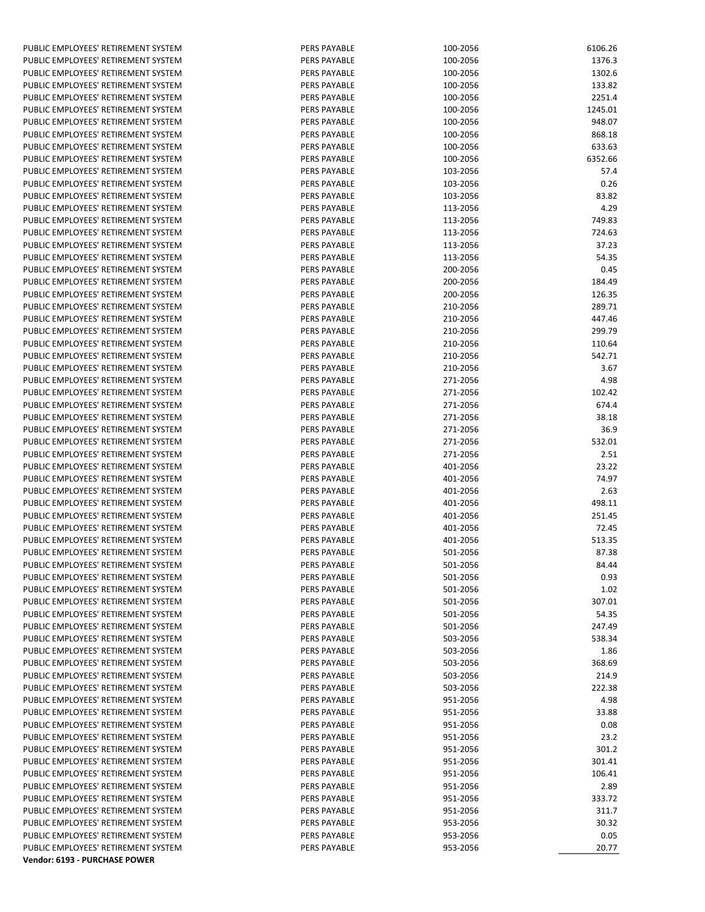| | | | |
|---|---|---|---|
| PUBLIC EMPLOYEES' RETIREMENT SYSTEM | PERS PAYABLE | 100-2056 | 6106.26 |
| PUBLIC EMPLOYEES' RETIREMENT SYSTEM | PERS PAYABLE | 100-2056 | 1376.3 |
| PUBLIC EMPLOYEES' RETIREMENT SYSTEM | PERS PAYABLE | 100-2056 | 1302.6 |
| PUBLIC EMPLOYEES' RETIREMENT SYSTEM | PERS PAYABLE | 100-2056 | 133.82 |
| PUBLIC EMPLOYEES' RETIREMENT SYSTEM | PERS PAYABLE | 100-2056 | 2251.4 |
| PUBLIC EMPLOYEES' RETIREMENT SYSTEM | PERS PAYABLE | 100-2056 | 1245.01 |
| PUBLIC EMPLOYEES' RETIREMENT SYSTEM | PERS PAYABLE | 100-2056 | 948.07 |
| PUBLIC EMPLOYEES' RETIREMENT SYSTEM | PERS PAYABLE | 100-2056 | 868.18 |
| PUBLIC EMPLOYEES' RETIREMENT SYSTEM | PERS PAYABLE | 100-2056 | 633.63 |
| PUBLIC EMPLOYEES' RETIREMENT SYSTEM | PERS PAYABLE | 100-2056 | 6352.66 |
| PUBLIC EMPLOYEES' RETIREMENT SYSTEM | PERS PAYABLE | 103-2056 | 57.4 |
| PUBLIC EMPLOYEES' RETIREMENT SYSTEM | PERS PAYABLE | 103-2056 | 0.26 |
| PUBLIC EMPLOYEES' RETIREMENT SYSTEM | PERS PAYABLE | 103-2056 | 83.82 |
| PUBLIC EMPLOYEES' RETIREMENT SYSTEM | PERS PAYABLE | 113-2056 | 4.29 |
| PUBLIC EMPLOYEES' RETIREMENT SYSTEM | PERS PAYABLE | 113-2056 | 749.83 |
| PUBLIC EMPLOYEES' RETIREMENT SYSTEM | PERS PAYABLE | 113-2056 | 724.63 |
| PUBLIC EMPLOYEES' RETIREMENT SYSTEM | PERS PAYABLE | 113-2056 | 37.23 |
| PUBLIC EMPLOYEES' RETIREMENT SYSTEM | PERS PAYABLE | 113-2056 | 54.35 |
| PUBLIC EMPLOYEES' RETIREMENT SYSTEM | PERS PAYABLE | 200-2056 | 0.45 |
| PUBLIC EMPLOYEES' RETIREMENT SYSTEM | PERS PAYABLE | 200-2056 | 184.49 |
| PUBLIC EMPLOYEES' RETIREMENT SYSTEM | PERS PAYABLE | 200-2056 | 126.35 |
| PUBLIC EMPLOYEES' RETIREMENT SYSTEM | PERS PAYABLE | 210-2056 | 289.71 |
| PUBLIC EMPLOYEES' RETIREMENT SYSTEM | PERS PAYABLE | 210-2056 | 447.46 |
| PUBLIC EMPLOYEES' RETIREMENT SYSTEM | PERS PAYABLE | 210-2056 | 299.79 |
| PUBLIC EMPLOYEES' RETIREMENT SYSTEM | PERS PAYABLE | 210-2056 | 110.64 |
| PUBLIC EMPLOYEES' RETIREMENT SYSTEM | PERS PAYABLE | 210-2056 | 542.71 |
| PUBLIC EMPLOYEES' RETIREMENT SYSTEM | PERS PAYABLE | 210-2056 | 3.67 |
| PUBLIC EMPLOYEES' RETIREMENT SYSTEM | PERS PAYABLE | 271-2056 | 4.98 |
| PUBLIC EMPLOYEES' RETIREMENT SYSTEM | PERS PAYABLE | 271-2056 | 102.42 |
| PUBLIC EMPLOYEES' RETIREMENT SYSTEM | PERS PAYABLE | 271-2056 | 674.4 |
| PUBLIC EMPLOYEES' RETIREMENT SYSTEM | PERS PAYABLE | 271-2056 | 38.18 |
| PUBLIC EMPLOYEES' RETIREMENT SYSTEM | PERS PAYABLE | 271-2056 | 36.9 |
| PUBLIC EMPLOYEES' RETIREMENT SYSTEM | PERS PAYABLE | 271-2056 | 532.01 |
| PUBLIC EMPLOYEES' RETIREMENT SYSTEM | PERS PAYABLE | 271-2056 | 2.51 |
| PUBLIC EMPLOYEES' RETIREMENT SYSTEM | PERS PAYABLE | 401-2056 | 23.22 |
| PUBLIC EMPLOYEES' RETIREMENT SYSTEM | PERS PAYABLE | 401-2056 | 74.97 |
| PUBLIC EMPLOYEES' RETIREMENT SYSTEM | PERS PAYABLE | 401-2056 | 2.63 |
| PUBLIC EMPLOYEES' RETIREMENT SYSTEM | PERS PAYABLE | 401-2056 | 498.11 |
| PUBLIC EMPLOYEES' RETIREMENT SYSTEM | PERS PAYABLE | 401-2056 | 251.45 |
| PUBLIC EMPLOYEES' RETIREMENT SYSTEM | PERS PAYABLE | 401-2056 | 72.45 |
| PUBLIC EMPLOYEES' RETIREMENT SYSTEM | PERS PAYABLE | 401-2056 | 513.35 |
| PUBLIC EMPLOYEES' RETIREMENT SYSTEM | PERS PAYABLE | 501-2056 | 87.38 |
| PUBLIC EMPLOYEES' RETIREMENT SYSTEM | PERS PAYABLE | 501-2056 | 84.44 |
| PUBLIC EMPLOYEES' RETIREMENT SYSTEM | PERS PAYABLE | 501-2056 | 0.93 |
| PUBLIC EMPLOYEES' RETIREMENT SYSTEM | PERS PAYABLE | 501-2056 | 1.02 |
| PUBLIC EMPLOYEES' RETIREMENT SYSTEM | PERS PAYABLE | 501-2056 | 307.01 |
| PUBLIC EMPLOYEES' RETIREMENT SYSTEM | PERS PAYABLE | 501-2056 | 54.35 |
| PUBLIC EMPLOYEES' RETIREMENT SYSTEM | PERS PAYABLE | 501-2056 | 247.49 |
| PUBLIC EMPLOYEES' RETIREMENT SYSTEM | PERS PAYABLE | 503-2056 | 538.34 |
| PUBLIC EMPLOYEES' RETIREMENT SYSTEM | PERS PAYABLE | 503-2056 | 1.86 |
| PUBLIC EMPLOYEES' RETIREMENT SYSTEM | PERS PAYABLE | 503-2056 | 368.69 |
| PUBLIC EMPLOYEES' RETIREMENT SYSTEM | PERS PAYABLE | 503-2056 | 214.9 |
| PUBLIC EMPLOYEES' RETIREMENT SYSTEM | PERS PAYABLE | 503-2056 | 222.38 |
| PUBLIC EMPLOYEES' RETIREMENT SYSTEM | PERS PAYABLE | 951-2056 | 4.98 |
| PUBLIC EMPLOYEES' RETIREMENT SYSTEM | PERS PAYABLE | 951-2056 | 33.88 |
| PUBLIC EMPLOYEES' RETIREMENT SYSTEM | PERS PAYABLE | 951-2056 | 0.08 |
| PUBLIC EMPLOYEES' RETIREMENT SYSTEM | PERS PAYABLE | 951-2056 | 23.2 |
| PUBLIC EMPLOYEES' RETIREMENT SYSTEM | PERS PAYABLE | 951-2056 | 301.2 |
| PUBLIC EMPLOYEES' RETIREMENT SYSTEM | PERS PAYABLE | 951-2056 | 301.41 |
| PUBLIC EMPLOYEES' RETIREMENT SYSTEM | PERS PAYABLE | 951-2056 | 106.41 |
| PUBLIC EMPLOYEES' RETIREMENT SYSTEM | PERS PAYABLE | 951-2056 | 2.89 |
| PUBLIC EMPLOYEES' RETIREMENT SYSTEM | PERS PAYABLE | 951-2056 | 333.72 |
| PUBLIC EMPLOYEES' RETIREMENT SYSTEM | PERS PAYABLE | 951-2056 | 311.7 |
| PUBLIC EMPLOYEES' RETIREMENT SYSTEM | PERS PAYABLE | 953-2056 | 30.32 |
| PUBLIC EMPLOYEES' RETIREMENT SYSTEM | PERS PAYABLE | 953-2056 | 0.05 |
| PUBLIC EMPLOYEES' RETIREMENT SYSTEM | PERS PAYABLE | 953-2056 | 20.77 |

**Vendor: 6193 - PURCHASE POWER**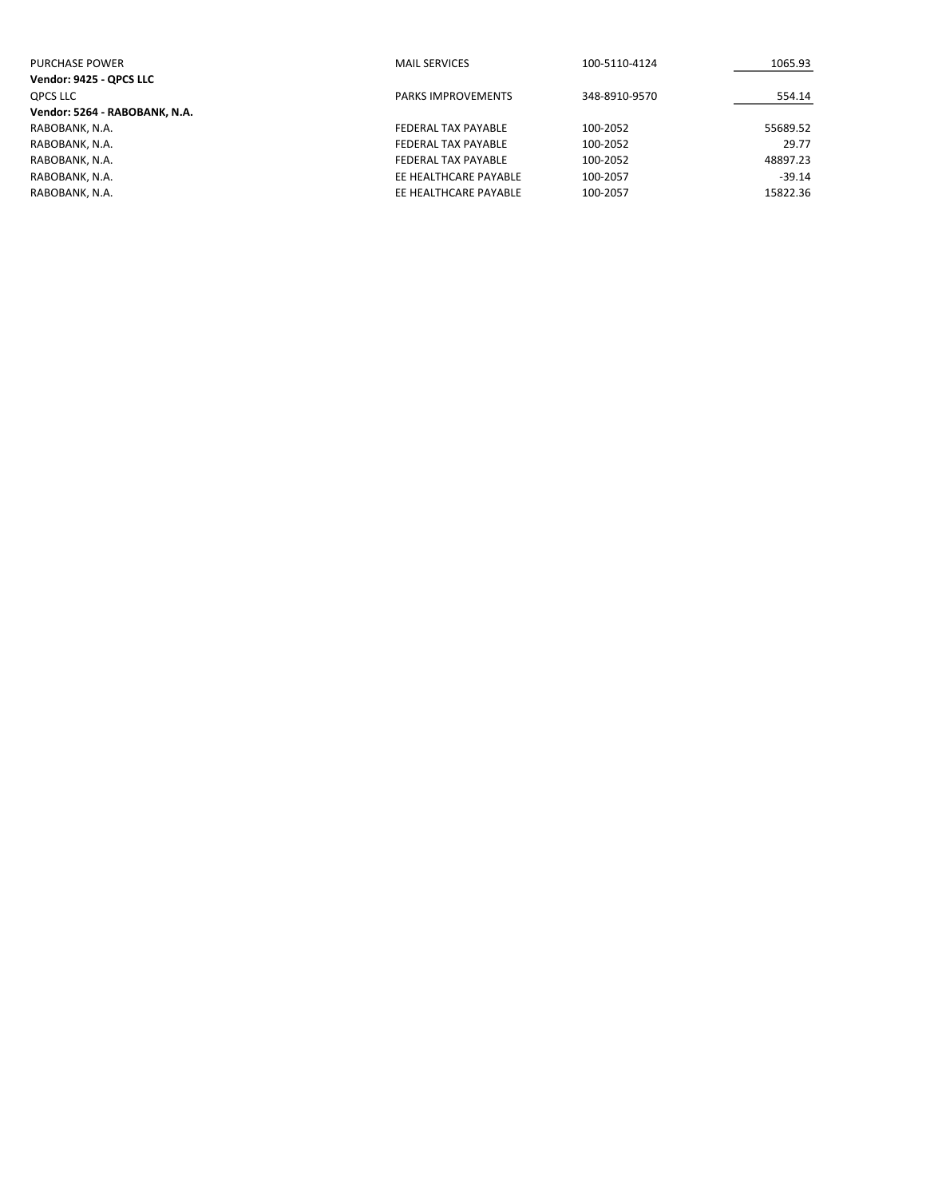| | | | |
|---|---|---|---|
| PURCHASE POWER | MAIL SERVICES | 100-5110-4124 | 1065.93 |
| **Vendor: 9425 - QPCS LLC** | | | |
| QPCS LLC | PARKS IMPROVEMENTS | 348-8910-9570 | 554.14 |
| **Vendor: 5264 - RABOBANK, N.A.** | | | |
| RABOBANK, N.A. | FEDERAL TAX PAYABLE | 100-2052 | 55689.52 |
| RABOBANK, N.A. | FEDERAL TAX PAYABLE | 100-2052 | 29.77 |
| RABOBANK, N.A. | FEDERAL TAX PAYABLE | 100-2052 | 48897.23 |
| RABOBANK, N.A. | EE HEALTHCARE PAYABLE | 100-2057 | -39.14 |
| RABOBANK, N.A. | EE HEALTHCARE PAYABLE | 100-2057 | 15822.36 |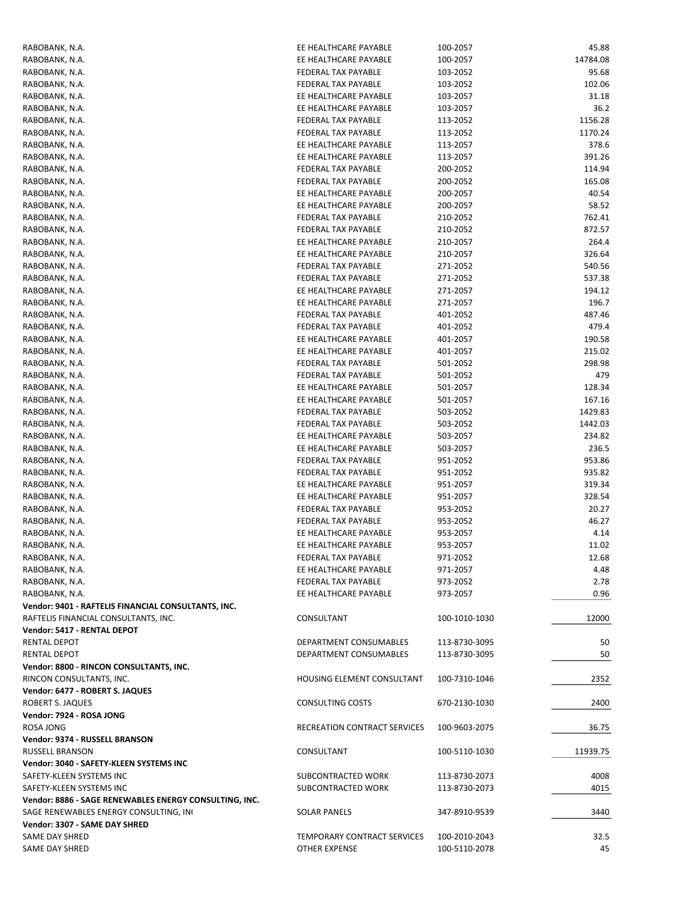| | | | |
|---|---|---|---|
| RABOBANK, N.A. | EE HEALTHCARE PAYABLE | 100-2057 | 45.88 |
| RABOBANK, N.A. | EE HEALTHCARE PAYABLE | 100-2057 | 14784.08 |
| RABOBANK, N.A. | FEDERAL TAX PAYABLE | 103-2052 | 95.68 |
| RABOBANK, N.A. | FEDERAL TAX PAYABLE | 103-2052 | 102.06 |
| RABOBANK, N.A. | EE HEALTHCARE PAYABLE | 103-2057 | 31.18 |
| RABOBANK, N.A. | EE HEALTHCARE PAYABLE | 103-2057 | 36.2 |
| RABOBANK, N.A. | FEDERAL TAX PAYABLE | 113-2052 | 1156.28 |
| RABOBANK, N.A. | FEDERAL TAX PAYABLE | 113-2052 | 1170.24 |
| RABOBANK, N.A. | EE HEALTHCARE PAYABLE | 113-2057 | 378.6 |
| RABOBANK, N.A. | EE HEALTHCARE PAYABLE | 113-2057 | 391.26 |
| RABOBANK, N.A. | FEDERAL TAX PAYABLE | 200-2052 | 114.94 |
| RABOBANK, N.A. | FEDERAL TAX PAYABLE | 200-2052 | 165.08 |
| RABOBANK, N.A. | EE HEALTHCARE PAYABLE | 200-2057 | 40.54 |
| RABOBANK, N.A. | EE HEALTHCARE PAYABLE | 200-2057 | 58.52 |
| RABOBANK, N.A. | FEDERAL TAX PAYABLE | 210-2052 | 762.41 |
| RABOBANK, N.A. | FEDERAL TAX PAYABLE | 210-2052 | 872.57 |
| RABOBANK, N.A. | EE HEALTHCARE PAYABLE | 210-2057 | 264.4 |
| RABOBANK, N.A. | EE HEALTHCARE PAYABLE | 210-2057 | 326.64 |
| RABOBANK, N.A. | FEDERAL TAX PAYABLE | 271-2052 | 540.56 |
| RABOBANK, N.A. | FEDERAL TAX PAYABLE | 271-2052 | 537.38 |
| RABOBANK, N.A. | EE HEALTHCARE PAYABLE | 271-2057 | 194.12 |
| RABOBANK, N.A. | EE HEALTHCARE PAYABLE | 271-2057 | 196.7 |
| RABOBANK, N.A. | FEDERAL TAX PAYABLE | 401-2052 | 487.46 |
| RABOBANK, N.A. | FEDERAL TAX PAYABLE | 401-2052 | 479.4 |
| RABOBANK, N.A. | EE HEALTHCARE PAYABLE | 401-2057 | 190.58 |
| RABOBANK, N.A. | EE HEALTHCARE PAYABLE | 401-2057 | 215.02 |
| RABOBANK, N.A. | FEDERAL TAX PAYABLE | 501-2052 | 298.98 |
| RABOBANK, N.A. | FEDERAL TAX PAYABLE | 501-2052 | 479 |
| RABOBANK, N.A. | EE HEALTHCARE PAYABLE | 501-2057 | 128.34 |
| RABOBANK, N.A. | EE HEALTHCARE PAYABLE | 501-2057 | 167.16 |
| RABOBANK, N.A. | FEDERAL TAX PAYABLE | 503-2052 | 1429.83 |
| RABOBANK, N.A. | FEDERAL TAX PAYABLE | 503-2052 | 1442.03 |
| RABOBANK, N.A. | EE HEALTHCARE PAYABLE | 503-2057 | 234.82 |
| RABOBANK, N.A. | EE HEALTHCARE PAYABLE | 503-2057 | 236.5 |
| RABOBANK, N.A. | FEDERAL TAX PAYABLE | 951-2052 | 953.86 |
| RABOBANK, N.A. | FEDERAL TAX PAYABLE | 951-2052 | 935.82 |
| RABOBANK, N.A. | EE HEALTHCARE PAYABLE | 951-2057 | 319.34 |
| RABOBANK, N.A. | EE HEALTHCARE PAYABLE | 951-2057 | 328.54 |
| RABOBANK, N.A. | FEDERAL TAX PAYABLE | 953-2052 | 20.27 |
| RABOBANK, N.A. | FEDERAL TAX PAYABLE | 953-2052 | 46.27 |
| RABOBANK, N.A. | EE HEALTHCARE PAYABLE | 953-2057 | 4.14 |
| RABOBANK, N.A. | EE HEALTHCARE PAYABLE | 953-2057 | 11.02 |
| RABOBANK, N.A. | FEDERAL TAX PAYABLE | 971-2052 | 12.68 |
| RABOBANK, N.A. | EE HEALTHCARE PAYABLE | 971-2057 | 4.48 |
| RABOBANK, N.A. | FEDERAL TAX PAYABLE | 973-2052 | 2.78 |
| RABOBANK, N.A. | EE HEALTHCARE PAYABLE | 973-2057 | 0.96 |
| **Vendor: 9401 - RAFTELIS FINANCIAL CONSULTANTS, INC.** | | | |
| RAFTELIS FINANCIAL CONSULTANTS, INC. | CONSULTANT | 100-1010-1030 | 12000 |
| **Vendor: 5417 - RENTAL DEPOT** | | | |
| RENTAL DEPOT | DEPARTMENT CONSUMABLES | 113-8730-3095 | 50 |
| RENTAL DEPOT | DEPARTMENT CONSUMABLES | 113-8730-3095 | 50 |
| **Vendor: 8800 - RINCON CONSULTANTS, INC.** | | | |
| RINCON CONSULTANTS, INC. | HOUSING ELEMENT CONSULTANT | 100-7310-1046 | 2352 |
| **Vendor: 6477 - ROBERT S. JAQUES** | | | |
| ROBERT S. JAQUES | CONSULTING COSTS | 670-2130-1030 | 2400 |
| **Vendor: 7924 - ROSA JONG** | | | |
| ROSA JONG | RECREATION CONTRACT SERVICES | 100-9603-2075 | 36.75 |
| **Vendor: 9374 - RUSSELL BRANSON** | | | |
| RUSSELL BRANSON | CONSULTANT | 100-5110-1030 | 11939.75 |
| **Vendor: 3040 - SAFETY-KLEEN SYSTEMS INC** | | | |
| SAFETY-KLEEN SYSTEMS INC | SUBCONTRACTED WORK | 113-8730-2073 | 4008 |
| SAFETY-KLEEN SYSTEMS INC | SUBCONTRACTED WORK | 113-8730-2073 | 4015 |
| **Vendor: 8886 - SAGE RENEWABLES ENERGY CONSULTING, INC.** | | | |
| SAGE RENEWABLES ENERGY CONSULTING, IN( | SOLAR PANELS | 347-8910-9539 | 3440 |
| **Vendor: 3307 - SAME DAY SHRED** | | | |
| SAME DAY SHRED | TEMPORARY CONTRACT SERVICES | 100-2010-2043 | 32.5 |
| SAME DAY SHRED | OTHER EXPENSE | 100-5110-2078 | 45 |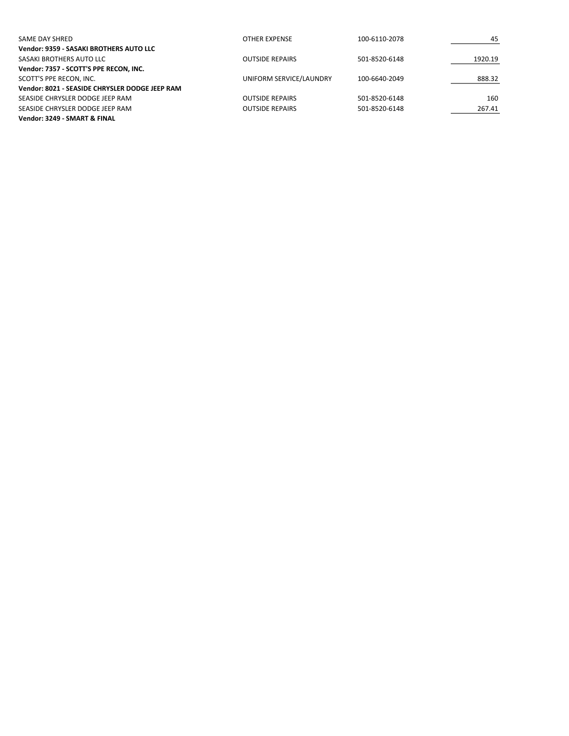| | | | |
|---|---|---|---|
| SAME DAY SHRED | OTHER EXPENSE | 100-6110-2078 | 45 |
| **Vendor: 9359 - SASAKI BROTHERS AUTO LLC** | | | |
| SASAKI BROTHERS AUTO LLC | OUTSIDE REPAIRS | 501-8520-6148 | 1920.19 |
| **Vendor: 7357 - SCOTT'S PPE RECON, INC.** | | | |
| SCOTT'S PPE RECON, INC. | UNIFORM SERVICE/LAUNDRY | 100-6640-2049 | 888.32 |
| **Vendor: 8021 - SEASIDE CHRYSLER DODGE JEEP RAM** | | | |
| SEASIDE CHRYSLER DODGE JEEP RAM | OUTSIDE REPAIRS | 501-8520-6148 | 160 |
| SEASIDE CHRYSLER DODGE JEEP RAM | OUTSIDE REPAIRS | 501-8520-6148 | 267.41 |
| **Vendor: 3249 - SMART & FINAL** | | | |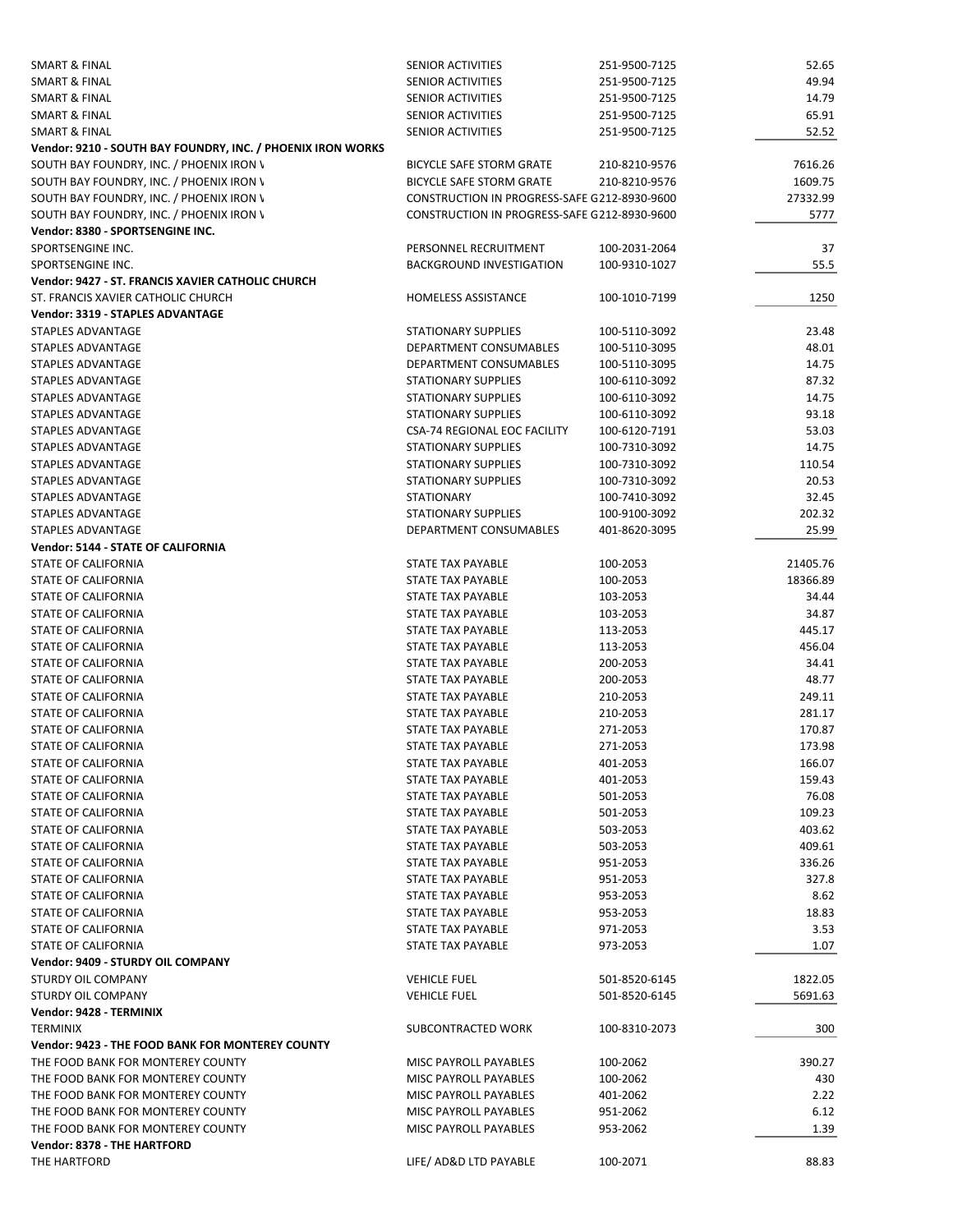| | | | |
|---|---|---|---|
| SMART & FINAL | SENIOR ACTIVITIES | 251-9500-7125 | 52.65 |
| SMART & FINAL | SENIOR ACTIVITIES | 251-9500-7125 | 49.94 |
| SMART & FINAL | SENIOR ACTIVITIES | 251-9500-7125 | 14.79 |
| SMART & FINAL | SENIOR ACTIVITIES | 251-9500-7125 | 65.91 |
| SMART & FINAL | SENIOR ACTIVITIES | 251-9500-7125 | 52.52 |
| **Vendor: 9210 - SOUTH BAY FOUNDRY, INC. / PHOENIX IRON WORKS** | | | |
| SOUTH BAY FOUNDRY, INC. / PHOENIX IRON \ | BICYCLE SAFE STORM GRATE | 210-8210-9576 | 7616.26 |
| SOUTH BAY FOUNDRY, INC. / PHOENIX IRON \ | BICYCLE SAFE STORM GRATE | 210-8210-9576 | 1609.75 |
| SOUTH BAY FOUNDRY, INC. / PHOENIX IRON \ | CONSTRUCTION IN PROGRESS-SAFE G | 212-8930-9600 | 27332.99 |
| SOUTH BAY FOUNDRY, INC. / PHOENIX IRON \ | CONSTRUCTION IN PROGRESS-SAFE G | 212-8930-9600 | 5777 |
| **Vendor: 8380 - SPORTSENGINE INC.** | | | |
| SPORTSENGINE INC. | PERSONNEL RECRUITMENT | 100-2031-2064 | 37 |
| SPORTSENGINE INC. | BACKGROUND INVESTIGATION | 100-9310-1027 | 55.5 |
| **Vendor: 9427 - ST. FRANCIS XAVIER CATHOLIC CHURCH** | | | |
| ST. FRANCIS XAVIER CATHOLIC CHURCH | HOMELESS ASSISTANCE | 100-1010-7199 | 1250 |
| **Vendor: 3319 - STAPLES ADVANTAGE** | | | |
| STAPLES ADVANTAGE | STATIONARY SUPPLIES | 100-5110-3092 | 23.48 |
| STAPLES ADVANTAGE | DEPARTMENT CONSUMABLES | 100-5110-3095 | 48.01 |
| STAPLES ADVANTAGE | DEPARTMENT CONSUMABLES | 100-5110-3095 | 14.75 |
| STAPLES ADVANTAGE | STATIONARY SUPPLIES | 100-6110-3092 | 87.32 |
| STAPLES ADVANTAGE | STATIONARY SUPPLIES | 100-6110-3092 | 14.75 |
| STAPLES ADVANTAGE | STATIONARY SUPPLIES | 100-6110-3092 | 93.18 |
| STAPLES ADVANTAGE | CSA-74 REGIONAL EOC FACILITY | 100-6120-7191 | 53.03 |
| STAPLES ADVANTAGE | STATIONARY SUPPLIES | 100-7310-3092 | 14.75 |
| STAPLES ADVANTAGE | STATIONARY SUPPLIES | 100-7310-3092 | 110.54 |
| STAPLES ADVANTAGE | STATIONARY SUPPLIES | 100-7310-3092 | 20.53 |
| STAPLES ADVANTAGE | STATIONARY | 100-7410-3092 | 32.45 |
| STAPLES ADVANTAGE | STATIONARY SUPPLIES | 100-9100-3092 | 202.32 |
| STAPLES ADVANTAGE | DEPARTMENT CONSUMABLES | 401-8620-3095 | 25.99 |
| **Vendor: 5144 - STATE OF CALIFORNIA** | | | |
| STATE OF CALIFORNIA | STATE TAX PAYABLE | 100-2053 | 21405.76 |
| STATE OF CALIFORNIA | STATE TAX PAYABLE | 100-2053 | 18366.89 |
| STATE OF CALIFORNIA | STATE TAX PAYABLE | 103-2053 | 34.44 |
| STATE OF CALIFORNIA | STATE TAX PAYABLE | 103-2053 | 34.87 |
| STATE OF CALIFORNIA | STATE TAX PAYABLE | 113-2053 | 445.17 |
| STATE OF CALIFORNIA | STATE TAX PAYABLE | 113-2053 | 456.04 |
| STATE OF CALIFORNIA | STATE TAX PAYABLE | 200-2053 | 34.41 |
| STATE OF CALIFORNIA | STATE TAX PAYABLE | 200-2053 | 48.77 |
| STATE OF CALIFORNIA | STATE TAX PAYABLE | 210-2053 | 249.11 |
| STATE OF CALIFORNIA | STATE TAX PAYABLE | 210-2053 | 281.17 |
| STATE OF CALIFORNIA | STATE TAX PAYABLE | 271-2053 | 170.87 |
| STATE OF CALIFORNIA | STATE TAX PAYABLE | 271-2053 | 173.98 |
| STATE OF CALIFORNIA | STATE TAX PAYABLE | 401-2053 | 166.07 |
| STATE OF CALIFORNIA | STATE TAX PAYABLE | 401-2053 | 159.43 |
| STATE OF CALIFORNIA | STATE TAX PAYABLE | 501-2053 | 76.08 |
| STATE OF CALIFORNIA | STATE TAX PAYABLE | 501-2053 | 109.23 |
| STATE OF CALIFORNIA | STATE TAX PAYABLE | 503-2053 | 403.62 |
| STATE OF CALIFORNIA | STATE TAX PAYABLE | 503-2053 | 409.61 |
| STATE OF CALIFORNIA | STATE TAX PAYABLE | 951-2053 | 336.26 |
| STATE OF CALIFORNIA | STATE TAX PAYABLE | 951-2053 | 327.8 |
| STATE OF CALIFORNIA | STATE TAX PAYABLE | 953-2053 | 8.62 |
| STATE OF CALIFORNIA | STATE TAX PAYABLE | 953-2053 | 18.83 |
| STATE OF CALIFORNIA | STATE TAX PAYABLE | 971-2053 | 3.53 |
| STATE OF CALIFORNIA | STATE TAX PAYABLE | 973-2053 | 1.07 |
| **Vendor: 9409 - STURDY OIL COMPANY** | | | |
| STURDY OIL COMPANY | VEHICLE FUEL | 501-8520-6145 | 1822.05 |
| STURDY OIL COMPANY | VEHICLE FUEL | 501-8520-6145 | 5691.63 |
| **Vendor: 9428 - TERMINIX** | | | |
| TERMINIX | SUBCONTRACTED WORK | 100-8310-2073 | 300 |
| **Vendor: 9423 - THE FOOD BANK FOR MONTEREY COUNTY** | | | |
| THE FOOD BANK FOR MONTEREY COUNTY | MISC PAYROLL PAYABLES | 100-2062 | 390.27 |
| THE FOOD BANK FOR MONTEREY COUNTY | MISC PAYROLL PAYABLES | 100-2062 | 430 |
| THE FOOD BANK FOR MONTEREY COUNTY | MISC PAYROLL PAYABLES | 401-2062 | 2.22 |
| THE FOOD BANK FOR MONTEREY COUNTY | MISC PAYROLL PAYABLES | 951-2062 | 6.12 |
| THE FOOD BANK FOR MONTEREY COUNTY | MISC PAYROLL PAYABLES | 953-2062 | 1.39 |
| **Vendor: 8378 - THE HARTFORD** | | | |
| THE HARTFORD | LIFE/ AD&D LTD PAYABLE | 100-2071 | 88.83 |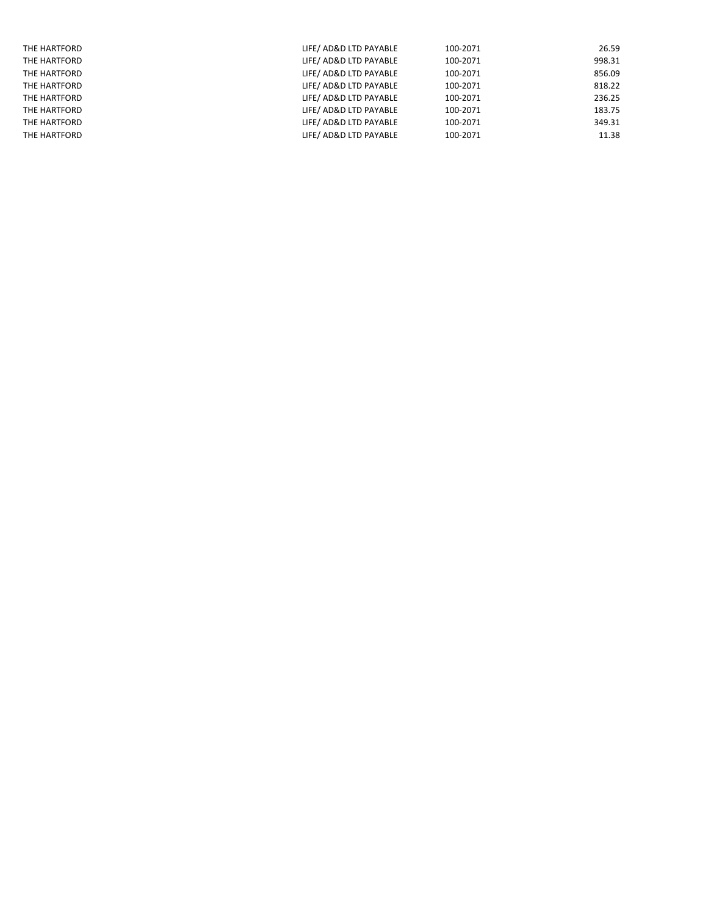| | | | |
|---|---|---|---|
| THE HARTFORD | LIFE/ AD&D LTD PAYABLE | 100-2071 | 26.59 |
| THE HARTFORD | LIFE/ AD&D LTD PAYABLE | 100-2071 | 998.31 |
| THE HARTFORD | LIFE/ AD&D LTD PAYABLE | 100-2071 | 856.09 |
| THE HARTFORD | LIFE/ AD&D LTD PAYABLE | 100-2071 | 818.22 |
| THE HARTFORD | LIFE/ AD&D LTD PAYABLE | 100-2071 | 236.25 |
| THE HARTFORD | LIFE/ AD&D LTD PAYABLE | 100-2071 | 183.75 |
| THE HARTFORD | LIFE/ AD&D LTD PAYABLE | 100-2071 | 349.31 |
| THE HARTFORD | LIFE/ AD&D LTD PAYABLE | 100-2071 | 11.38 |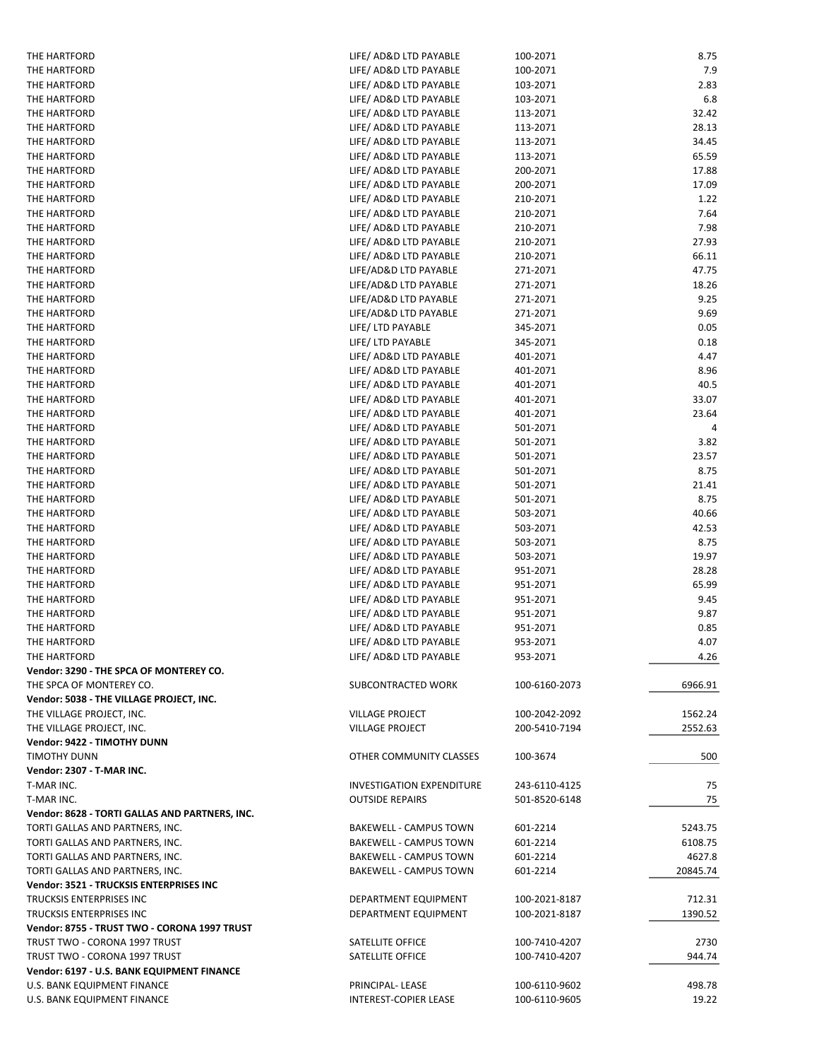| | | | |
|---|---|---|---|
| THE HARTFORD | LIFE/ AD&D LTD PAYABLE | 100-2071 | 8.75 |
| THE HARTFORD | LIFE/ AD&D LTD PAYABLE | 100-2071 | 7.9 |
| THE HARTFORD | LIFE/ AD&D LTD PAYABLE | 103-2071 | 2.83 |
| THE HARTFORD | LIFE/ AD&D LTD PAYABLE | 103-2071 | 6.8 |
| THE HARTFORD | LIFE/ AD&D LTD PAYABLE | 113-2071 | 32.42 |
| THE HARTFORD | LIFE/ AD&D LTD PAYABLE | 113-2071 | 28.13 |
| THE HARTFORD | LIFE/ AD&D LTD PAYABLE | 113-2071 | 34.45 |
| THE HARTFORD | LIFE/ AD&D LTD PAYABLE | 113-2071 | 65.59 |
| THE HARTFORD | LIFE/ AD&D LTD PAYABLE | 200-2071 | 17.88 |
| THE HARTFORD | LIFE/ AD&D LTD PAYABLE | 200-2071 | 17.09 |
| THE HARTFORD | LIFE/ AD&D LTD PAYABLE | 210-2071 | 1.22 |
| THE HARTFORD | LIFE/ AD&D LTD PAYABLE | 210-2071 | 7.64 |
| THE HARTFORD | LIFE/ AD&D LTD PAYABLE | 210-2071 | 7.98 |
| THE HARTFORD | LIFE/ AD&D LTD PAYABLE | 210-2071 | 27.93 |
| THE HARTFORD | LIFE/ AD&D LTD PAYABLE | 210-2071 | 66.11 |
| THE HARTFORD | LIFE/AD&D LTD PAYABLE | 271-2071 | 47.75 |
| THE HARTFORD | LIFE/AD&D LTD PAYABLE | 271-2071 | 18.26 |
| THE HARTFORD | LIFE/AD&D LTD PAYABLE | 271-2071 | 9.25 |
| THE HARTFORD | LIFE/AD&D LTD PAYABLE | 271-2071 | 9.69 |
| THE HARTFORD | LIFE/ LTD PAYABLE | 345-2071 | 0.05 |
| THE HARTFORD | LIFE/ LTD PAYABLE | 345-2071 | 0.18 |
| THE HARTFORD | LIFE/ AD&D LTD PAYABLE | 401-2071 | 4.47 |
| THE HARTFORD | LIFE/ AD&D LTD PAYABLE | 401-2071 | 8.96 |
| THE HARTFORD | LIFE/ AD&D LTD PAYABLE | 401-2071 | 40.5 |
| THE HARTFORD | LIFE/ AD&D LTD PAYABLE | 401-2071 | 33.07 |
| THE HARTFORD | LIFE/ AD&D LTD PAYABLE | 401-2071 | 23.64 |
| THE HARTFORD | LIFE/ AD&D LTD PAYABLE | 501-2071 | 4 |
| THE HARTFORD | LIFE/ AD&D LTD PAYABLE | 501-2071 | 3.82 |
| THE HARTFORD | LIFE/ AD&D LTD PAYABLE | 501-2071 | 23.57 |
| THE HARTFORD | LIFE/ AD&D LTD PAYABLE | 501-2071 | 8.75 |
| THE HARTFORD | LIFE/ AD&D LTD PAYABLE | 501-2071 | 21.41 |
| THE HARTFORD | LIFE/ AD&D LTD PAYABLE | 501-2071 | 8.75 |
| THE HARTFORD | LIFE/ AD&D LTD PAYABLE | 503-2071 | 40.66 |
| THE HARTFORD | LIFE/ AD&D LTD PAYABLE | 503-2071 | 42.53 |
| THE HARTFORD | LIFE/ AD&D LTD PAYABLE | 503-2071 | 8.75 |
| THE HARTFORD | LIFE/ AD&D LTD PAYABLE | 503-2071 | 19.97 |
| THE HARTFORD | LIFE/ AD&D LTD PAYABLE | 951-2071 | 28.28 |
| THE HARTFORD | LIFE/ AD&D LTD PAYABLE | 951-2071 | 65.99 |
| THE HARTFORD | LIFE/ AD&D LTD PAYABLE | 951-2071 | 9.45 |
| THE HARTFORD | LIFE/ AD&D LTD PAYABLE | 951-2071 | 9.87 |
| THE HARTFORD | LIFE/ AD&D LTD PAYABLE | 951-2071 | 0.85 |
| THE HARTFORD | LIFE/ AD&D LTD PAYABLE | 953-2071 | 4.07 |
| THE HARTFORD | LIFE/ AD&D LTD PAYABLE | 953-2071 | 4.26 |
| **Vendor: 3290 - THE SPCA OF MONTEREY CO.** | | | |
| THE SPCA OF MONTEREY CO. | SUBCONTRACTED WORK | 100-6160-2073 | 6966.91 |
| **Vendor: 5038 - THE VILLAGE PROJECT, INC.** | | | |
| THE VILLAGE PROJECT, INC. | VILLAGE PROJECT | 100-2042-2092 | 1562.24 |
| THE VILLAGE PROJECT, INC. | VILLAGE PROJECT | 200-5410-7194 | 2552.63 |
| **Vendor: 9422 - TIMOTHY DUNN** | | | |
| TIMOTHY DUNN | OTHER COMMUNITY CLASSES | 100-3674 | 500 |
| **Vendor: 2307 - T-MAR INC.** | | | |
| T-MAR INC. | INVESTIGATION EXPENDITURE | 243-6110-4125 | 75 |
| T-MAR INC. | OUTSIDE REPAIRS | 501-8520-6148 | 75 |
| **Vendor: 8628 - TORTI GALLAS AND PARTNERS, INC.** | | | |
| TORTI GALLAS AND PARTNERS, INC. | BAKEWELL - CAMPUS TOWN | 601-2214 | 5243.75 |
| TORTI GALLAS AND PARTNERS, INC. | BAKEWELL - CAMPUS TOWN | 601-2214 | 6108.75 |
| TORTI GALLAS AND PARTNERS, INC. | BAKEWELL - CAMPUS TOWN | 601-2214 | 4627.8 |
| TORTI GALLAS AND PARTNERS, INC. | BAKEWELL - CAMPUS TOWN | 601-2214 | 20845.74 |
| **Vendor: 3521 - TRUCKSIS ENTERPRISES INC** | | | |
| TRUCKSIS ENTERPRISES INC | DEPARTMENT EQUIPMENT | 100-2021-8187 | 712.31 |
| TRUCKSIS ENTERPRISES INC | DEPARTMENT EQUIPMENT | 100-2021-8187 | 1390.52 |
| **Vendor: 8755 - TRUST TWO - CORONA 1997 TRUST** | | | |
| TRUST TWO - CORONA 1997 TRUST | SATELLITE OFFICE | 100-7410-4207 | 2730 |
| TRUST TWO - CORONA 1997 TRUST | SATELLITE OFFICE | 100-7410-4207 | 944.74 |
| **Vendor: 6197 - U.S. BANK EQUIPMENT FINANCE** | | | |
| U.S. BANK EQUIPMENT FINANCE | PRINCIPAL- LEASE | 100-6110-9602 | 498.78 |
| U.S. BANK EQUIPMENT FINANCE | INTEREST-COPIER LEASE | 100-6110-9605 | 19.22 |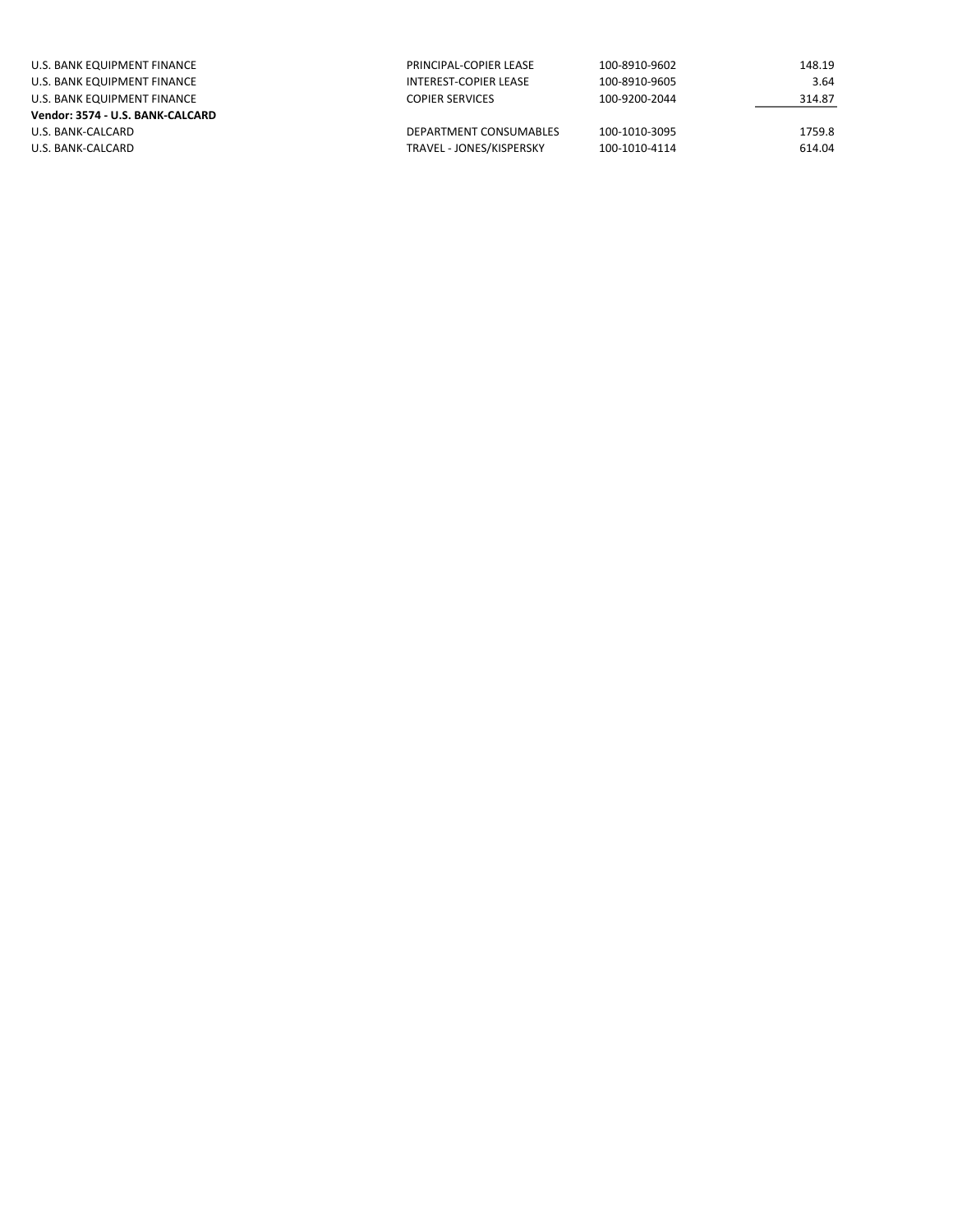| | | | |
|---|---|---|---|
| U.S. BANK EQUIPMENT FINANCE | PRINCIPAL-COPIER LEASE | 100-8910-9602 | 148.19 |
| U.S. BANK EQUIPMENT FINANCE | INTEREST-COPIER LEASE | 100-8910-9605 | 3.64 |
| U.S. BANK EQUIPMENT FINANCE | COPIER SERVICES | 100-9200-2044 | 314.87 |
| **Vendor: 3574 - U.S. BANK-CALCARD** | | | |
| U.S. BANK-CALCARD | DEPARTMENT CONSUMABLES | 100-1010-3095 | 1759.8 |
| U.S. BANK-CALCARD | TRAVEL - JONES/KISPERSKY | 100-1010-4114 | 614.04 |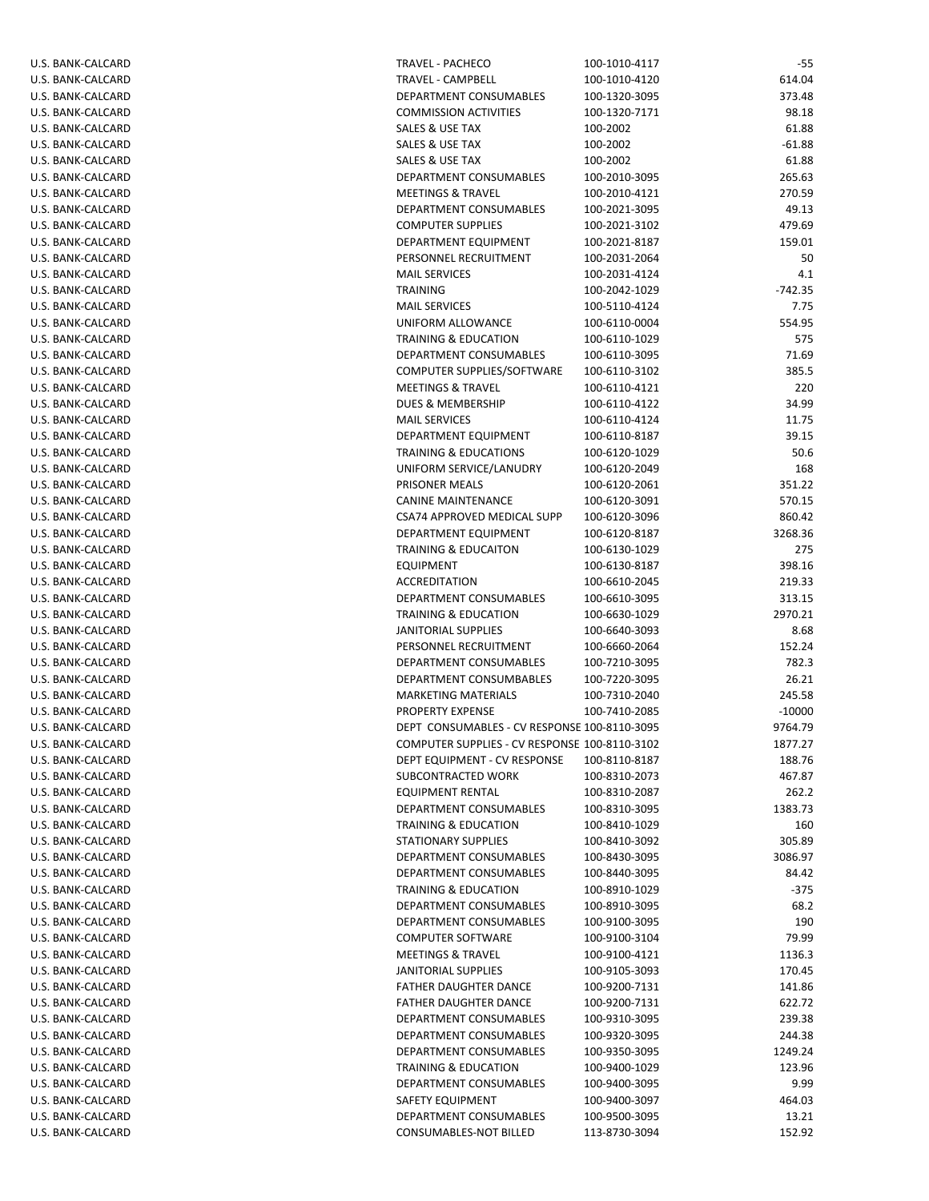| | | | |
|---|---|---|---|
| U.S. BANK-CALCARD | TRAVEL - PACHECO | 100-1010-4117 | -55 |
| U.S. BANK-CALCARD | TRAVEL - CAMPBELL | 100-1010-4120 | 614.04 |
| U.S. BANK-CALCARD | DEPARTMENT CONSUMABLES | 100-1320-3095 | 373.48 |
| U.S. BANK-CALCARD | COMMISSION ACTIVITIES | 100-1320-7171 | 98.18 |
| U.S. BANK-CALCARD | SALES & USE TAX | 100-2002 | 61.88 |
| U.S. BANK-CALCARD | SALES & USE TAX | 100-2002 | -61.88 |
| U.S. BANK-CALCARD | SALES & USE TAX | 100-2002 | 61.88 |
| U.S. BANK-CALCARD | DEPARTMENT CONSUMABLES | 100-2010-3095 | 265.63 |
| U.S. BANK-CALCARD | MEETINGS & TRAVEL | 100-2010-4121 | 270.59 |
| U.S. BANK-CALCARD | DEPARTMENT CONSUMABLES | 100-2021-3095 | 49.13 |
| U.S. BANK-CALCARD | COMPUTER SUPPLIES | 100-2021-3102 | 479.69 |
| U.S. BANK-CALCARD | DEPARTMENT EQUIPMENT | 100-2021-8187 | 159.01 |
| U.S. BANK-CALCARD | PERSONNEL RECRUITMENT | 100-2031-2064 | 50 |
| U.S. BANK-CALCARD | MAIL SERVICES | 100-2031-4124 | 4.1 |
| U.S. BANK-CALCARD | TRAINING | 100-2042-1029 | -742.35 |
| U.S. BANK-CALCARD | MAIL SERVICES | 100-5110-4124 | 7.75 |
| U.S. BANK-CALCARD | UNIFORM ALLOWANCE | 100-6110-0004 | 554.95 |
| U.S. BANK-CALCARD | TRAINING & EDUCATION | 100-6110-1029 | 575 |
| U.S. BANK-CALCARD | DEPARTMENT CONSUMABLES | 100-6110-3095 | 71.69 |
| U.S. BANK-CALCARD | COMPUTER SUPPLIES/SOFTWARE | 100-6110-3102 | 385.5 |
| U.S. BANK-CALCARD | MEETINGS & TRAVEL | 100-6110-4121 | 220 |
| U.S. BANK-CALCARD | DUES & MEMBERSHIP | 100-6110-4122 | 34.99 |
| U.S. BANK-CALCARD | MAIL SERVICES | 100-6110-4124 | 11.75 |
| U.S. BANK-CALCARD | DEPARTMENT EQUIPMENT | 100-6110-8187 | 39.15 |
| U.S. BANK-CALCARD | TRAINING & EDUCATIONS | 100-6120-1029 | 50.6 |
| U.S. BANK-CALCARD | UNIFORM SERVICE/LANUDRY | 100-6120-2049 | 168 |
| U.S. BANK-CALCARD | PRISONER MEALS | 100-6120-2061 | 351.22 |
| U.S. BANK-CALCARD | CANINE MAINTENANCE | 100-6120-3091 | 570.15 |
| U.S. BANK-CALCARD | CSA74 APPROVED MEDICAL SUPP | 100-6120-3096 | 860.42 |
| U.S. BANK-CALCARD | DEPARTMENT EQUIPMENT | 100-6120-8187 | 3268.36 |
| U.S. BANK-CALCARD | TRAINING & EDUCAITON | 100-6130-1029 | 275 |
| U.S. BANK-CALCARD | EQUIPMENT | 100-6130-8187 | 398.16 |
| U.S. BANK-CALCARD | ACCREDITATION | 100-6610-2045 | 219.33 |
| U.S. BANK-CALCARD | DEPARTMENT CONSUMABLES | 100-6610-3095 | 313.15 |
| U.S. BANK-CALCARD | TRAINING & EDUCATION | 100-6630-1029 | 2970.21 |
| U.S. BANK-CALCARD | JANITORIAL SUPPLIES | 100-6640-3093 | 8.68 |
| U.S. BANK-CALCARD | PERSONNEL RECRUITMENT | 100-6660-2064 | 152.24 |
| U.S. BANK-CALCARD | DEPARTMENT CONSUMABLES | 100-7210-3095 | 782.3 |
| U.S. BANK-CALCARD | DEPARTMENT CONSUMBABLES | 100-7220-3095 | 26.21 |
| U.S. BANK-CALCARD | MARKETING MATERIALS | 100-7310-2040 | 245.58 |
| U.S. BANK-CALCARD | PROPERTY EXPENSE | 100-7410-2085 | -10000 |
| U.S. BANK-CALCARD | DEPT CONSUMABLES - CV RESPONSE | 100-8110-3095 | 9764.79 |
| U.S. BANK-CALCARD | COMPUTER SUPPLIES - CV RESPONSE | 100-8110-3102 | 1877.27 |
| U.S. BANK-CALCARD | DEPT EQUIPMENT - CV RESPONSE | 100-8110-8187 | 188.76 |
| U.S. BANK-CALCARD | SUBCONTRACTED WORK | 100-8310-2073 | 467.87 |
| U.S. BANK-CALCARD | EQUIPMENT RENTAL | 100-8310-2087 | 262.2 |
| U.S. BANK-CALCARD | DEPARTMENT CONSUMABLES | 100-8310-3095 | 1383.73 |
| U.S. BANK-CALCARD | TRAINING & EDUCATION | 100-8410-1029 | 160 |
| U.S. BANK-CALCARD | STATIONARY SUPPLIES | 100-8410-3092 | 305.89 |
| U.S. BANK-CALCARD | DEPARTMENT CONSUMABLES | 100-8430-3095 | 3086.97 |
| U.S. BANK-CALCARD | DEPARTMENT CONSUMABLES | 100-8440-3095 | 84.42 |
| U.S. BANK-CALCARD | TRAINING & EDUCATION | 100-8910-1029 | -375 |
| U.S. BANK-CALCARD | DEPARTMENT CONSUMABLES | 100-8910-3095 | 68.2 |
| U.S. BANK-CALCARD | DEPARTMENT CONSUMABLES | 100-9100-3095 | 190 |
| U.S. BANK-CALCARD | COMPUTER SOFTWARE | 100-9100-3104 | 79.99 |
| U.S. BANK-CALCARD | MEETINGS & TRAVEL | 100-9100-4121 | 1136.3 |
| U.S. BANK-CALCARD | JANITORIAL SUPPLIES | 100-9105-3093 | 170.45 |
| U.S. BANK-CALCARD | FATHER DAUGHTER DANCE | 100-9200-7131 | 141.86 |
| U.S. BANK-CALCARD | FATHER DAUGHTER DANCE | 100-9200-7131 | 622.72 |
| U.S. BANK-CALCARD | DEPARTMENT CONSUMABLES | 100-9310-3095 | 239.38 |
| U.S. BANK-CALCARD | DEPARTMENT CONSUMABLES | 100-9320-3095 | 244.38 |
| U.S. BANK-CALCARD | DEPARTMENT CONSUMABLES | 100-9350-3095 | 1249.24 |
| U.S. BANK-CALCARD | TRAINING & EDUCATION | 100-9400-1029 | 123.96 |
| U.S. BANK-CALCARD | DEPARTMENT CONSUMABLES | 100-9400-3095 | 9.99 |
| U.S. BANK-CALCARD | SAFETY EQUIPMENT | 100-9400-3097 | 464.03 |
| U.S. BANK-CALCARD | DEPARTMENT CONSUMABLES | 100-9500-3095 | 13.21 |
| U.S. BANK-CALCARD | CONSUMABLES-NOT BILLED | 113-8730-3094 | 152.92 |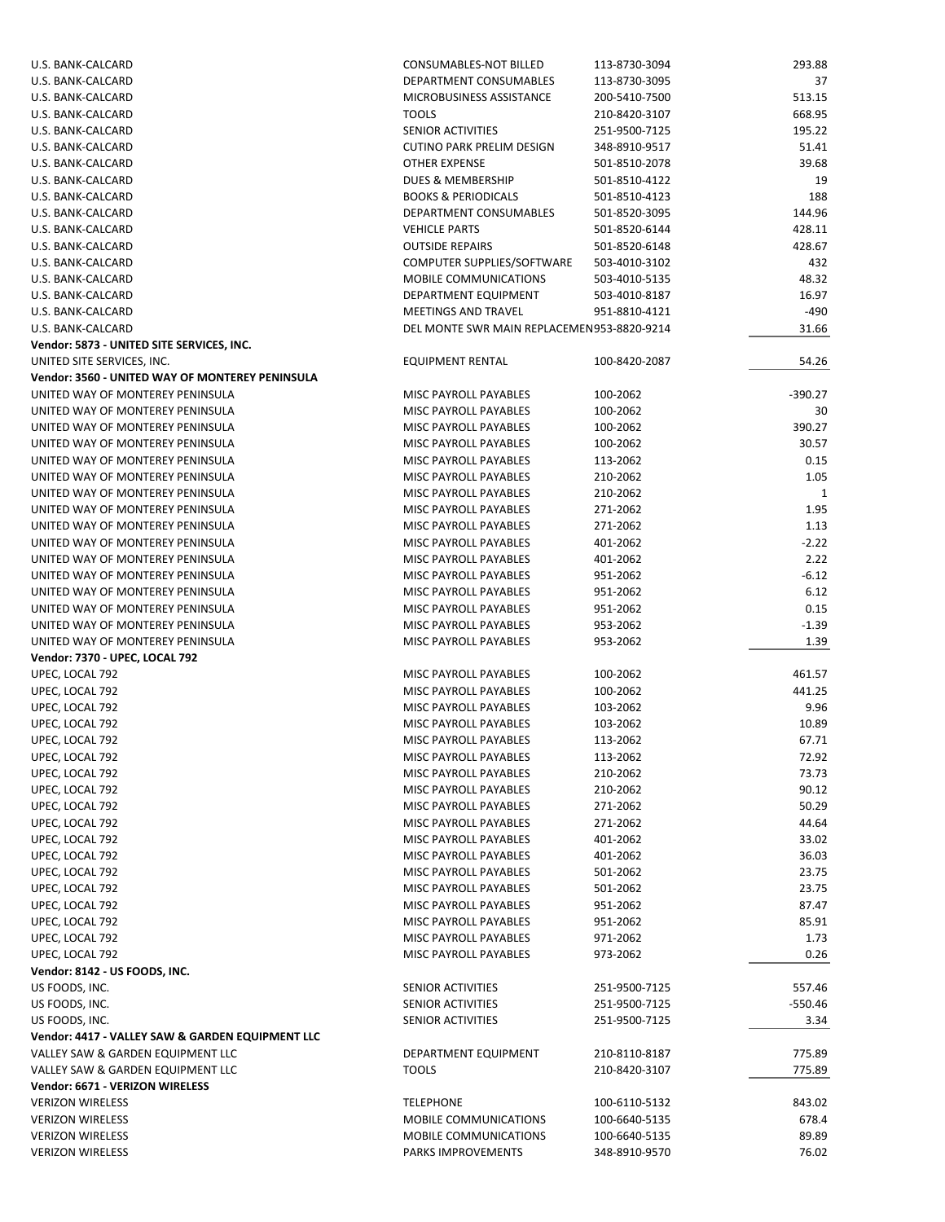| | | | |
|---|---|---|---|
| U.S. BANK-CALCARD | CONSUMABLES-NOT BILLED | 113-8730-3094 | 293.88 |
| U.S. BANK-CALCARD | DEPARTMENT CONSUMABLES | 113-8730-3095 | 37 |
| U.S. BANK-CALCARD | MICROBUSINESS ASSISTANCE | 200-5410-7500 | 513.15 |
| U.S. BANK-CALCARD | TOOLS | 210-8420-3107 | 668.95 |
| U.S. BANK-CALCARD | SENIOR ACTIVITIES | 251-9500-7125 | 195.22 |
| U.S. BANK-CALCARD | CUTINO PARK PRELIM DESIGN | 348-8910-9517 | 51.41 |
| U.S. BANK-CALCARD | OTHER EXPENSE | 501-8510-2078 | 39.68 |
| U.S. BANK-CALCARD | DUES & MEMBERSHIP | 501-8510-4122 | 19 |
| U.S. BANK-CALCARD | BOOKS & PERIODICALS | 501-8510-4123 | 188 |
| U.S. BANK-CALCARD | DEPARTMENT CONSUMABLES | 501-8520-3095 | 144.96 |
| U.S. BANK-CALCARD | VEHICLE PARTS | 501-8520-6144 | 428.11 |
| U.S. BANK-CALCARD | OUTSIDE REPAIRS | 501-8520-6148 | 428.67 |
| U.S. BANK-CALCARD | COMPUTER SUPPLIES/SOFTWARE | 503-4010-3102 | 432 |
| U.S. BANK-CALCARD | MOBILE COMMUNICATIONS | 503-4010-5135 | 48.32 |
| U.S. BANK-CALCARD | DEPARTMENT EQUIPMENT | 503-4010-8187 | 16.97 |
| U.S. BANK-CALCARD | MEETINGS AND TRAVEL | 951-8810-4121 | -490 |
| U.S. BANK-CALCARD | DEL MONTE SWR MAIN REPLACEMEN | 953-8820-9214 | 31.66 |
| **Vendor: 5873 - UNITED SITE SERVICES, INC.** | | | |
| UNITED SITE SERVICES, INC. | EQUIPMENT RENTAL | 100-8420-2087 | 54.26 |
| **Vendor: 3560 - UNITED WAY OF MONTEREY PENINSULA** | | | |
| UNITED WAY OF MONTEREY PENINSULA | MISC PAYROLL PAYABLES | 100-2062 | -390.27 |
| UNITED WAY OF MONTEREY PENINSULA | MISC PAYROLL PAYABLES | 100-2062 | 30 |
| UNITED WAY OF MONTEREY PENINSULA | MISC PAYROLL PAYABLES | 100-2062 | 390.27 |
| UNITED WAY OF MONTEREY PENINSULA | MISC PAYROLL PAYABLES | 100-2062 | 30.57 |
| UNITED WAY OF MONTEREY PENINSULA | MISC PAYROLL PAYABLES | 113-2062 | 0.15 |
| UNITED WAY OF MONTEREY PENINSULA | MISC PAYROLL PAYABLES | 210-2062 | 1.05 |
| UNITED WAY OF MONTEREY PENINSULA | MISC PAYROLL PAYABLES | 210-2062 | 1 |
| UNITED WAY OF MONTEREY PENINSULA | MISC PAYROLL PAYABLES | 271-2062 | 1.95 |
| UNITED WAY OF MONTEREY PENINSULA | MISC PAYROLL PAYABLES | 271-2062 | 1.13 |
| UNITED WAY OF MONTEREY PENINSULA | MISC PAYROLL PAYABLES | 401-2062 | -2.22 |
| UNITED WAY OF MONTEREY PENINSULA | MISC PAYROLL PAYABLES | 401-2062 | 2.22 |
| UNITED WAY OF MONTEREY PENINSULA | MISC PAYROLL PAYABLES | 951-2062 | -6.12 |
| UNITED WAY OF MONTEREY PENINSULA | MISC PAYROLL PAYABLES | 951-2062 | 6.12 |
| UNITED WAY OF MONTEREY PENINSULA | MISC PAYROLL PAYABLES | 951-2062 | 0.15 |
| UNITED WAY OF MONTEREY PENINSULA | MISC PAYROLL PAYABLES | 953-2062 | -1.39 |
| UNITED WAY OF MONTEREY PENINSULA | MISC PAYROLL PAYABLES | 953-2062 | 1.39 |
| **Vendor: 7370 - UPEC, LOCAL 792** | | | |
| UPEC, LOCAL 792 | MISC PAYROLL PAYABLES | 100-2062 | 461.57 |
| UPEC, LOCAL 792 | MISC PAYROLL PAYABLES | 100-2062 | 441.25 |
| UPEC, LOCAL 792 | MISC PAYROLL PAYABLES | 103-2062 | 9.96 |
| UPEC, LOCAL 792 | MISC PAYROLL PAYABLES | 103-2062 | 10.89 |
| UPEC, LOCAL 792 | MISC PAYROLL PAYABLES | 113-2062 | 67.71 |
| UPEC, LOCAL 792 | MISC PAYROLL PAYABLES | 113-2062 | 72.92 |
| UPEC, LOCAL 792 | MISC PAYROLL PAYABLES | 210-2062 | 73.73 |
| UPEC, LOCAL 792 | MISC PAYROLL PAYABLES | 210-2062 | 90.12 |
| UPEC, LOCAL 792 | MISC PAYROLL PAYABLES | 271-2062 | 50.29 |
| UPEC, LOCAL 792 | MISC PAYROLL PAYABLES | 271-2062 | 44.64 |
| UPEC, LOCAL 792 | MISC PAYROLL PAYABLES | 401-2062 | 33.02 |
| UPEC, LOCAL 792 | MISC PAYROLL PAYABLES | 401-2062 | 36.03 |
| UPEC, LOCAL 792 | MISC PAYROLL PAYABLES | 501-2062 | 23.75 |
| UPEC, LOCAL 792 | MISC PAYROLL PAYABLES | 501-2062 | 23.75 |
| UPEC, LOCAL 792 | MISC PAYROLL PAYABLES | 951-2062 | 87.47 |
| UPEC, LOCAL 792 | MISC PAYROLL PAYABLES | 951-2062 | 85.91 |
| UPEC, LOCAL 792 | MISC PAYROLL PAYABLES | 971-2062 | 1.73 |
| UPEC, LOCAL 792 | MISC PAYROLL PAYABLES | 973-2062 | 0.26 |
| **Vendor: 8142 - US FOODS, INC.** | | | |
| US FOODS, INC. | SENIOR ACTIVITIES | 251-9500-7125 | 557.46 |
| US FOODS, INC. | SENIOR ACTIVITIES | 251-9500-7125 | -550.46 |
| US FOODS, INC. | SENIOR ACTIVITIES | 251-9500-7125 | 3.34 |
| **Vendor: 4417 - VALLEY SAW & GARDEN EQUIPMENT LLC** | | | |
| VALLEY SAW & GARDEN EQUIPMENT LLC | DEPARTMENT EQUIPMENT | 210-8110-8187 | 775.89 |
| VALLEY SAW & GARDEN EQUIPMENT LLC | TOOLS | 210-8420-3107 | 775.89 |
| **Vendor: 6671 - VERIZON WIRELESS** | | | |
| VERIZON WIRELESS | TELEPHONE | 100-6110-5132 | 843.02 |
| VERIZON WIRELESS | MOBILE COMMUNICATIONS | 100-6640-5135 | 678.4 |
| VERIZON WIRELESS | MOBILE COMMUNICATIONS | 100-6640-5135 | 89.89 |
| VERIZON WIRELESS | PARKS IMPROVEMENTS | 348-8910-9570 | 76.02 |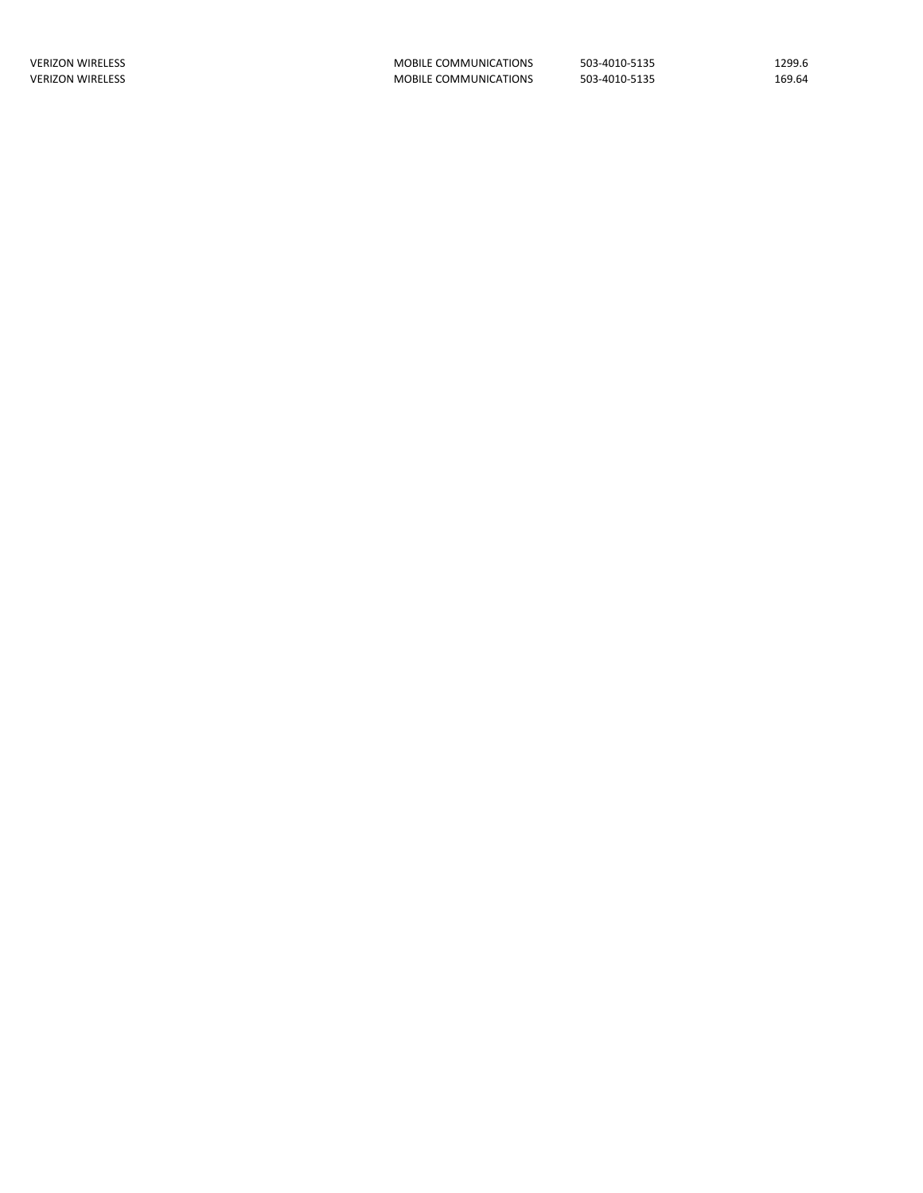| | | | |
|---|---|---|---|
| VERIZON WIRELESS | MOBILE COMMUNICATIONS | 503-4010-5135 | 1299.6 |
| VERIZON WIRELESS | MOBILE COMMUNICATIONS | 503-4010-5135 | 169.64 |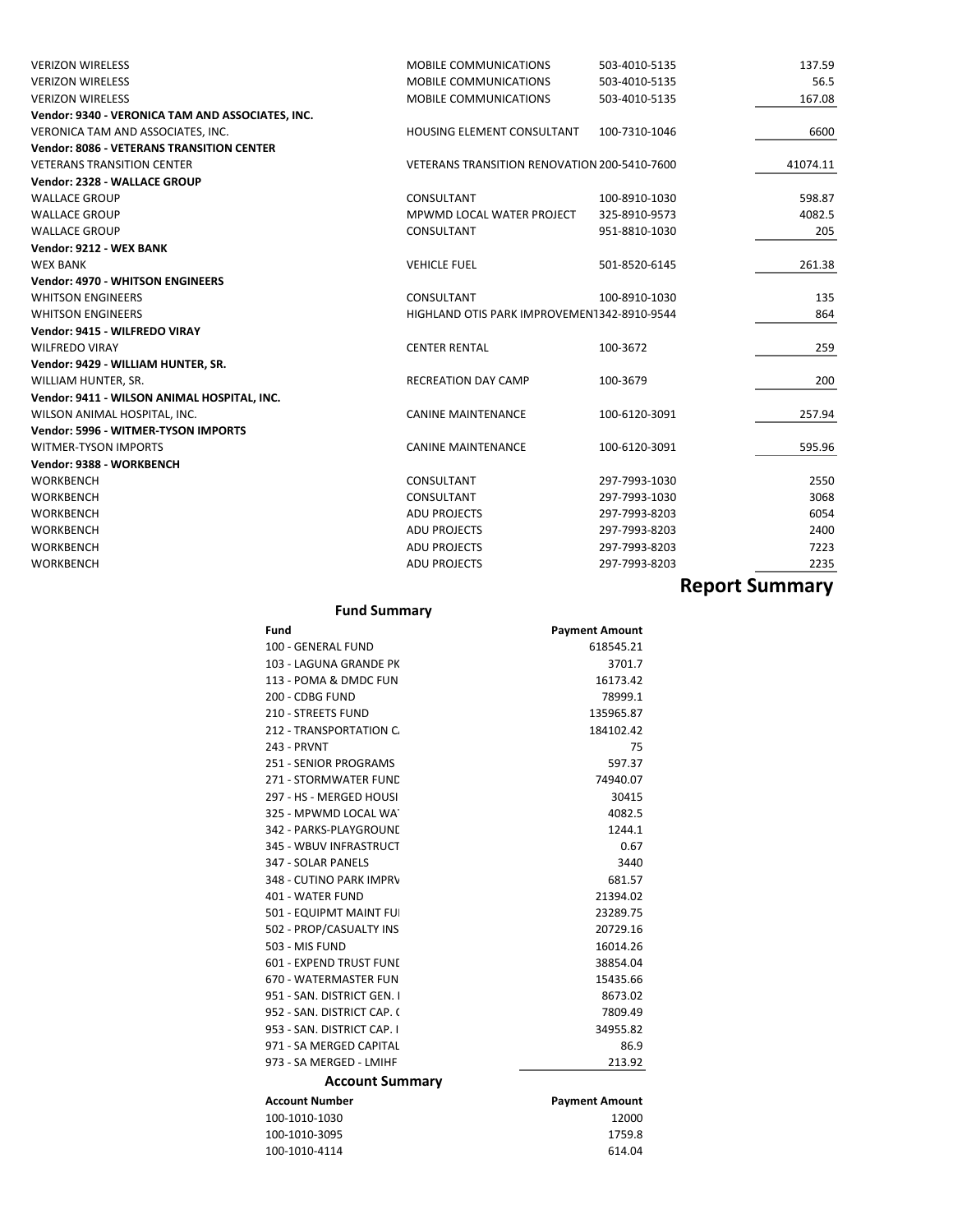| | | | |
|---|---|---|---|
| VERIZON WIRELESS | MOBILE COMMUNICATIONS | 503-4010-5135 | 137.59 |
| VERIZON WIRELESS | MOBILE COMMUNICATIONS | 503-4010-5135 | 56.5 |
| VERIZON WIRELESS | MOBILE COMMUNICATIONS | 503-4010-5135 | 167.08 |
| **Vendor: 9340 - VERONICA TAM AND ASSOCIATES, INC.** | | | |
| VERONICA TAM AND ASSOCIATES, INC. | HOUSING ELEMENT CONSULTANT | 100-7310-1046 | 6600 |
| **Vendor: 8086 - VETERANS TRANSITION CENTER** | | | |
| VETERANS TRANSITION CENTER | VETERANS TRANSITION RENOVATION | 200-5410-7600 | 41074.11 |
| **Vendor: 2328 - WALLACE GROUP** | | | |
| WALLACE GROUP | CONSULTANT | 100-8910-1030 | 598.87 |
| WALLACE GROUP | MPWMD LOCAL WATER PROJECT | 325-8910-9573 | 4082.5 |
| WALLACE GROUP | CONSULTANT | 951-8810-1030 | 205 |
| **Vendor: 9212 - WEX BANK** | | | |
| WEX BANK | VEHICLE FUEL | 501-8520-6145 | 261.38 |
| **Vendor: 4970 - WHITSON ENGINEERS** | | | |
| WHITSON ENGINEERS | CONSULTANT | 100-8910-1030 | 135 |
| WHITSON ENGINEERS | HIGHLAND OTIS PARK IMPROVEMENT | 342-8910-9544 | 864 |
| **Vendor: 9415 - WILFREDO VIRAY** | | | |
| WILFREDO VIRAY | CENTER RENTAL | 100-3672 | 259 |
| **Vendor: 9429 - WILLIAM HUNTER, SR.** | | | |
| WILLIAM HUNTER, SR. | RECREATION DAY CAMP | 100-3679 | 200 |
| **Vendor: 9411 - WILSON ANIMAL HOSPITAL, INC.** | | | |
| WILSON ANIMAL HOSPITAL, INC. | CANINE MAINTENANCE | 100-6120-3091 | 257.94 |
| **Vendor: 5996 - WITMER-TYSON IMPORTS** | | | |
| WITMER-TYSON IMPORTS | CANINE MAINTENANCE | 100-6120-3091 | 595.96 |
| **Vendor: 9388 - WORKBENCH** | | | |
| WORKBENCH | CONSULTANT | 297-7993-1030 | 2550 |
| WORKBENCH | CONSULTANT | 297-7993-1030 | 3068 |
| WORKBENCH | ADU PROJECTS | 297-7993-8203 | 6054 |
| WORKBENCH | ADU PROJECTS | 297-7993-8203 | 2400 |
| WORKBENCH | ADU PROJECTS | 297-7993-8203 | 7223 |
| WORKBENCH | ADU PROJECTS | 297-7993-8203 | 2235 |

## Report Summary

### Fund Summary

| Fund | Payment Amount |
|---|---|
| 100 - GENERAL FUND | 618545.21 |
| 103 - LAGUNA GRANDE PK | 3701.7 |
| 113 - POMA & DMDC FUN | 16173.42 |
| 200 - CDBG FUND | 78999.1 |
| 210 - STREETS FUND | 135965.87 |
| 212 - TRANSPORTATION C. | 184102.42 |
| 243 - PRVNT | 75 |
| 251 - SENIOR PROGRAMS | 597.37 |
| 271 - STORMWATER FUND | 74940.07 |
| 297 - HS - MERGED HOUSI | 30415 |
| 325 - MPWMD LOCAL WAT | 4082.5 |
| 342 - PARKS-PLAYGROUND | 1244.1 |
| 345 - WBUV INFRASTRUCT | 0.67 |
| 347 - SOLAR PANELS | 3440 |
| 348 - CUTINO PARK IMPRV | 681.57 |
| 401 - WATER FUND | 21394.02 |
| 501 - EQUIPMT MAINT FUI | 23289.75 |
| 502 - PROP/CASUALTY INS | 20729.16 |
| 503 - MIS FUND | 16014.26 |
| 601 - EXPEND TRUST FUND | 38854.04 |
| 670 - WATERMASTER FUN | 15435.66 |
| 951 - SAN. DISTRICT GEN. I | 8673.02 |
| 952 - SAN. DISTRICT CAP. ( | 7809.49 |
| 953 - SAN. DISTRICT CAP. I | 34955.82 |
| 971 - SA MERGED CAPITAL | 86.9 |
| 973 - SA MERGED - LMIHF | 213.92 |

### Account Summary

| Account Number | Payment Amount |
|---|---|
| 100-1010-1030 | 12000 |
| 100-1010-3095 | 1759.8 |
| 100-1010-4114 | 614.04 |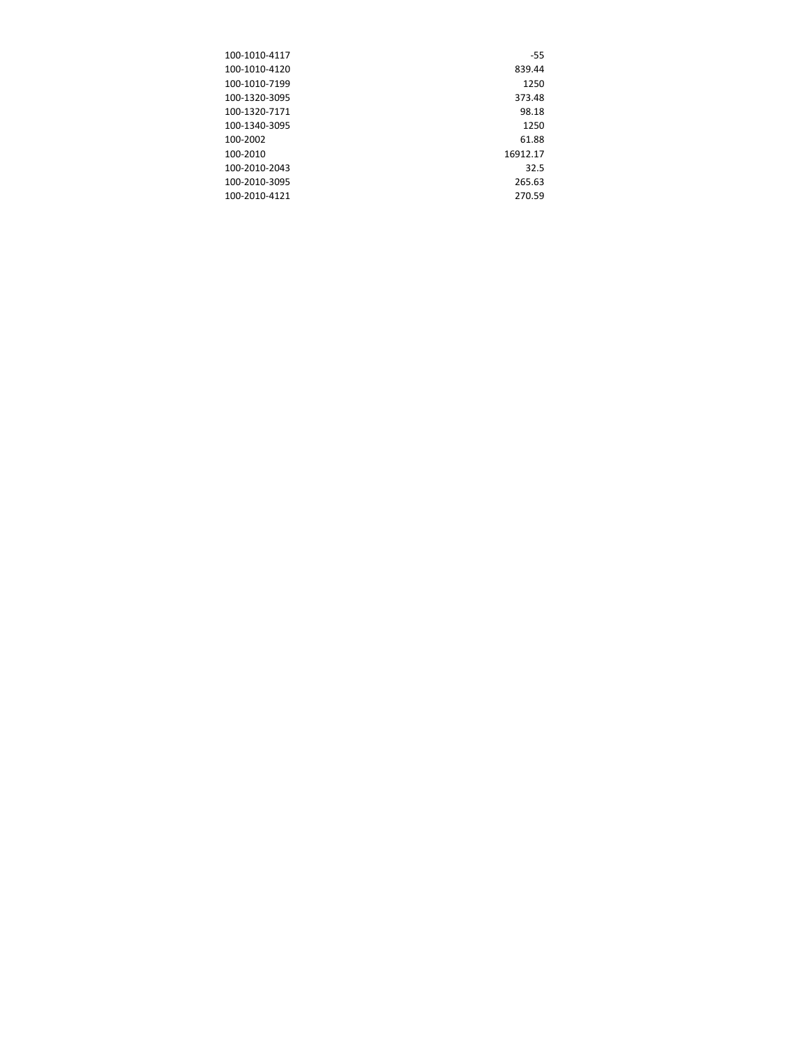| | |
|---|---|
| 100-1010-4117 | -55 |
| 100-1010-4120 | 839.44 |
| 100-1010-7199 | 1250 |
| 100-1320-3095 | 373.48 |
| 100-1320-7171 | 98.18 |
| 100-1340-3095 | 1250 |
| 100-2002 | 61.88 |
| 100-2010 | 16912.17 |
| 100-2010-2043 | 32.5 |
| 100-2010-3095 | 265.63 |
| 100-2010-4121 | 270.59 |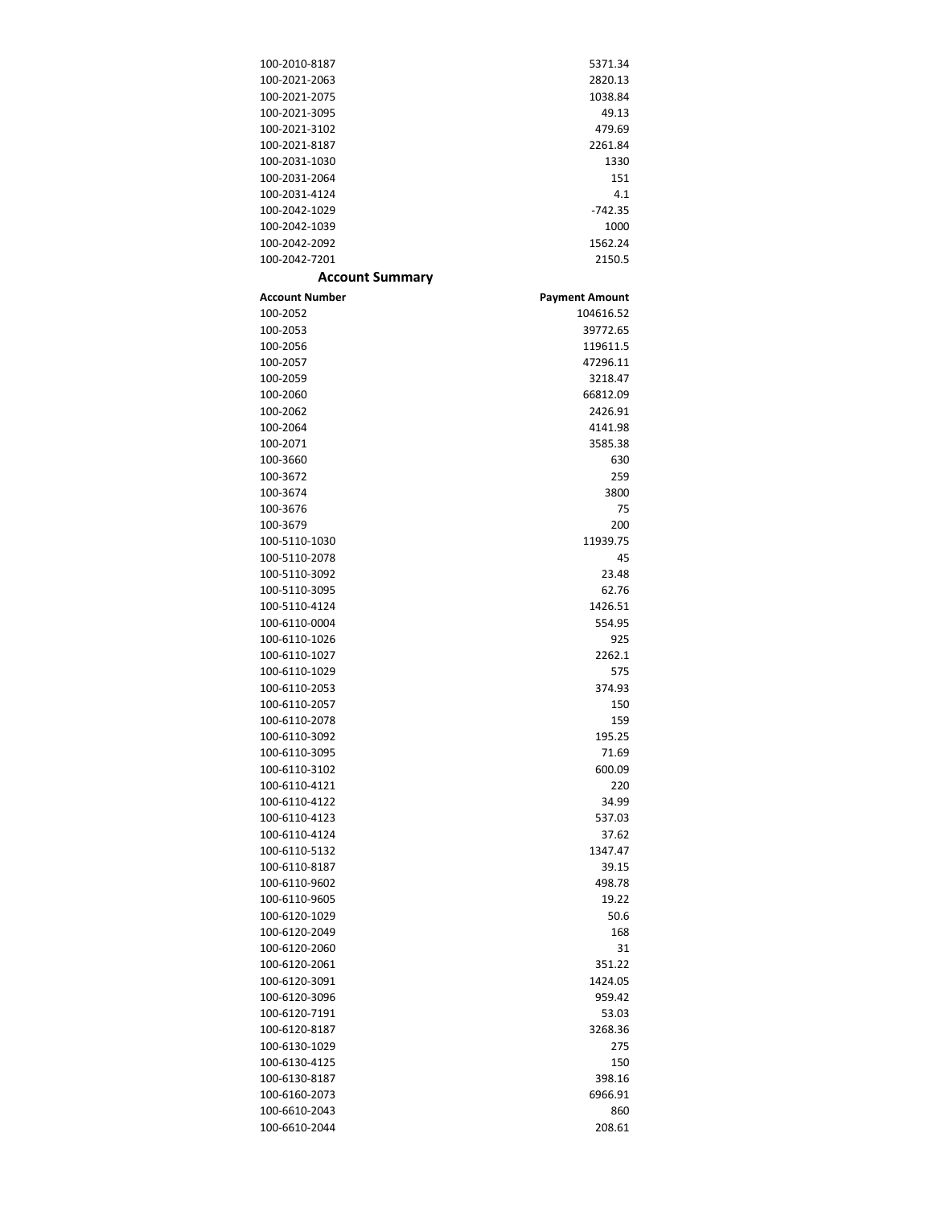| | |
|---|---|
| 100-2010-8187 | 5371.34 |
| 100-2021-2063 | 2820.13 |
| 100-2021-2075 | 1038.84 |
| 100-2021-3095 | 49.13 |
| 100-2021-3102 | 479.69 |
| 100-2021-8187 | 2261.84 |
| 100-2031-1030 | 1330 |
| 100-2031-2064 | 151 |
| 100-2031-4124 | 4.1 |
| 100-2042-1029 | -742.35 |
| 100-2042-1039 | 1000 |
| 100-2042-2092 | 1562.24 |
| 100-2042-7201 | 2150.5 |

## Account Summary

| Account Number | Payment Amount |
|---|---|
| 100-2052 | 104616.52 |
| 100-2053 | 39772.65 |
| 100-2056 | 119611.5 |
| 100-2057 | 47296.11 |
| 100-2059 | 3218.47 |
| 100-2060 | 66812.09 |
| 100-2062 | 2426.91 |
| 100-2064 | 4141.98 |
| 100-2071 | 3585.38 |
| 100-3660 | 630 |
| 100-3672 | 259 |
| 100-3674 | 3800 |
| 100-3676 | 75 |
| 100-3679 | 200 |
| 100-5110-1030 | 11939.75 |
| 100-5110-2078 | 45 |
| 100-5110-3092 | 23.48 |
| 100-5110-3095 | 62.76 |
| 100-5110-4124 | 1426.51 |
| 100-6110-0004 | 554.95 |
| 100-6110-1026 | 925 |
| 100-6110-1027 | 2262.1 |
| 100-6110-1029 | 575 |
| 100-6110-2053 | 374.93 |
| 100-6110-2057 | 150 |
| 100-6110-2078 | 159 |
| 100-6110-3092 | 195.25 |
| 100-6110-3095 | 71.69 |
| 100-6110-3102 | 600.09 |
| 100-6110-4121 | 220 |
| 100-6110-4122 | 34.99 |
| 100-6110-4123 | 537.03 |
| 100-6110-4124 | 37.62 |
| 100-6110-5132 | 1347.47 |
| 100-6110-8187 | 39.15 |
| 100-6110-9602 | 498.78 |
| 100-6110-9605 | 19.22 |
| 100-6120-1029 | 50.6 |
| 100-6120-2049 | 168 |
| 100-6120-2060 | 31 |
| 100-6120-2061 | 351.22 |
| 100-6120-3091 | 1424.05 |
| 100-6120-3096 | 959.42 |
| 100-6120-7191 | 53.03 |
| 100-6120-8187 | 3268.36 |
| 100-6130-1029 | 275 |
| 100-6130-4125 | 150 |
| 100-6130-8187 | 398.16 |
| 100-6160-2073 | 6966.91 |
| 100-6610-2043 | 860 |
| 100-6610-2044 | 208.61 |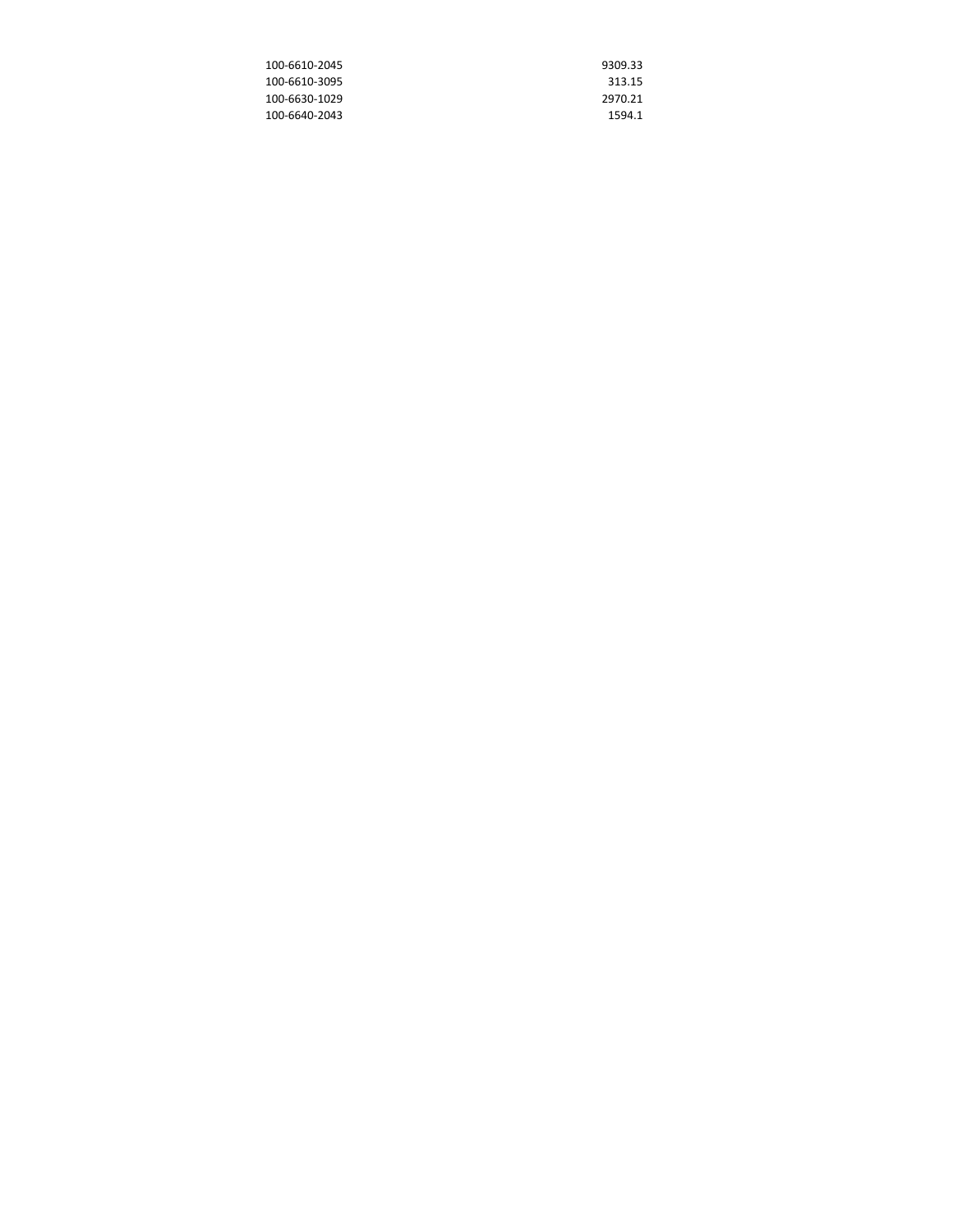| | |
|---|---|
| 100-6610-2045 | 9309.33 |
| 100-6610-3095 | 313.15 |
| 100-6630-1029 | 2970.21 |
| 100-6640-2043 | 1594.1 |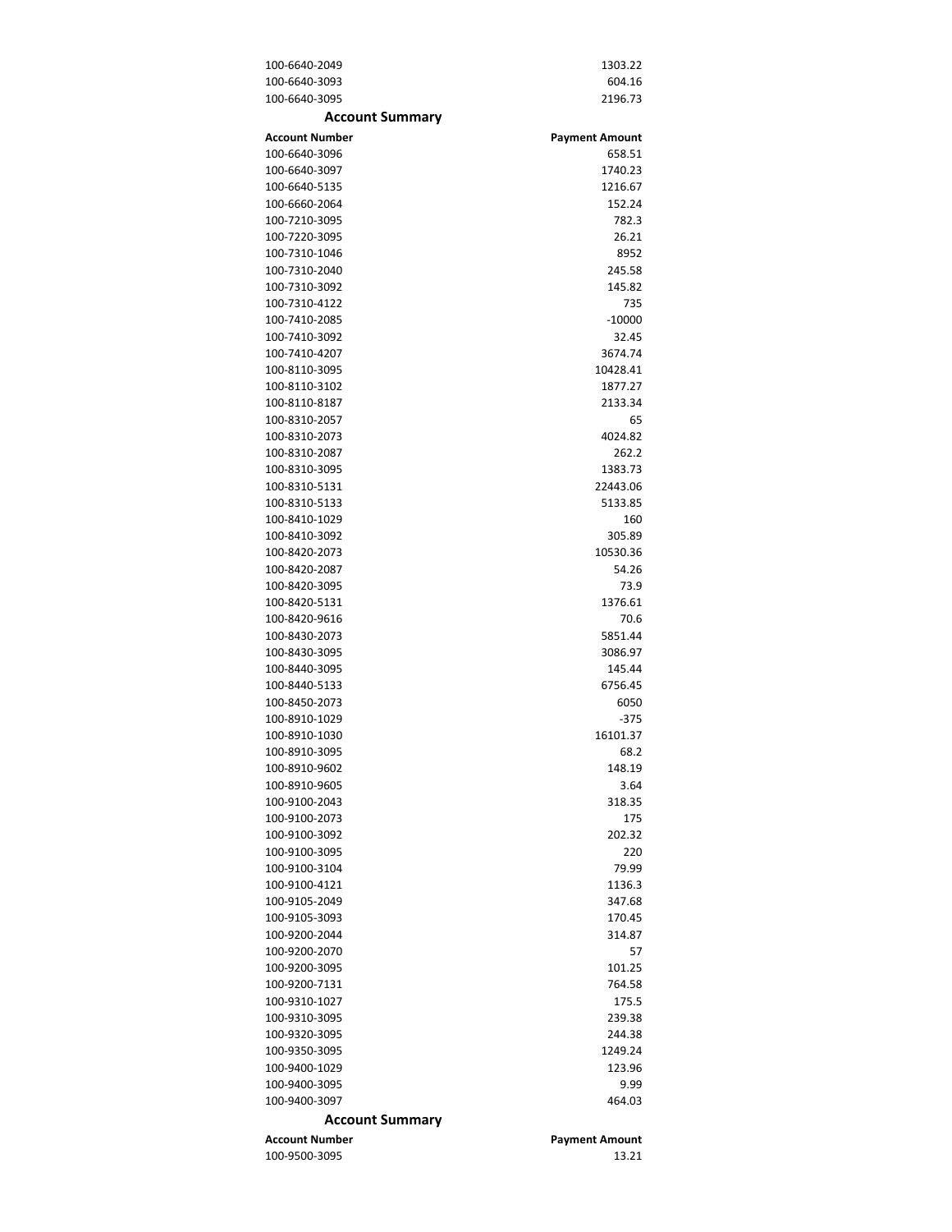| | |
|---|---|
| 100-6640-2049 | 1303.22 |
| 100-6640-3093 | 604.16 |
| 100-6640-3095 | 2196.73 |

## Account Summary

| Account Number | Payment Amount |
|---|---|
| 100-6640-3096 | 658.51 |
| 100-6640-3097 | 1740.23 |
| 100-6640-5135 | 1216.67 |
| 100-6660-2064 | 152.24 |
| 100-7210-3095 | 782.3 |
| 100-7220-3095 | 26.21 |
| 100-7310-1046 | 8952 |
| 100-7310-2040 | 245.58 |
| 100-7310-3092 | 145.82 |
| 100-7310-4122 | 735 |
| 100-7410-2085 | -10000 |
| 100-7410-3092 | 32.45 |
| 100-7410-4207 | 3674.74 |
| 100-8110-3095 | 10428.41 |
| 100-8110-3102 | 1877.27 |
| 100-8110-8187 | 2133.34 |
| 100-8310-2057 | 65 |
| 100-8310-2073 | 4024.82 |
| 100-8310-2087 | 262.2 |
| 100-8310-3095 | 1383.73 |
| 100-8310-5131 | 22443.06 |
| 100-8310-5133 | 5133.85 |
| 100-8410-1029 | 160 |
| 100-8410-3092 | 305.89 |
| 100-8420-2073 | 10530.36 |
| 100-8420-2087 | 54.26 |
| 100-8420-3095 | 73.9 |
| 100-8420-5131 | 1376.61 |
| 100-8420-9616 | 70.6 |
| 100-8430-2073 | 5851.44 |
| 100-8430-3095 | 3086.97 |
| 100-8440-3095 | 145.44 |
| 100-8440-5133 | 6756.45 |
| 100-8450-2073 | 6050 |
| 100-8910-1029 | -375 |
| 100-8910-1030 | 16101.37 |
| 100-8910-3095 | 68.2 |
| 100-8910-9602 | 148.19 |
| 100-8910-9605 | 3.64 |
| 100-9100-2043 | 318.35 |
| 100-9100-2073 | 175 |
| 100-9100-3092 | 202.32 |
| 100-9100-3095 | 220 |
| 100-9100-3104 | 79.99 |
| 100-9100-4121 | 1136.3 |
| 100-9105-2049 | 347.68 |
| 100-9105-3093 | 170.45 |
| 100-9200-2044 | 314.87 |
| 100-9200-2070 | 57 |
| 100-9200-3095 | 101.25 |
| 100-9200-7131 | 764.58 |
| 100-9310-1027 | 175.5 |
| 100-9310-3095 | 239.38 |
| 100-9320-3095 | 244.38 |
| 100-9350-3095 | 1249.24 |
| 100-9400-1029 | 123.96 |
| 100-9400-3095 | 9.99 |
| 100-9400-3097 | 464.03 |

## Account Summary

| Account Number | Payment Amount |
|---|---|
| 100-9500-3095 | 13.21 |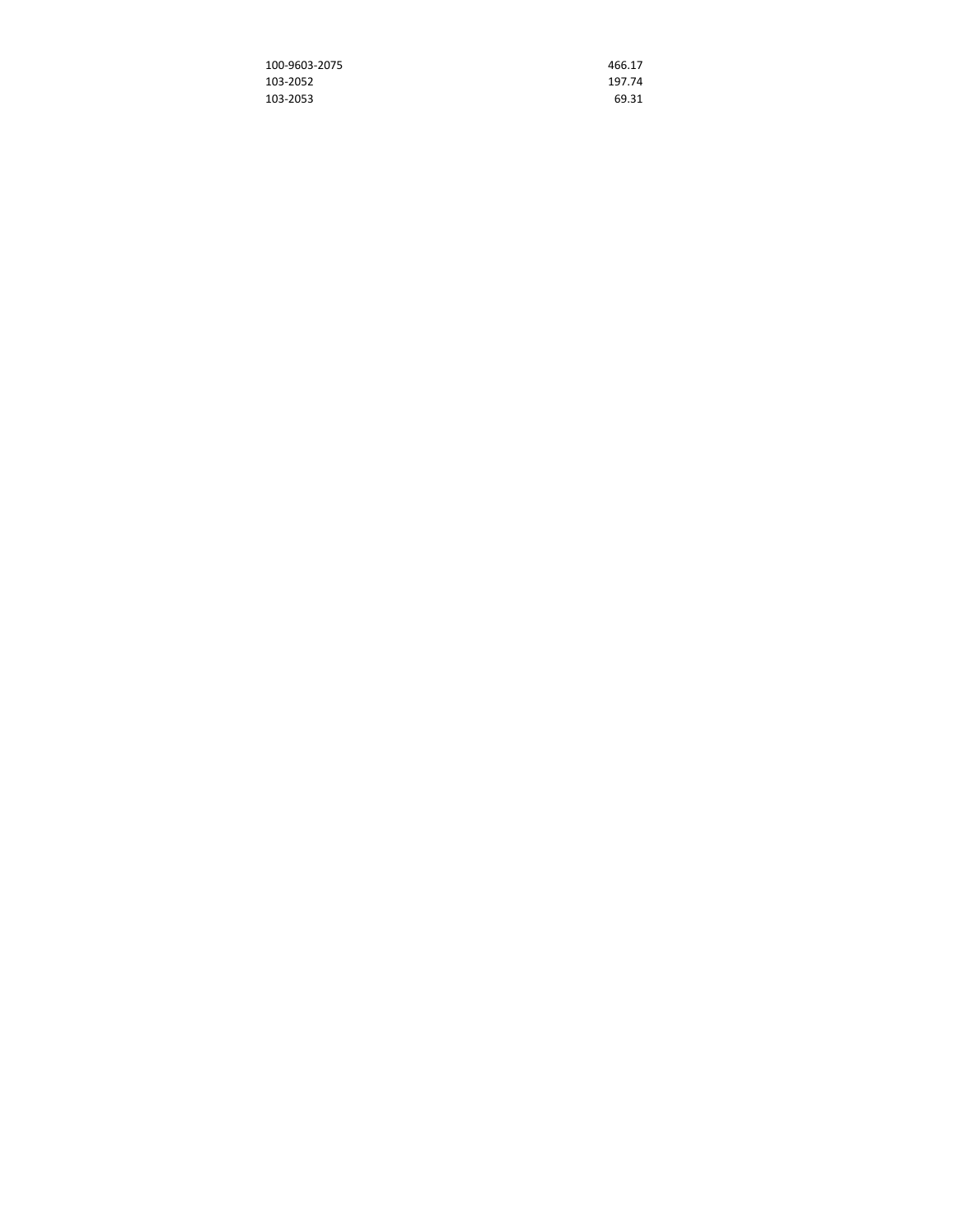| | |
|---|---:|
| 100-9603-2075 | 466.17 |
| 103-2052 | 197.74 |
| 103-2053 | 69.31 |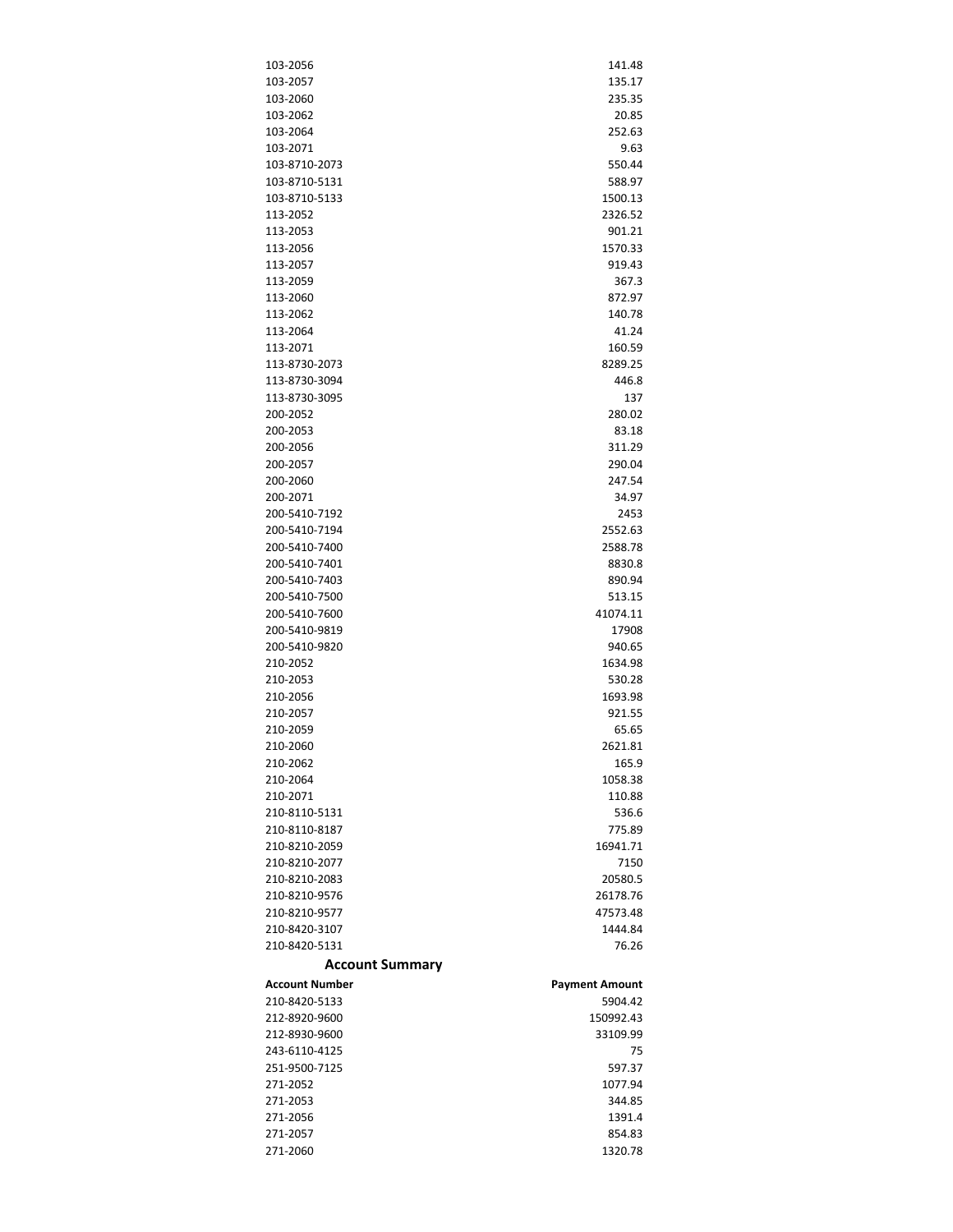| | |
|---|---|
| 103-2056 | 141.48 |
| 103-2057 | 135.17 |
| 103-2060 | 235.35 |
| 103-2062 | 20.85 |
| 103-2064 | 252.63 |
| 103-2071 | 9.63 |
| 103-8710-2073 | 550.44 |
| 103-8710-5131 | 588.97 |
| 103-8710-5133 | 1500.13 |
| 113-2052 | 2326.52 |
| 113-2053 | 901.21 |
| 113-2056 | 1570.33 |
| 113-2057 | 919.43 |
| 113-2059 | 367.3 |
| 113-2060 | 872.97 |
| 113-2062 | 140.78 |
| 113-2064 | 41.24 |
| 113-2071 | 160.59 |
| 113-8730-2073 | 8289.25 |
| 113-8730-3094 | 446.8 |
| 113-8730-3095 | 137 |
| 200-2052 | 280.02 |
| 200-2053 | 83.18 |
| 200-2056 | 311.29 |
| 200-2057 | 290.04 |
| 200-2060 | 247.54 |
| 200-2071 | 34.97 |
| 200-5410-7192 | 2453 |
| 200-5410-7194 | 2552.63 |
| 200-5410-7400 | 2588.78 |
| 200-5410-7401 | 8830.8 |
| 200-5410-7403 | 890.94 |
| 200-5410-7500 | 513.15 |
| 200-5410-7600 | 41074.11 |
| 200-5410-9819 | 17908 |
| 200-5410-9820 | 940.65 |
| 210-2052 | 1634.98 |
| 210-2053 | 530.28 |
| 210-2056 | 1693.98 |
| 210-2057 | 921.55 |
| 210-2059 | 65.65 |
| 210-2060 | 2621.81 |
| 210-2062 | 165.9 |
| 210-2064 | 1058.38 |
| 210-2071 | 110.88 |
| 210-8110-5131 | 536.6 |
| 210-8110-8187 | 775.89 |
| 210-8210-2059 | 16941.71 |
| 210-8210-2077 | 7150 |
| 210-8210-2083 | 20580.5 |
| 210-8210-9576 | 26178.76 |
| 210-8210-9577 | 47573.48 |
| 210-8420-3107 | 1444.84 |
| 210-8420-5131 | 76.26 |

## Account Summary

| Account Number | Payment Amount |
|---|---|
| 210-8420-5133 | 5904.42 |
| 212-8920-9600 | 150992.43 |
| 212-8930-9600 | 33109.99 |
| 243-6110-4125 | 75 |
| 251-9500-7125 | 597.37 |
| 271-2052 | 1077.94 |
| 271-2053 | 344.85 |
| 271-2056 | 1391.4 |
| 271-2057 | 854.83 |
| 271-2060 | 1320.78 |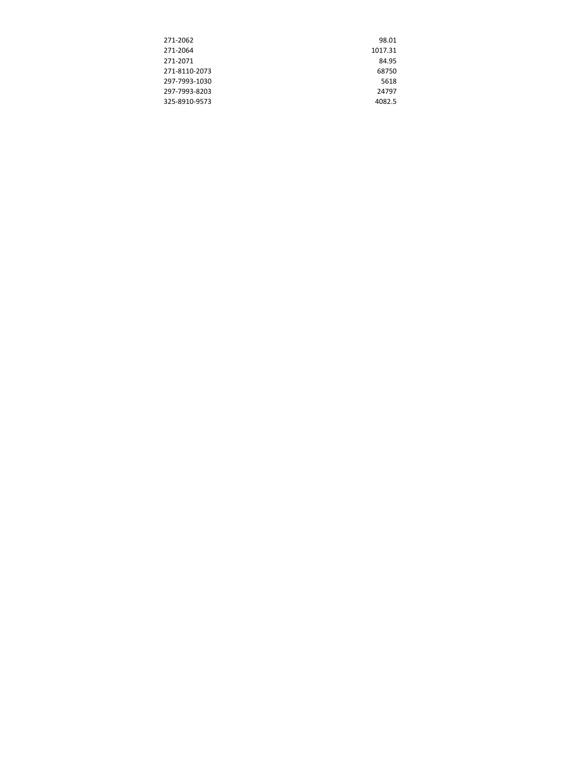| | |
|---|---|
| 271-2062 | 98.01 |
| 271-2064 | 1017.31 |
| 271-2071 | 84.95 |
| 271-8110-2073 | 68750 |
| 297-7993-1030 | 5618 |
| 297-7993-8203 | 24797 |
| 325-8910-9573 | 4082.5 |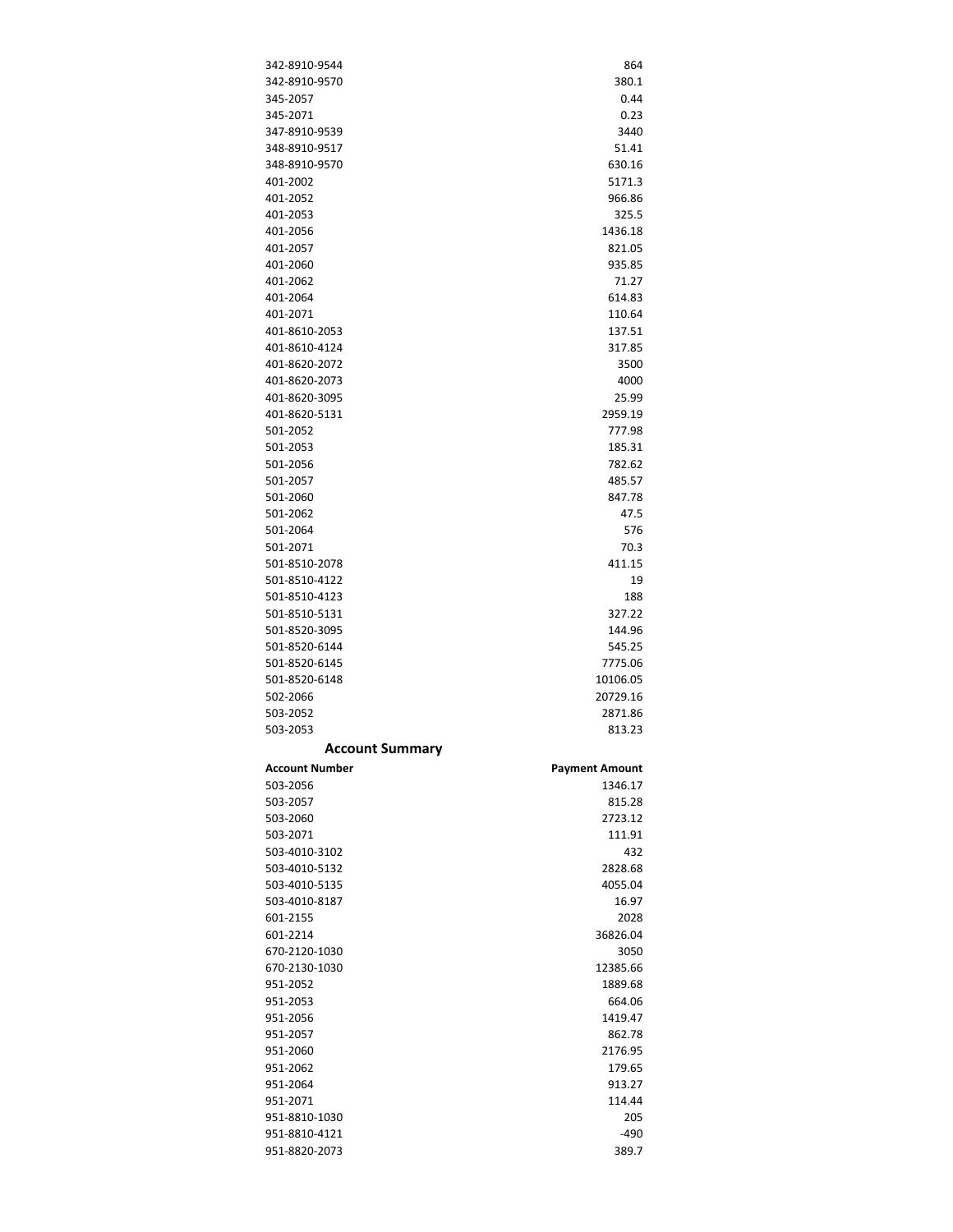| | |
|---|---|
| 342-8910-9544 | 864 |
| 342-8910-9570 | 380.1 |
| 345-2057 | 0.44 |
| 345-2071 | 0.23 |
| 347-8910-9539 | 3440 |
| 348-8910-9517 | 51.41 |
| 348-8910-9570 | 630.16 |
| 401-2002 | 5171.3 |
| 401-2052 | 966.86 |
| 401-2053 | 325.5 |
| 401-2056 | 1436.18 |
| 401-2057 | 821.05 |
| 401-2060 | 935.85 |
| 401-2062 | 71.27 |
| 401-2064 | 614.83 |
| 401-2071 | 110.64 |
| 401-8610-2053 | 137.51 |
| 401-8610-4124 | 317.85 |
| 401-8620-2072 | 3500 |
| 401-8620-2073 | 4000 |
| 401-8620-3095 | 25.99 |
| 401-8620-5131 | 2959.19 |
| 501-2052 | 777.98 |
| 501-2053 | 185.31 |
| 501-2056 | 782.62 |
| 501-2057 | 485.57 |
| 501-2060 | 847.78 |
| 501-2062 | 47.5 |
| 501-2064 | 576 |
| 501-2071 | 70.3 |
| 501-8510-2078 | 411.15 |
| 501-8510-4122 | 19 |
| 501-8510-4123 | 188 |
| 501-8510-5131 | 327.22 |
| 501-8520-3095 | 144.96 |
| 501-8520-6144 | 545.25 |
| 501-8520-6145 | 7775.06 |
| 501-8520-6148 | 10106.05 |
| 502-2066 | 20729.16 |
| 503-2052 | 2871.86 |
| 503-2053 | 813.23 |

## Account Summary

| Account Number | Payment Amount |
|---|---|
| 503-2056 | 1346.17 |
| 503-2057 | 815.28 |
| 503-2060 | 2723.12 |
| 503-2071 | 111.91 |
| 503-4010-3102 | 432 |
| 503-4010-5132 | 2828.68 |
| 503-4010-5135 | 4055.04 |
| 503-4010-8187 | 16.97 |
| 601-2155 | 2028 |
| 601-2214 | 36826.04 |
| 670-2120-1030 | 3050 |
| 670-2130-1030 | 12385.66 |
| 951-2052 | 1889.68 |
| 951-2053 | 664.06 |
| 951-2056 | 1419.47 |
| 951-2057 | 862.78 |
| 951-2060 | 2176.95 |
| 951-2062 | 179.65 |
| 951-2064 | 913.27 |
| 951-2071 | 114.44 |
| 951-8810-1030 | 205 |
| 951-8810-4121 | -490 |
| 951-8820-2073 | 389.7 |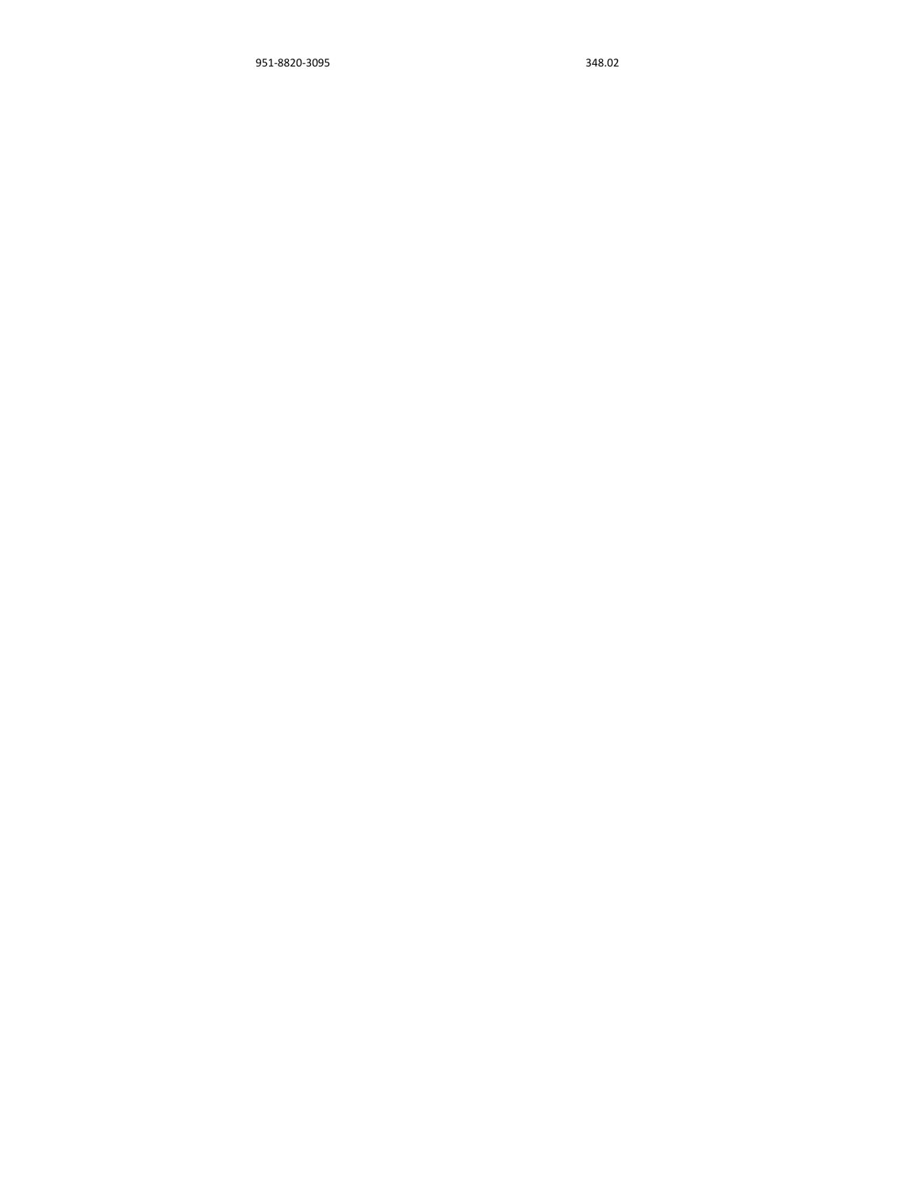| 951-8820-3095 | 348.02 |
| --- | --- |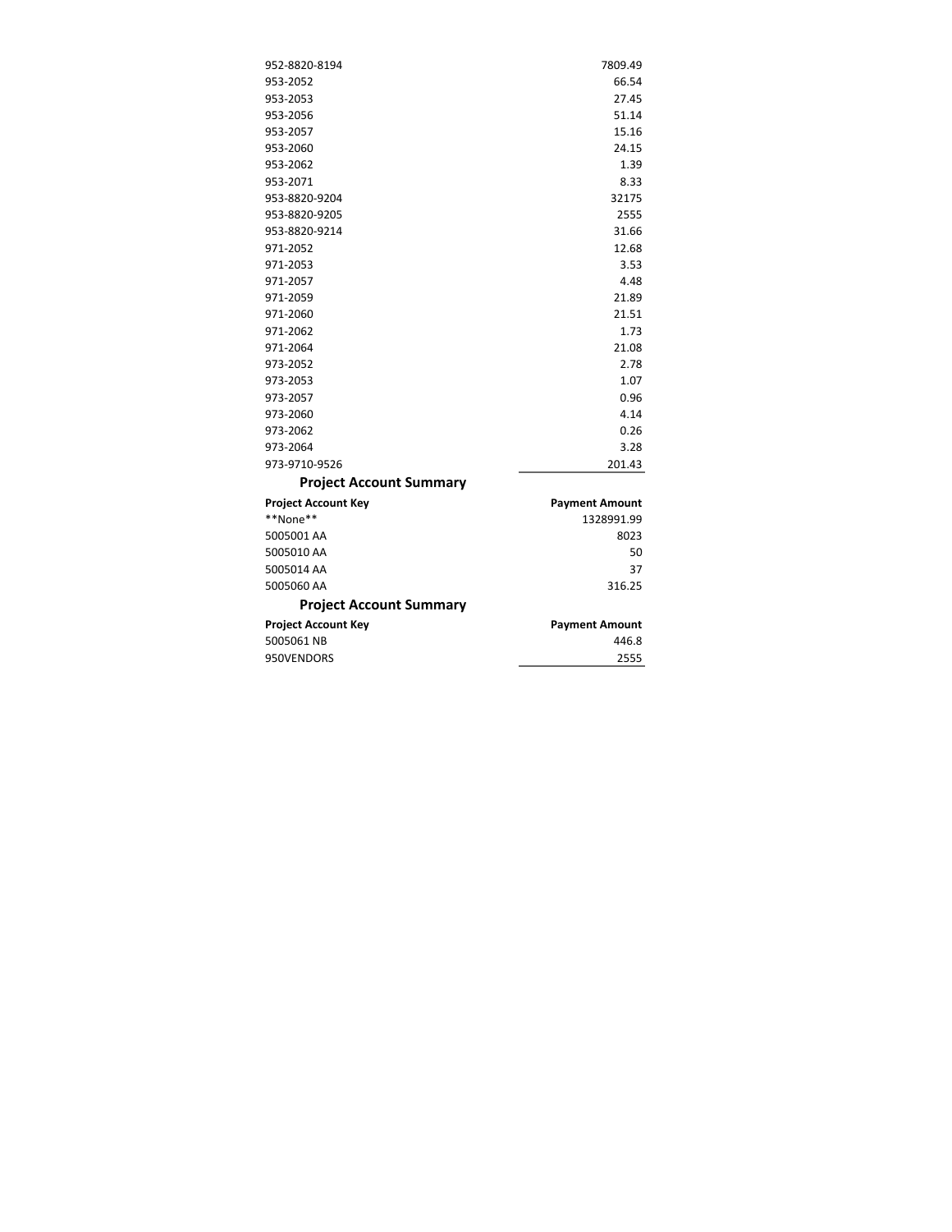| | |
|---|---|
| 952-8820-8194 | 7809.49 |
| 953-2052 | 66.54 |
| 953-2053 | 27.45 |
| 953-2056 | 51.14 |
| 953-2057 | 15.16 |
| 953-2060 | 24.15 |
| 953-2062 | 1.39 |
| 953-2071 | 8.33 |
| 953-8820-9204 | 32175 |
| 953-8820-9205 | 2555 |
| 953-8820-9214 | 31.66 |
| 971-2052 | 12.68 |
| 971-2053 | 3.53 |
| 971-2057 | 4.48 |
| 971-2059 | 21.89 |
| 971-2060 | 21.51 |
| 971-2062 | 1.73 |
| 971-2064 | 21.08 |
| 973-2052 | 2.78 |
| 973-2053 | 1.07 |
| 973-2057 | 0.96 |
| 973-2060 | 4.14 |
| 973-2062 | 0.26 |
| 973-2064 | 3.28 |
| 973-9710-9526 | 201.43 |

## Project Account Summary

| Project Account Key | Payment Amount |
|---|---|
| **None** | 1328991.99 |
| 5005001 AA | 8023 |
| 5005010 AA | 50 |
| 5005014 AA | 37 |
| 5005060 AA | 316.25 |
| 5005061 NB | 446.8 |
| 950VENDORS | 2555 |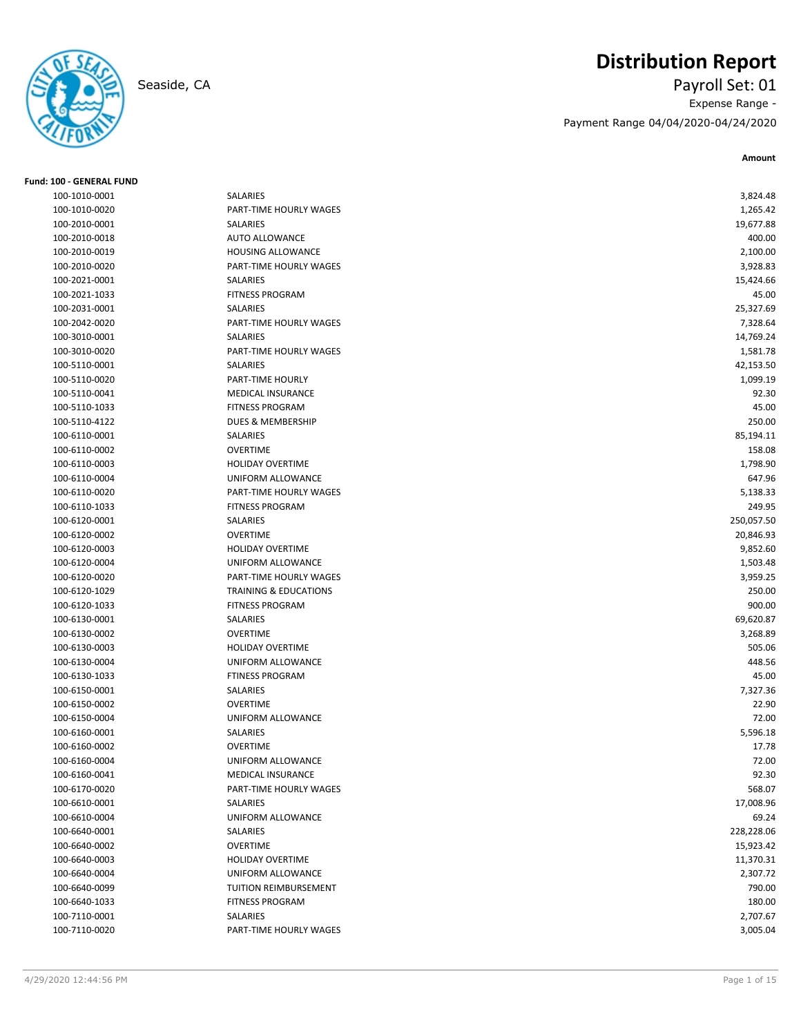# Distribution Report

Seaside, CA

Payroll Set: 01

Expense Range -

Payment Range 04/04/2020-04/24/2020

**Fund: 100 - GENERAL FUND**

| Account | Description | Amount |
|---|---|---|
| 100-1010-0001 | SALARIES | 3,824.48 |
| 100-1010-0020 | PART-TIME HOURLY WAGES | 1,265.42 |
| 100-2010-0001 | SALARIES | 19,677.88 |
| 100-2010-0018 | AUTO ALLOWANCE | 400.00 |
| 100-2010-0019 | HOUSING ALLOWANCE | 2,100.00 |
| 100-2010-0020 | PART-TIME HOURLY WAGES | 3,928.83 |
| 100-2021-0001 | SALARIES | 15,424.66 |
| 100-2021-1033 | FITNESS PROGRAM | 45.00 |
| 100-2031-0001 | SALARIES | 25,327.69 |
| 100-2042-0020 | PART-TIME HOURLY WAGES | 7,328.64 |
| 100-3010-0001 | SALARIES | 14,769.24 |
| 100-3010-0020 | PART-TIME HOURLY WAGES | 1,581.78 |
| 100-5110-0001 | SALARIES | 42,153.50 |
| 100-5110-0020 | PART-TIME HOURLY | 1,099.19 |
| 100-5110-0041 | MEDICAL INSURANCE | 92.30 |
| 100-5110-1033 | FITNESS PROGRAM | 45.00 |
| 100-5110-4122 | DUES & MEMBERSHIP | 250.00 |
| 100-6110-0001 | SALARIES | 85,194.11 |
| 100-6110-0002 | OVERTIME | 158.08 |
| 100-6110-0003 | HOLIDAY OVERTIME | 1,798.90 |
| 100-6110-0004 | UNIFORM ALLOWANCE | 647.96 |
| 100-6110-0020 | PART-TIME HOURLY WAGES | 5,138.33 |
| 100-6110-1033 | FITNESS PROGRAM | 249.95 |
| 100-6120-0001 | SALARIES | 250,057.50 |
| 100-6120-0002 | OVERTIME | 20,846.93 |
| 100-6120-0003 | HOLIDAY OVERTIME | 9,852.60 |
| 100-6120-0004 | UNIFORM ALLOWANCE | 1,503.48 |
| 100-6120-0020 | PART-TIME HOURLY WAGES | 3,959.25 |
| 100-6120-1029 | TRAINING & EDUCATIONS | 250.00 |
| 100-6120-1033 | FITNESS PROGRAM | 900.00 |
| 100-6130-0001 | SALARIES | 69,620.87 |
| 100-6130-0002 | OVERTIME | 3,268.89 |
| 100-6130-0003 | HOLIDAY OVERTIME | 505.06 |
| 100-6130-0004 | UNIFORM ALLOWANCE | 448.56 |
| 100-6130-1033 | FTINESS PROGRAM | 45.00 |
| 100-6150-0001 | SALARIES | 7,327.36 |
| 100-6150-0002 | OVERTIME | 22.90 |
| 100-6150-0004 | UNIFORM ALLOWANCE | 72.00 |
| 100-6160-0001 | SALARIES | 5,596.18 |
| 100-6160-0002 | OVERTIME | 17.78 |
| 100-6160-0004 | UNIFORM ALLOWANCE | 72.00 |
| 100-6160-0041 | MEDICAL INSURANCE | 92.30 |
| 100-6170-0020 | PART-TIME HOURLY WAGES | 568.07 |
| 100-6610-0001 | SALARIES | 17,008.96 |
| 100-6610-0004 | UNIFORM ALLOWANCE | 69.24 |
| 100-6640-0001 | SALARIES | 228,228.06 |
| 100-6640-0002 | OVERTIME | 15,923.42 |
| 100-6640-0003 | HOLIDAY OVERTIME | 11,370.31 |
| 100-6640-0004 | UNIFORM ALLOWANCE | 2,307.72 |
| 100-6640-0099 | TUITION REIMBURSEMENT | 790.00 |
| 100-6640-1033 | FITNESS PROGRAM | 180.00 |
| 100-7110-0001 | SALARIES | 2,707.67 |
| 100-7110-0020 | PART-TIME HOURLY WAGES | 3,005.04 |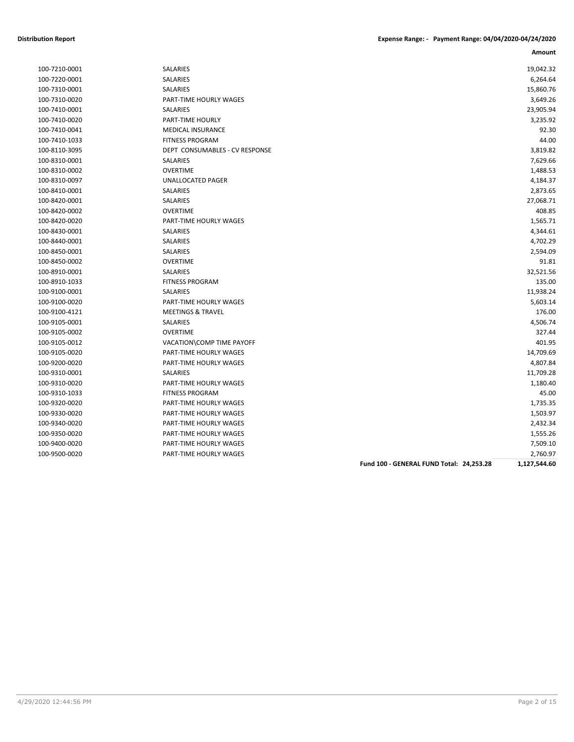**Distribution Report** | **Expense Range: - Payment Range: 04/04/2020-04/24/2020**

| Account | Description | | Amount |
|---|---|---|---|
| 100-7210-0001 | SALARIES | | 19,042.32 |
| 100-7220-0001 | SALARIES | | 6,264.64 |
| 100-7310-0001 | SALARIES | | 15,860.76 |
| 100-7310-0020 | PART-TIME HOURLY WAGES | | 3,649.26 |
| 100-7410-0001 | SALARIES | | 23,905.94 |
| 100-7410-0020 | PART-TIME HOURLY | | 3,235.92 |
| 100-7410-0041 | MEDICAL INSURANCE | | 92.30 |
| 100-7410-1033 | FITNESS PROGRAM | | 44.00 |
| 100-8110-3095 | DEPT CONSUMABLES - CV RESPONSE | | 3,819.82 |
| 100-8310-0001 | SALARIES | | 7,629.66 |
| 100-8310-0002 | OVERTIME | | 1,488.53 |
| 100-8310-0097 | UNALLOCATED PAGER | | 4,184.37 |
| 100-8410-0001 | SALARIES | | 2,873.65 |
| 100-8420-0001 | SALARIES | | 27,068.71 |
| 100-8420-0002 | OVERTIME | | 408.85 |
| 100-8420-0020 | PART-TIME HOURLY WAGES | | 1,565.71 |
| 100-8430-0001 | SALARIES | | 4,344.61 |
| 100-8440-0001 | SALARIES | | 4,702.29 |
| 100-8450-0001 | SALARIES | | 2,594.09 |
| 100-8450-0002 | OVERTIME | | 91.81 |
| 100-8910-0001 | SALARIES | | 32,521.56 |
| 100-8910-1033 | FITNESS PROGRAM | | 135.00 |
| 100-9100-0001 | SALARIES | | 11,938.24 |
| 100-9100-0020 | PART-TIME HOURLY WAGES | | 5,603.14 |
| 100-9100-4121 | MEETINGS & TRAVEL | | 176.00 |
| 100-9105-0001 | SALARIES | | 4,506.74 |
| 100-9105-0002 | OVERTIME | | 327.44 |
| 100-9105-0012 | VACATION\COMP TIME PAYOFF | | 401.95 |
| 100-9105-0020 | PART-TIME HOURLY WAGES | | 14,709.69 |
| 100-9200-0020 | PART-TIME HOURLY WAGES | | 4,807.84 |
| 100-9310-0001 | SALARIES | | 11,709.28 |
| 100-9310-0020 | PART-TIME HOURLY WAGES | | 1,180.40 |
| 100-9310-1033 | FITNESS PROGRAM | | 45.00 |
| 100-9320-0020 | PART-TIME HOURLY WAGES | | 1,735.35 |
| 100-9330-0020 | PART-TIME HOURLY WAGES | | 1,503.97 |
| 100-9340-0020 | PART-TIME HOURLY WAGES | | 2,432.34 |
| 100-9350-0020 | PART-TIME HOURLY WAGES | | 1,555.26 |
| 100-9400-0020 | PART-TIME HOURLY WAGES | | 7,509.10 |
| 100-9500-0020 | PART-TIME HOURLY WAGES | | 2,760.97 |
| | | **Fund 100 - GENERAL FUND Total: 24,253.28** | **1,127,544.60** |

4/29/2020 12:44:56 PM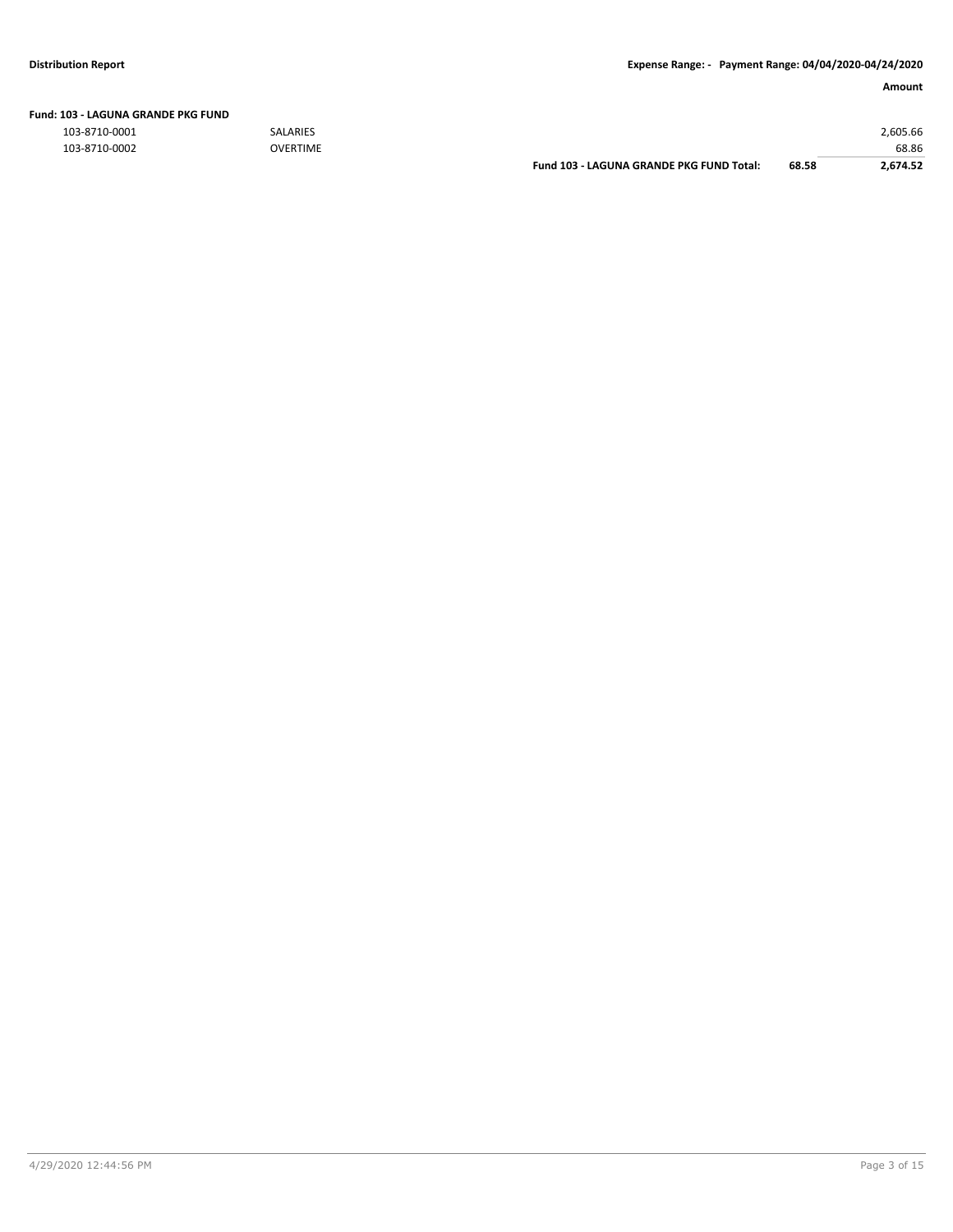**Distribution Report** **Expense Range: - Payment Range: 04/04/2020-04/24/2020**

| | | | | Amount |
|---|---|---|---|---|
| **Fund: 103 - LAGUNA GRANDE PKG FUND** | | | | |
| 103-8710-0001 | SALARIES | | | 2,605.66 |
| 103-8710-0002 | OVERTIME | | | 68.86 |
| | | **Fund 103 - LAGUNA GRANDE PKG FUND Total:** | **68.58** | **2,674.52** |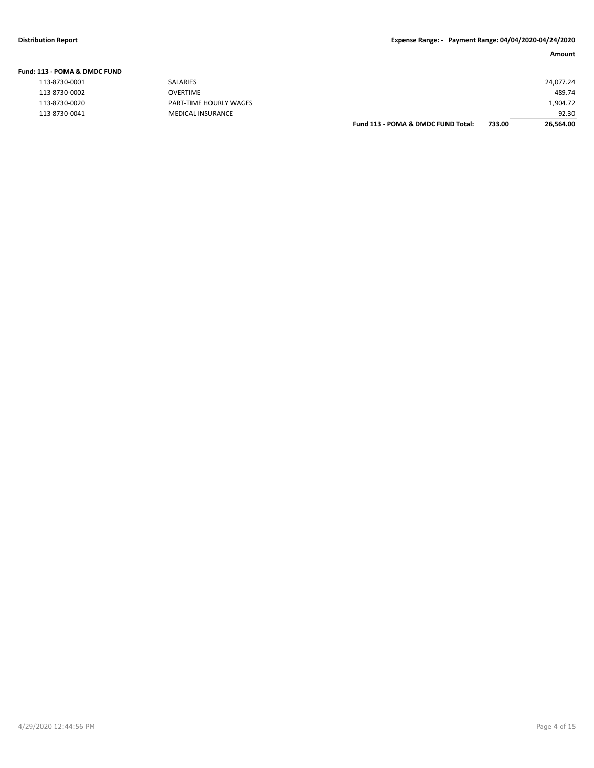| Fund: 113 - POMA & DMDC FUND | | | Amount |
|---|---|---|---|
| 113-8730-0001 | SALARIES | | 24,077.24 |
| 113-8730-0002 | OVERTIME | | 489.74 |
| 113-8730-0020 | PART-TIME HOURLY WAGES | | 1,904.72 |
| 113-8730-0041 | MEDICAL INSURANCE | | 92.30 |
| | **Fund 113 - POMA & DMDC FUND Total:** | **733.00** | **26,564.00** |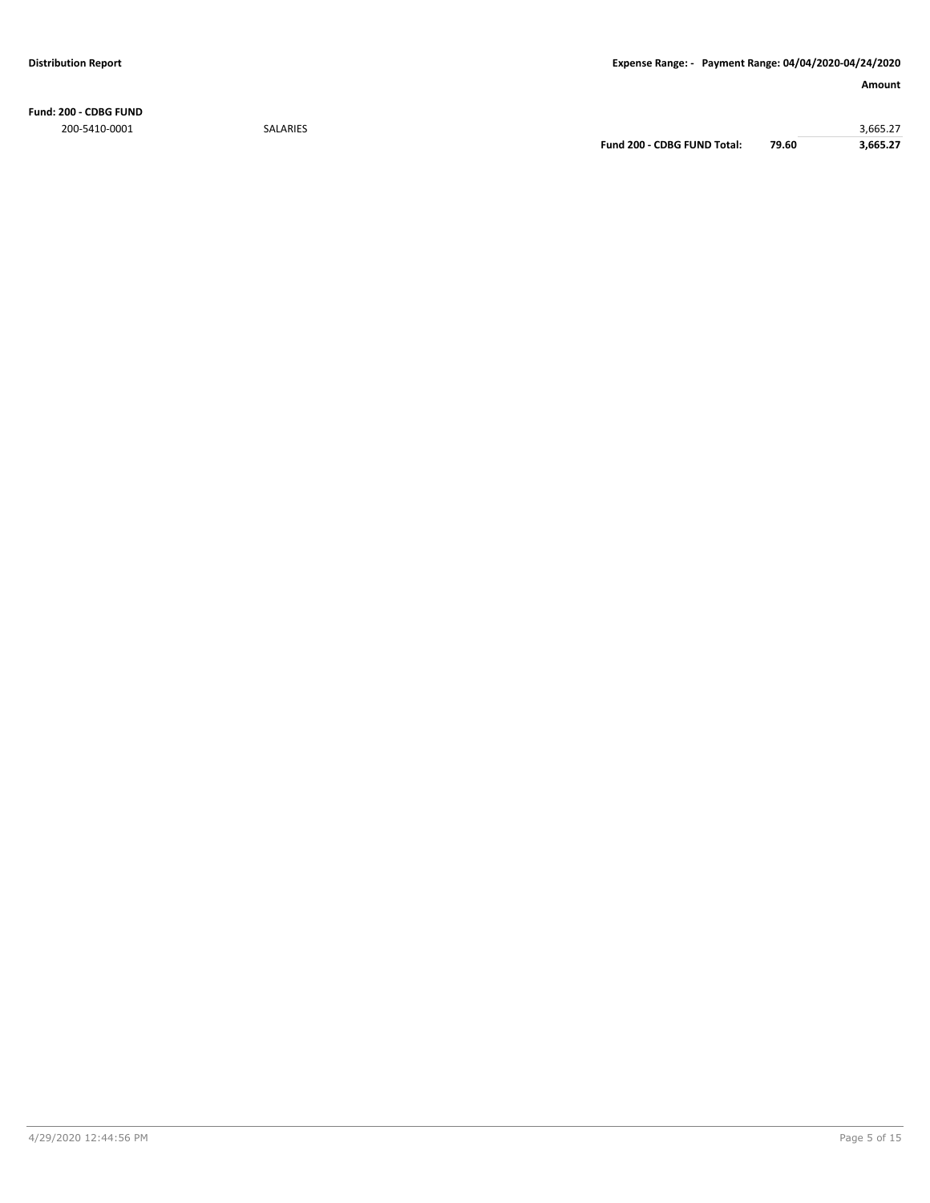**Fund: 200 - CDBG FUND**

| | | | | Amount |
|---|---|---|---|---|
| 200-5410-0001 | SALARIES | | | 3,665.27 |
| | | **Fund 200 - CDBG FUND Total:** | **79.60** | **3,665.27** |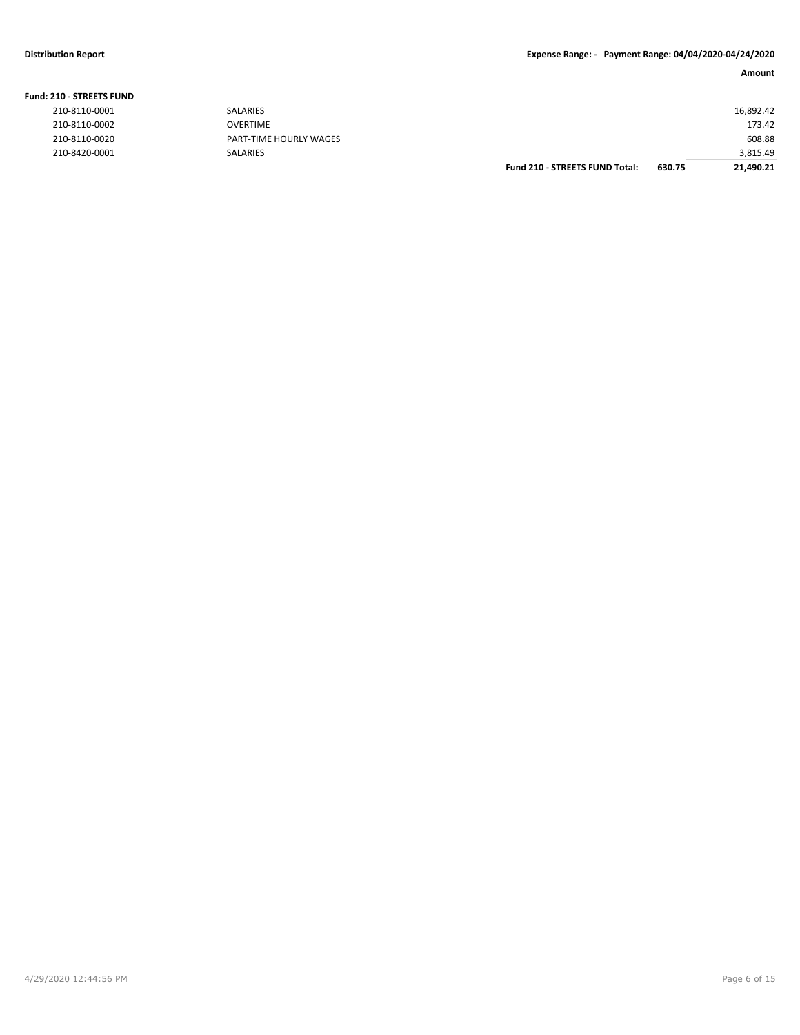**Distribution Report** **Expense Range: - Payment Range: 04/04/2020-04/24/2020**

**Fund: 210 - STREETS FUND**

| Account | Description | | | Amount |
|---|---|---|---|---|
| 210-8110-0001 | SALARIES | | | 16,892.42 |
| 210-8110-0002 | OVERTIME | | | 173.42 |
| 210-8110-0020 | PART-TIME HOURLY WAGES | | | 608.88 |
| 210-8420-0001 | SALARIES | | | 3,815.49 |
| | | **Fund 210 - STREETS FUND Total:** | **630.75** | **21,490.21** |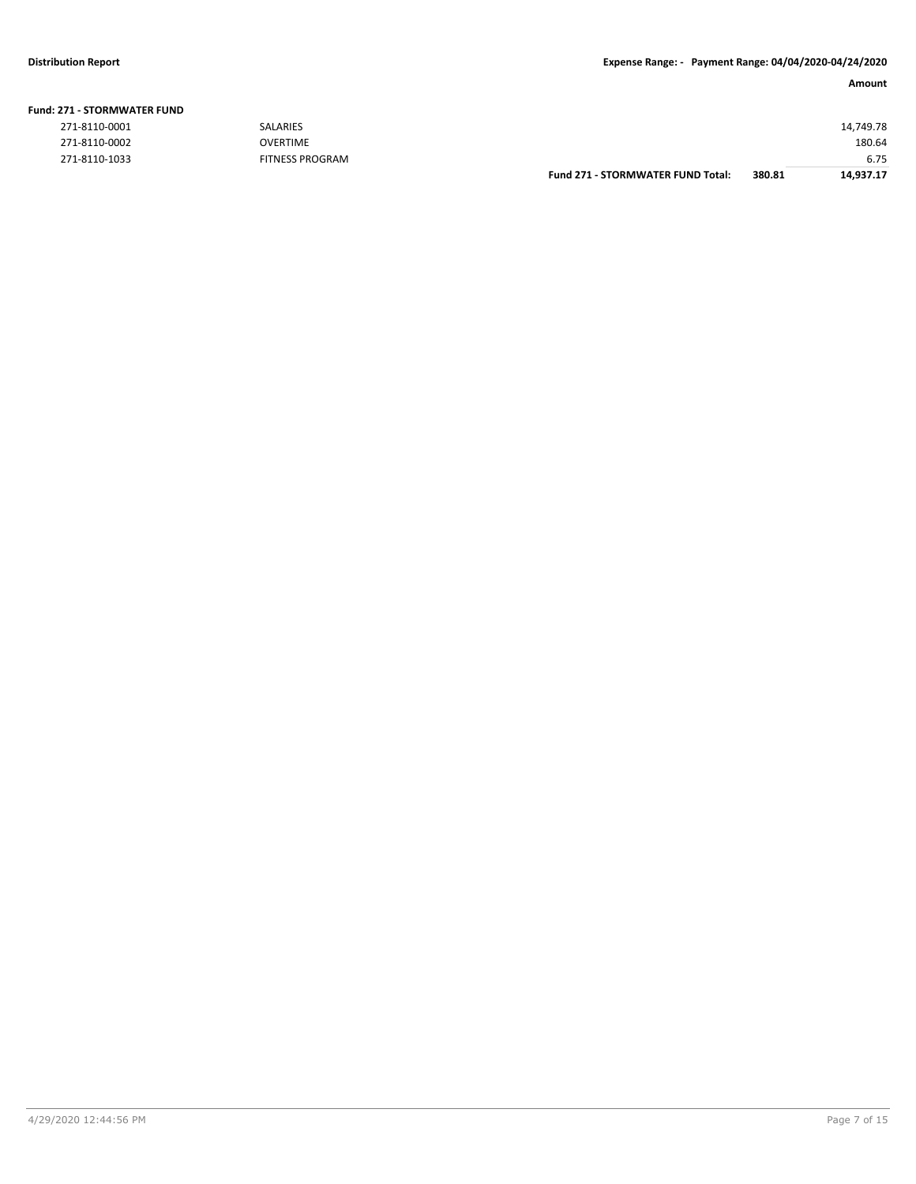**Distribution Report** **Expense Range: - Payment Range: 04/04/2020-04/24/2020**

| | | | | Amount |
|---|---|---|---|---|
| **Fund: 271 - STORMWATER FUND** | | | | |
| 271-8110-0001 | SALARIES | | | 14,749.78 |
| 271-8110-0002 | OVERTIME | | | 180.64 |
| 271-8110-1033 | FITNESS PROGRAM | | | 6.75 |
| | | **Fund 271 - STORMWATER FUND Total:** | **380.81** | **14,937.17** |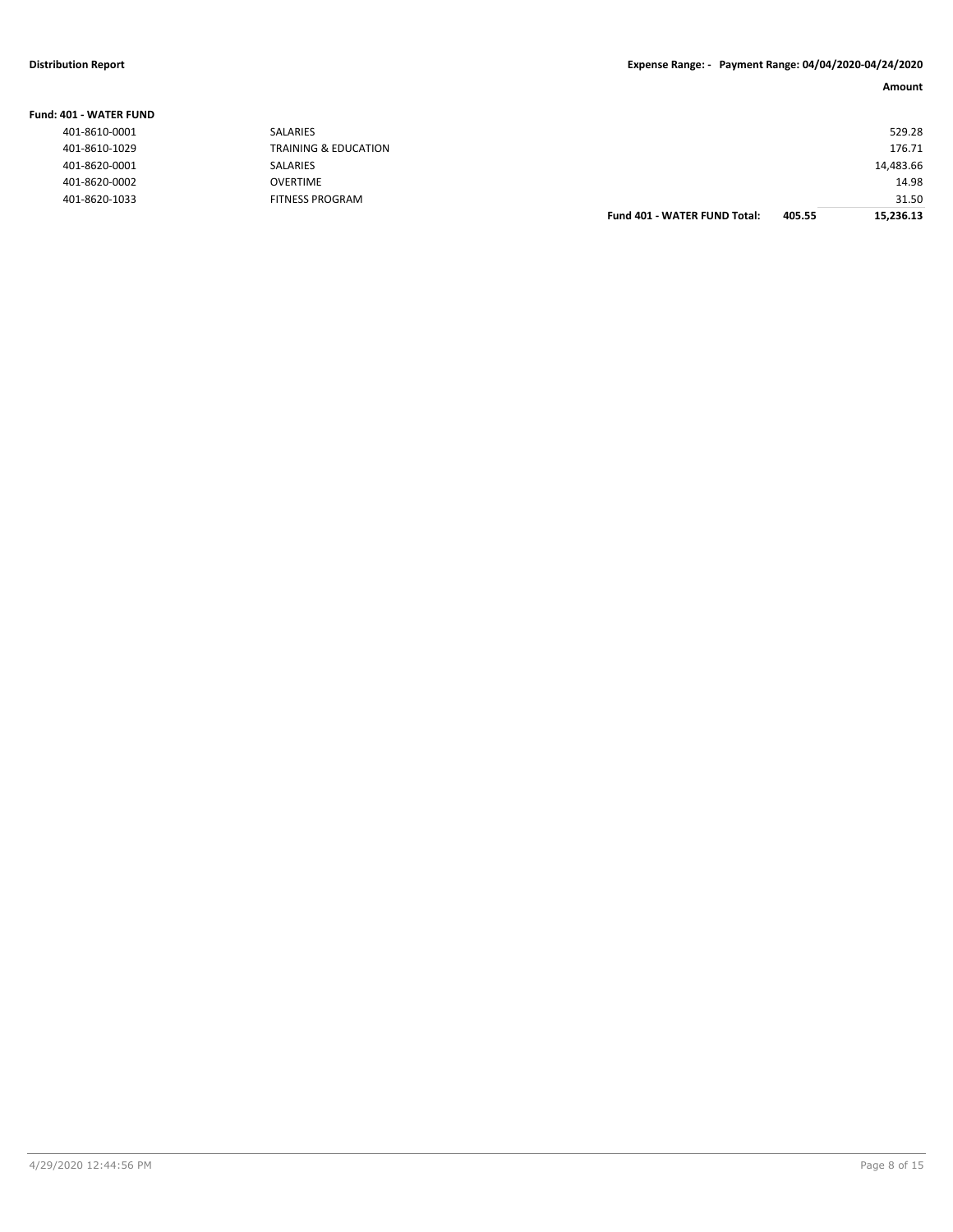| Fund: 401 - WATER FUND | | | | Amount |
|---|---|---|---|---|
| 401-8610-0001 | SALARIES | | | 529.28 |
| 401-8610-1029 | TRAINING & EDUCATION | | | 176.71 |
| 401-8620-0001 | SALARIES | | | 14,483.66 |
| 401-8620-0002 | OVERTIME | | | 14.98 |
| 401-8620-1033 | FITNESS PROGRAM | | | 31.50 |
| | | **Fund 401 - WATER FUND Total:** | **405.55** | **15,236.13** |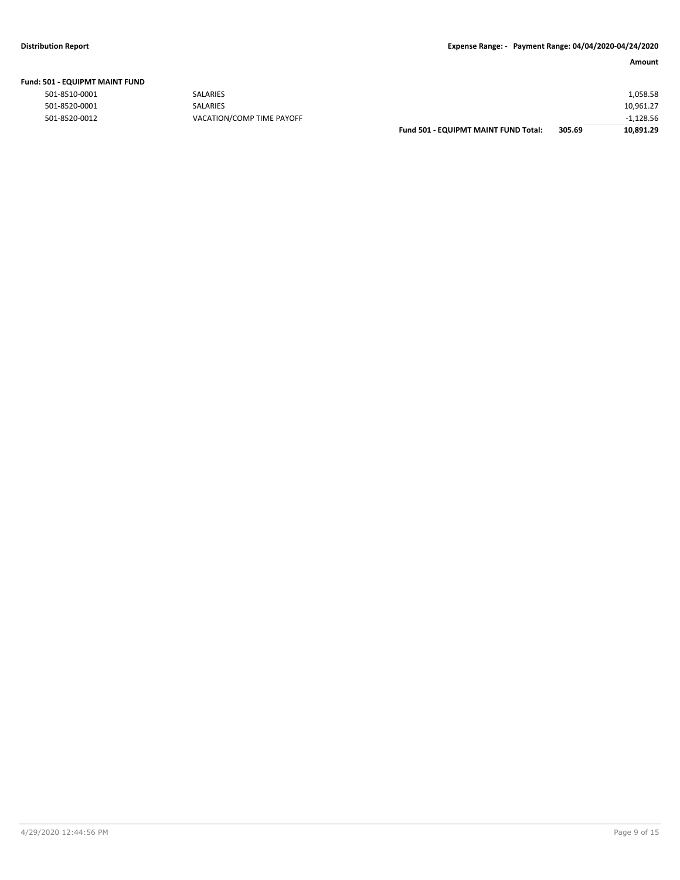**Fund: 501 - EQUIPMT MAINT FUND**

| Account | Description | | | Amount |
|---|---|---|---|---|
| 501-8510-0001 | SALARIES | | | 1,058.58 |
| 501-8520-0001 | SALARIES | | | 10,961.27 |
| 501-8520-0012 | VACATION/COMP TIME PAYOFF | | | -1,128.56 |
| | | **Fund 501 - EQUIPMT MAINT FUND Total:** | **305.69** | **10,891.29** |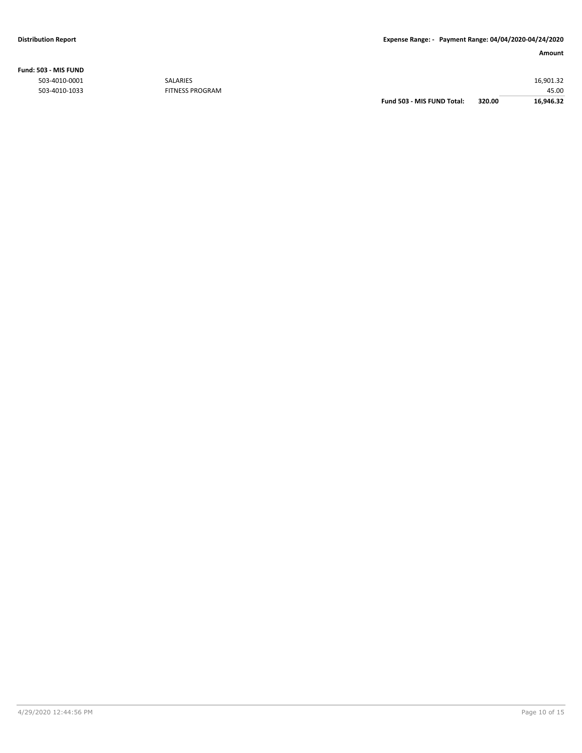**Fund: 503 - MIS FUND**

| Account | Description | | | Amount |
|---|---|---|---|---|
| 503-4010-0001 | SALARIES | | | 16,901.32 |
| 503-4010-1033 | FITNESS PROGRAM | | | 45.00 |
| | | **Fund 503 - MIS FUND Total:** | **320.00** | **16,946.32** |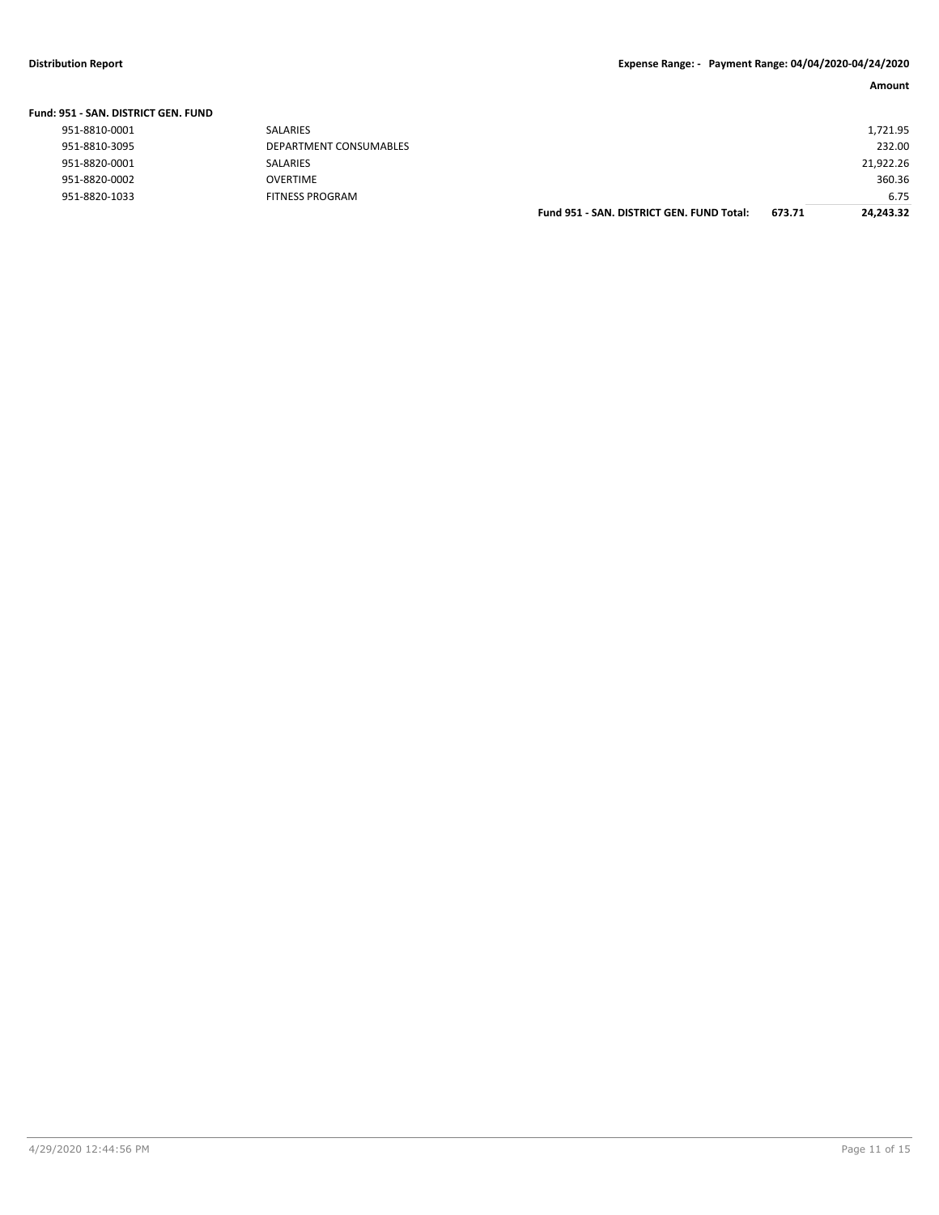**Distribution Report** **Expense Range: - Payment Range: 04/04/2020-04/24/2020**

| | | | | Amount |
|---|---|---|---|---|
| **Fund: 951 - SAN. DISTRICT GEN. FUND** | | | | |
| 951-8810-0001 | SALARIES | | | 1,721.95 |
| 951-8810-3095 | DEPARTMENT CONSUMABLES | | | 232.00 |
| 951-8820-0001 | SALARIES | | | 21,922.26 |
| 951-8820-0002 | OVERTIME | | | 360.36 |
| 951-8820-1033 | FITNESS PROGRAM | | | 6.75 |
| | | **Fund 951 - SAN. DISTRICT GEN. FUND Total:** | **673.71** | **24,243.32** |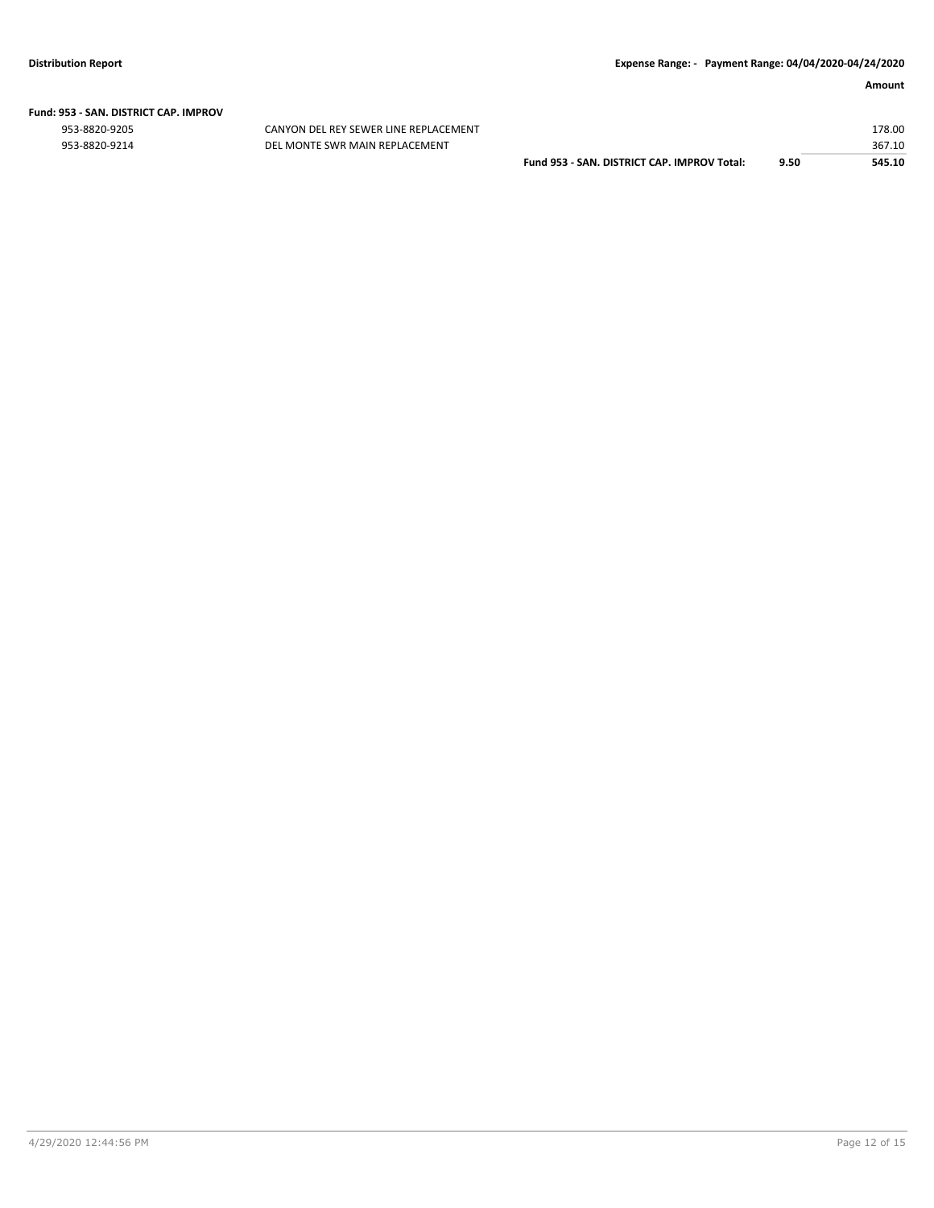**Distribution Report** **Expense Range: - Payment Range: 04/04/2020-04/24/2020**

| | | | | Amount |
|---|---|---|---|---|
| **Fund: 953 - SAN. DISTRICT CAP. IMPROV** | | | | |
| 953-8820-9205 | CANYON DEL REY SEWER LINE REPLACEMENT | | | 178.00 |
| 953-8820-9214 | DEL MONTE SWR MAIN REPLACEMENT | | | 367.10 |
| | | **Fund 953 - SAN. DISTRICT CAP. IMPROV Total:** | **9.50** | **545.10** |

4/29/2020 12:44:56 PM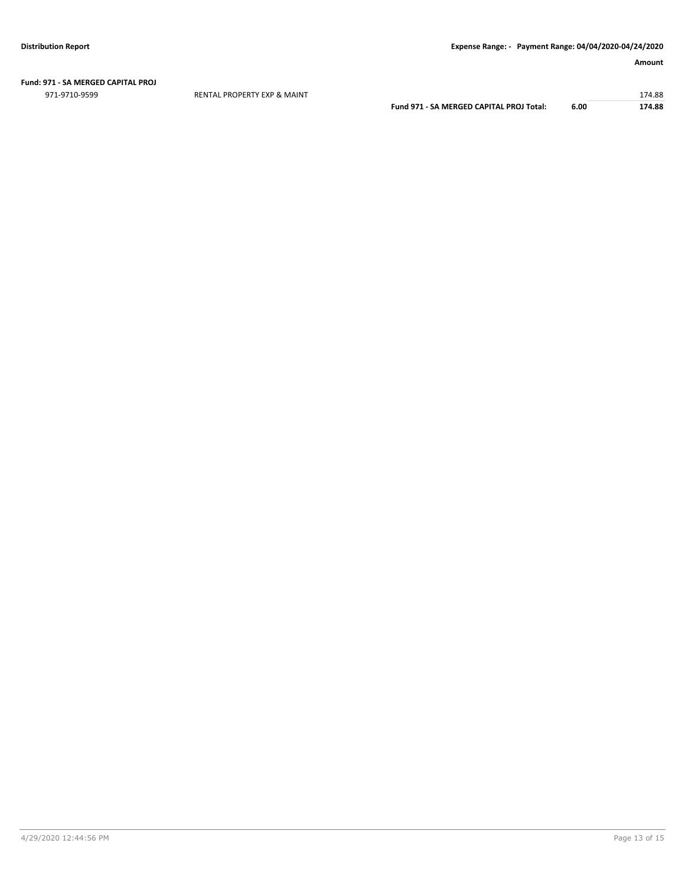**Fund: 971 - SA MERGED CAPITAL PROJ**

| | | | | Amount |
|---|---|---|---|---|
| 971-9710-9599 | RENTAL PROPERTY EXP & MAINT | | | 174.88 |
| | | **Fund 971 - SA MERGED CAPITAL PROJ Total:** | **6.00** | **174.88** |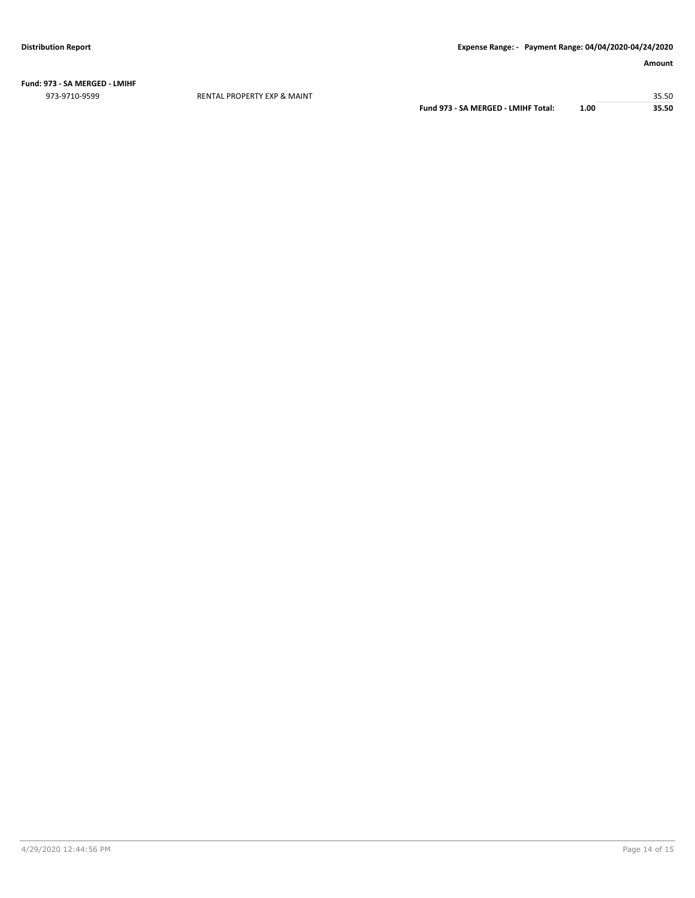**Distribution Report** | **Expense Range: - Payment Range: 04/04/2020-04/24/2020**

| | | | | **Amount** |
|---|---|---|---|---|
| **Fund: 973 - SA MERGED - LMIHF** | | | | |
| 973-9710-9599 | RENTAL PROPERTY EXP & MAINT | | | 35.50 |
| | | **Fund 973 - SA MERGED - LMIHF Total:** | **1.00** | **35.50** |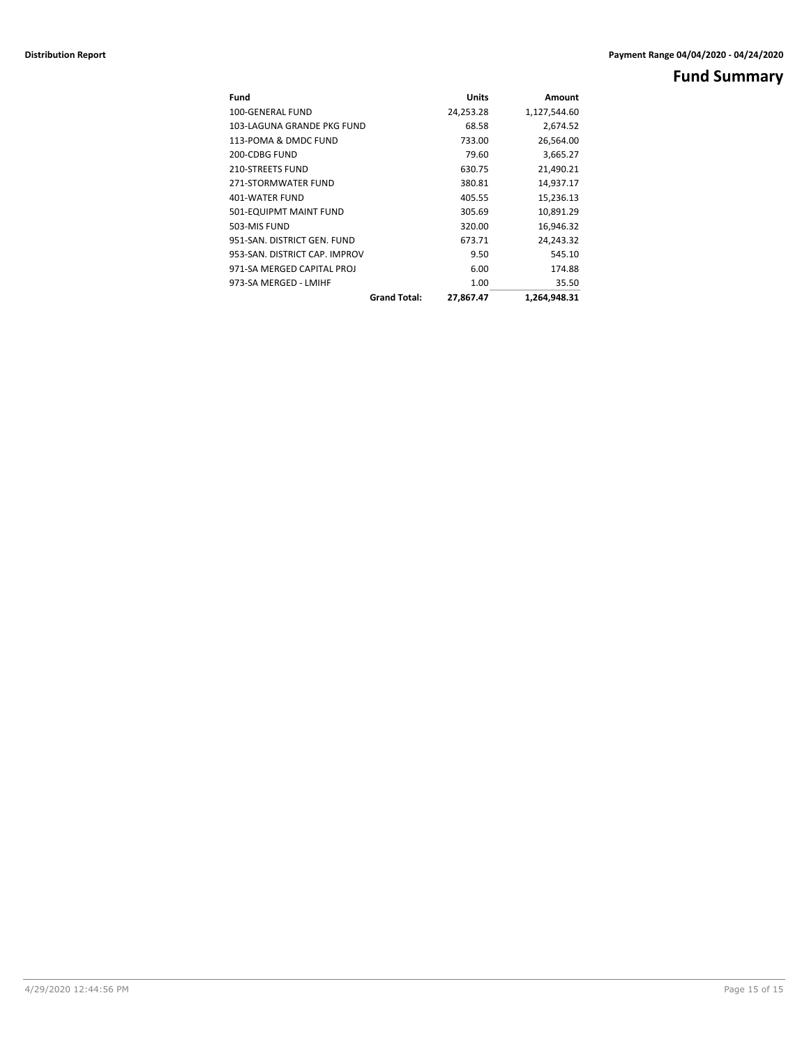# Fund Summary

| Fund | Units | Amount |
| --- | --- | --- |
| 100-GENERAL FUND | 24,253.28 | 1,127,544.60 |
| 103-LAGUNA GRANDE PKG FUND | 68.58 | 2,674.52 |
| 113-POMA & DMDC FUND | 733.00 | 26,564.00 |
| 200-CDBG FUND | 79.60 | 3,665.27 |
| 210-STREETS FUND | 630.75 | 21,490.21 |
| 271-STORMWATER FUND | 380.81 | 14,937.17 |
| 401-WATER FUND | 405.55 | 15,236.13 |
| 501-EQUIPMT MAINT FUND | 305.69 | 10,891.29 |
| 503-MIS FUND | 320.00 | 16,946.32 |
| 951-SAN. DISTRICT GEN. FUND | 673.71 | 24,243.32 |
| 953-SAN. DISTRICT CAP. IMPROV | 9.50 | 545.10 |
| 971-SA MERGED CAPITAL PROJ | 6.00 | 174.88 |
| 973-SA MERGED - LMIHF | 1.00 | 35.50 |
| **Grand Total:** | **27,867.47** | **1,264,948.31** |